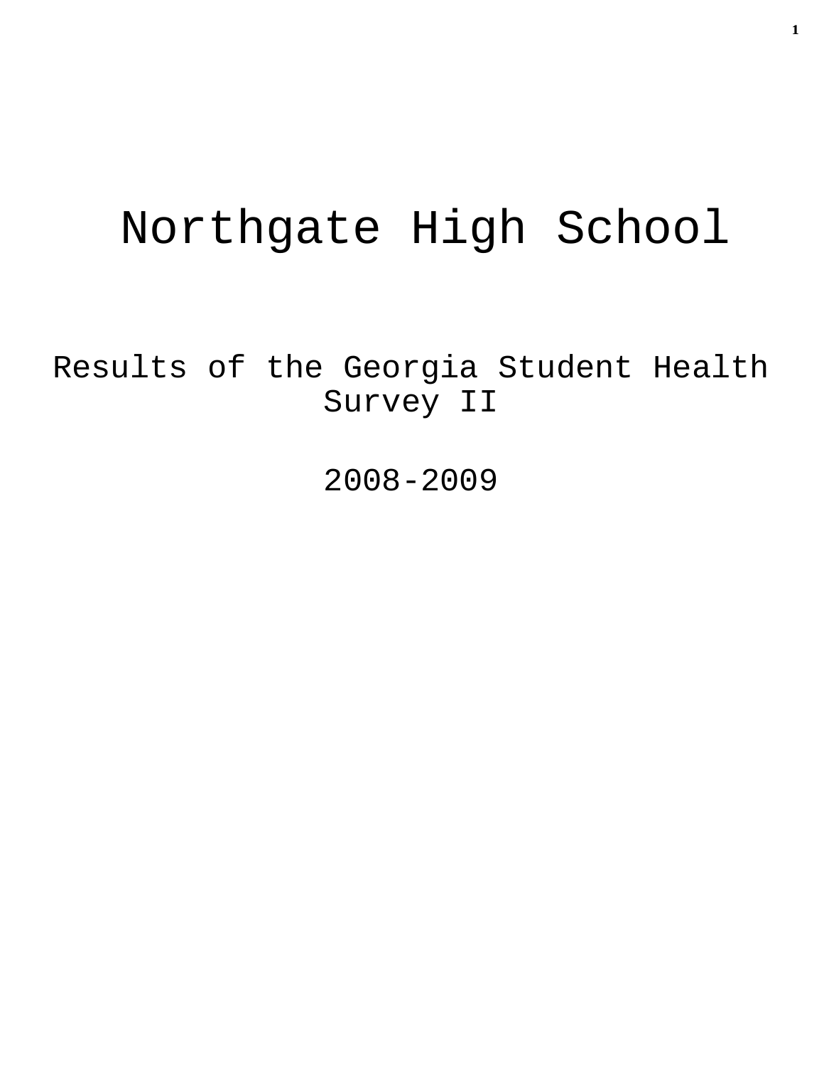# Northgate High School

## Results of the Georgia Student Health Survey II

## 2008-2009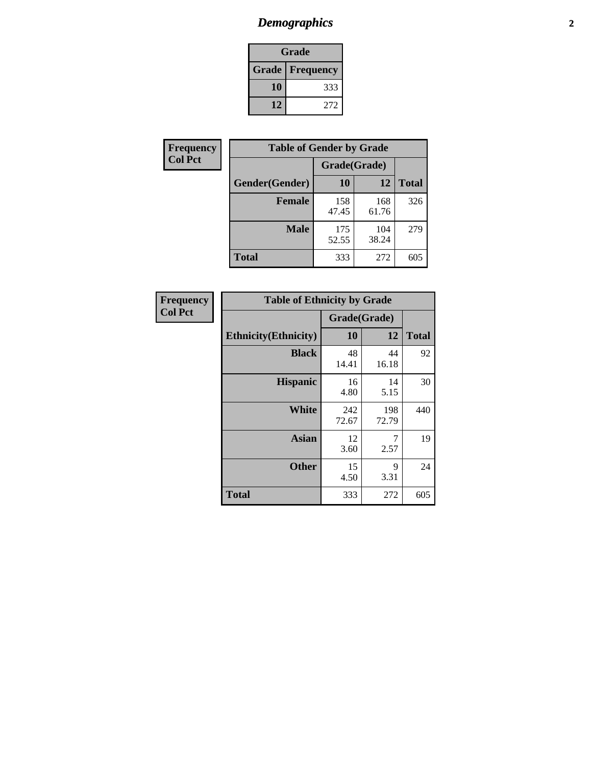# *Demographics*

| Grade | |
|---|---|
| **Grade** | **Frequency** |
| **10** | 333 |
| **12** | 272 |

**Frequency**
**Col Pct**

| Table of Gender by Grade | | | |
|---|---|---|---|
| | Grade(Grade) | | |
| **Gender(Gender)** | **10** | **12** | **Total** |
| **Female** | 158<br>47.45 | 168<br>61.76 | 326 |
| **Male** | 175<br>52.55 | 104<br>38.24 | 279 |
| **Total** | 333 | 272 | 605 |

**Frequency**
**Col Pct**

| Table of Ethnicity by Grade | | | |
|---|---|---|---|
| | Grade(Grade) | | |
| **Ethnicity(Ethnicity)** | **10** | **12** | **Total** |
| **Black** | 48<br>14.41 | 44<br>16.18 | 92 |
| **Hispanic** | 16<br>4.80 | 14<br>5.15 | 30 |
| **White** | 242<br>72.67 | 198<br>72.79 | 440 |
| **Asian** | 12<br>3.60 | 7<br>2.57 | 19 |
| **Other** | 15<br>4.50 | 9<br>3.31 | 24 |
| **Total** | 333 | 272 | 605 |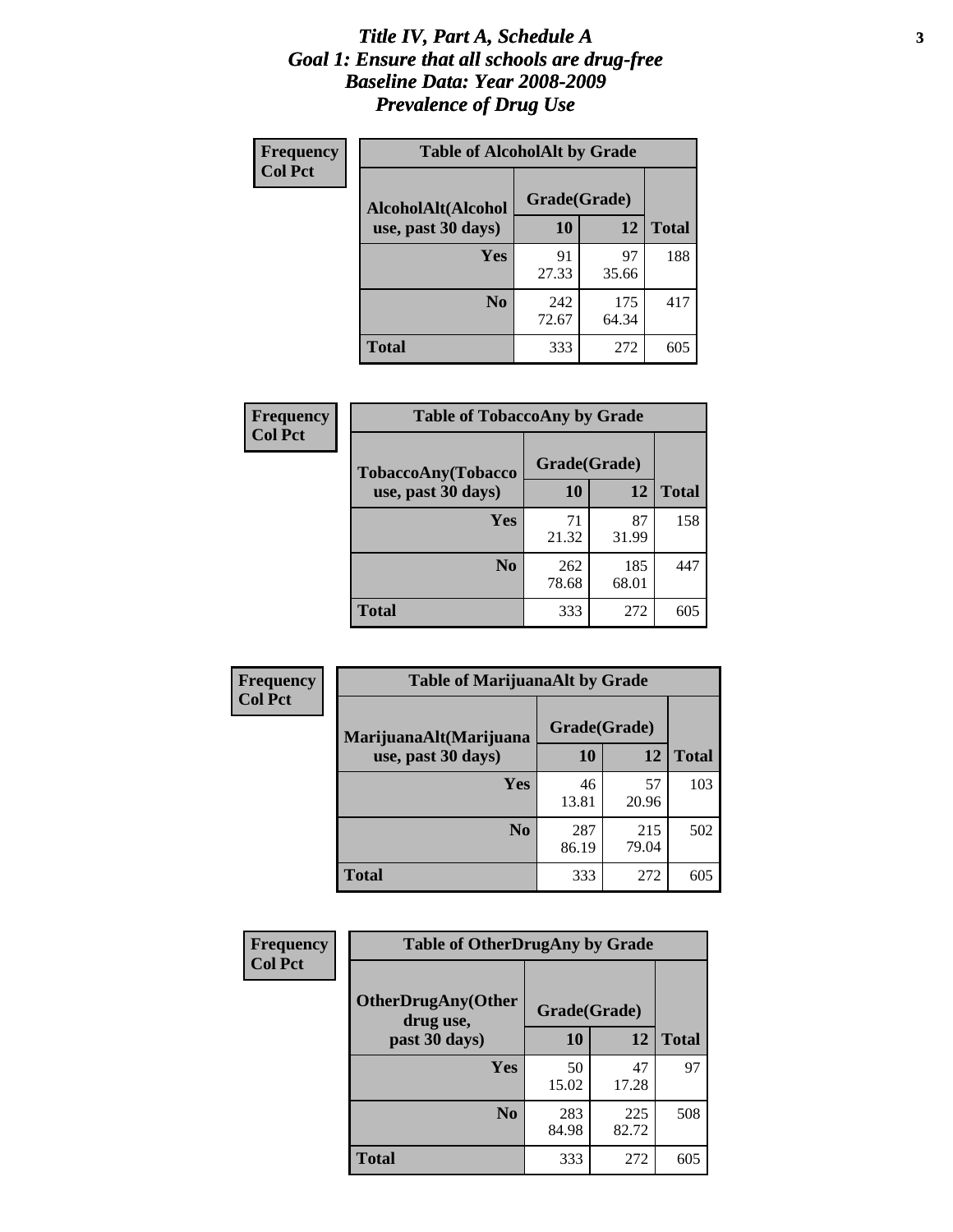# *Title IV, Part A, Schedule A*
# *Goal 1: Ensure that all schools are drug-free*
# *Baseline Data: Year 2008-2009*
# *Prevalence of Drug Use*

**Frequency**
**Col Pct**

**Table of AlcoholAlt by Grade**

| AlcoholAlt(Alcohol use, past 30 days) | Grade(Grade) | | Total |
|---|---|---|---|
| | 10 | 12 | |
| Yes | 91<br>27.33 | 97<br>35.66 | 188 |
| No | 242<br>72.67 | 175<br>64.34 | 417 |
| Total | 333 | 272 | 605 |

**Frequency**
**Col Pct**

**Table of TobaccoAny by Grade**

| TobaccoAny(Tobacco use, past 30 days) | Grade(Grade) | | Total |
|---|---|---|---|
| | 10 | 12 | |
| Yes | 71<br>21.32 | 87<br>31.99 | 158 |
| No | 262<br>78.68 | 185<br>68.01 | 447 |
| Total | 333 | 272 | 605 |

**Frequency**
**Col Pct**

**Table of MarijuanaAlt by Grade**

| MarijuanaAlt(Marijuana use, past 30 days) | Grade(Grade) | | Total |
|---|---|---|---|
| | 10 | 12 | |
| Yes | 46<br>13.81 | 57<br>20.96 | 103 |
| No | 287<br>86.19 | 215<br>79.04 | 502 |
| Total | 333 | 272 | 605 |

**Frequency**
**Col Pct**

**Table of OtherDrugAny by Grade**

| OtherDrugAny(Other drug use, past 30 days) | Grade(Grade) | | Total |
|---|---|---|---|
| | 10 | 12 | |
| Yes | 50<br>15.02 | 47<br>17.28 | 97 |
| No | 283<br>84.98 | 225<br>82.72 | 508 |
| Total | 333 | 272 | 605 |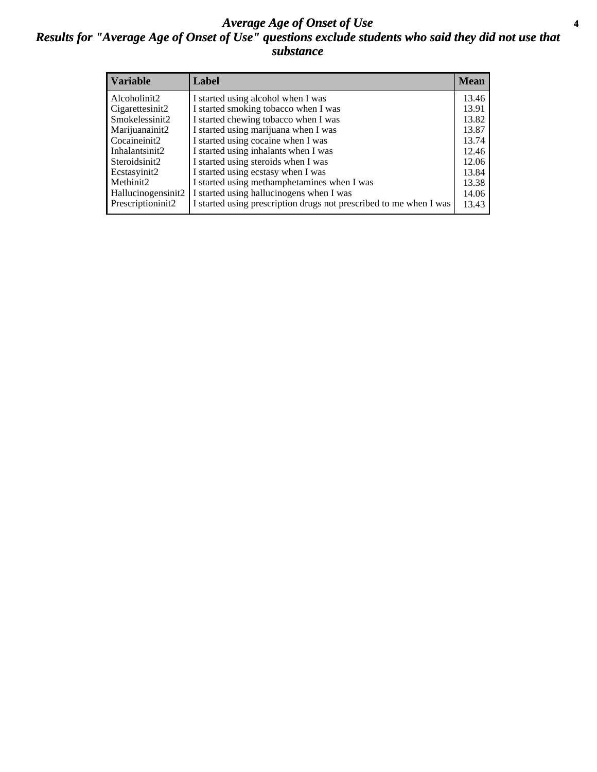# *Average Age of Onset of Use*

## *Results for "Average Age of Onset of Use" questions exclude students who said they did not use that substance*

| Variable | Label | Mean |
|---|---|---|
| Alcoholinit2 | I started using alcohol when I was | 13.46 |
| Cigarettesinit2 | I started smoking tobacco when I was | 13.91 |
| Smokelessinit2 | I started chewing tobacco when I was | 13.82 |
| Marijuanainit2 | I started using marijuana when I was | 13.87 |
| Cocaineinit2 | I started using cocaine when I was | 13.74 |
| Inhalantsinit2 | I started using inhalants when I was | 12.46 |
| Steroidsinit2 | I started using steroids when I was | 12.06 |
| Ecstasyinit2 | I started using ecstasy when I was | 13.84 |
| Methinit2 | I started using methamphetamines when I was | 13.38 |
| Hallucinogensinit2 | I started using hallucinogens when I was | 14.06 |
| Prescriptioninit2 | I started using prescription drugs not prescribed to me when I was | 13.43 |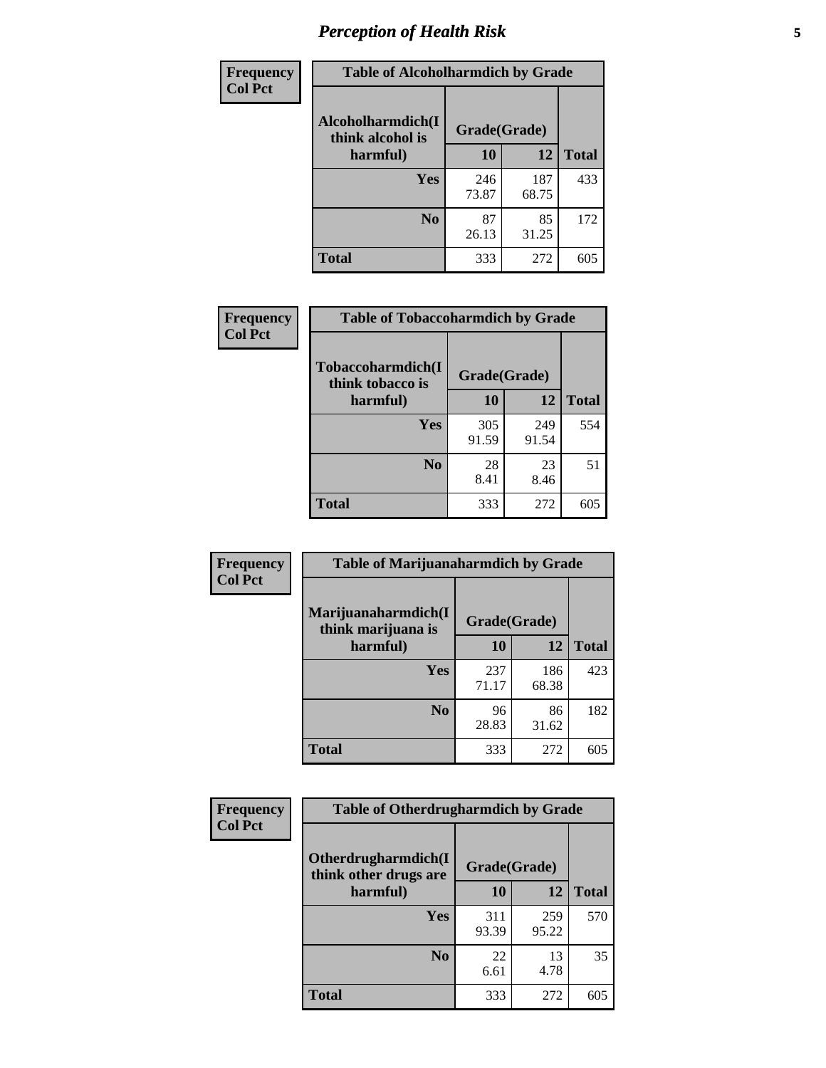Frequency
Col Pct

**Table of Alcoholharmdich by Grade**

| Alcoholharmdich(I think alcohol is harmful) | Grade(Grade) | | Total |
|---|---|---|---|
| | 10 | 12 | |
| Yes | 246<br>73.87 | 187<br>68.75 | 433 |
| No | 87<br>26.13 | 85<br>31.25 | 172 |
| Total | 333 | 272 | 605 |

Frequency
Col Pct

**Table of Tobaccoharmdich by Grade**

| Tobaccoharmdich(I think tobacco is harmful) | Grade(Grade) | | Total |
|---|---|---|---|
| | 10 | 12 | |
| Yes | 305<br>91.59 | 249<br>91.54 | 554 |
| No | 28<br>8.41 | 23<br>8.46 | 51 |
| Total | 333 | 272 | 605 |

Frequency
Col Pct

**Table of Marijuanaharmdich by Grade**

| Marijuanaharmdich(I think marijuana is harmful) | Grade(Grade) | | Total |
|---|---|---|---|
| | 10 | 12 | |
| Yes | 237<br>71.17 | 186<br>68.38 | 423 |
| No | 96<br>28.83 | 86<br>31.62 | 182 |
| Total | 333 | 272 | 605 |

Frequency
Col Pct

**Table of Otherdrugharmdich by Grade**

| Otherdrugharmdich(I think other drugs are harmful) | Grade(Grade) | | Total |
|---|---|---|---|
| | 10 | 12 | |
| Yes | 311<br>93.39 | 259<br>95.22 | 570 |
| No | 22<br>6.61 | 13<br>4.78 | 35 |
| Total | 333 | 272 | 605 |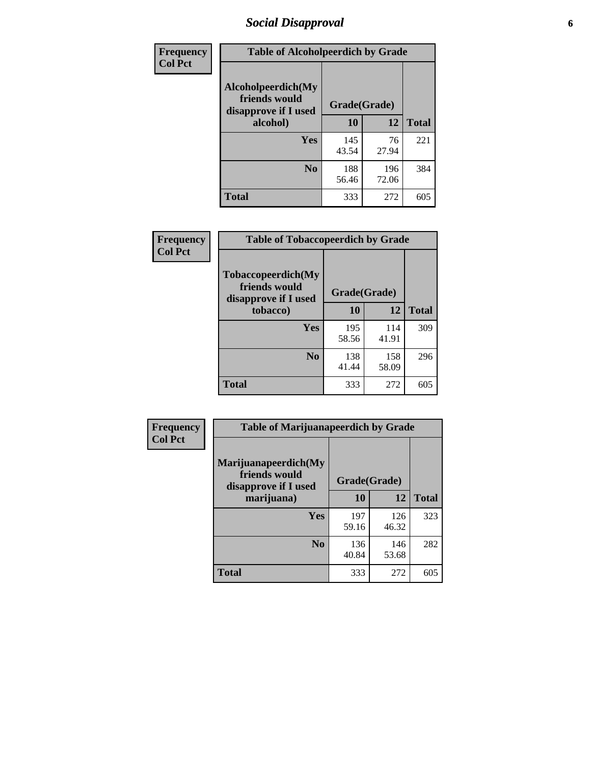# Social Disapproval

| Frequency<br>Col Pct | Table of Alcoholpeerdich by Grade | | |
|---|---|---|---|
| Alcoholpeerdich(My friends would disapprove if I used alcohol) | Grade(Grade) | | |
| | 10 | 12 | Total |
| Yes | 145<br>43.54 | 76<br>27.94 | 221 |
| No | 188<br>56.46 | 196<br>72.06 | 384 |
| Total | 333 | 272 | 605 |

| Frequency<br>Col Pct | Table of Tobaccopeerdich by Grade | | |
|---|---|---|---|
| Tobaccopeerdich(My friends would disapprove if I used tobacco) | Grade(Grade) | | |
| | 10 | 12 | Total |
| Yes | 195<br>58.56 | 114<br>41.91 | 309 |
| No | 138<br>41.44 | 158<br>58.09 | 296 |
| Total | 333 | 272 | 605 |

| Frequency<br>Col Pct | Table of Marijuanapeerdich by Grade | | |
|---|---|---|---|
| Marijuanapeerdich(My friends would disapprove if I used marijuana) | Grade(Grade) | | |
| | 10 | 12 | Total |
| Yes | 197<br>59.16 | 126<br>46.32 | 323 |
| No | 136<br>40.84 | 146<br>53.68 | 282 |
| Total | 333 | 272 | 605 |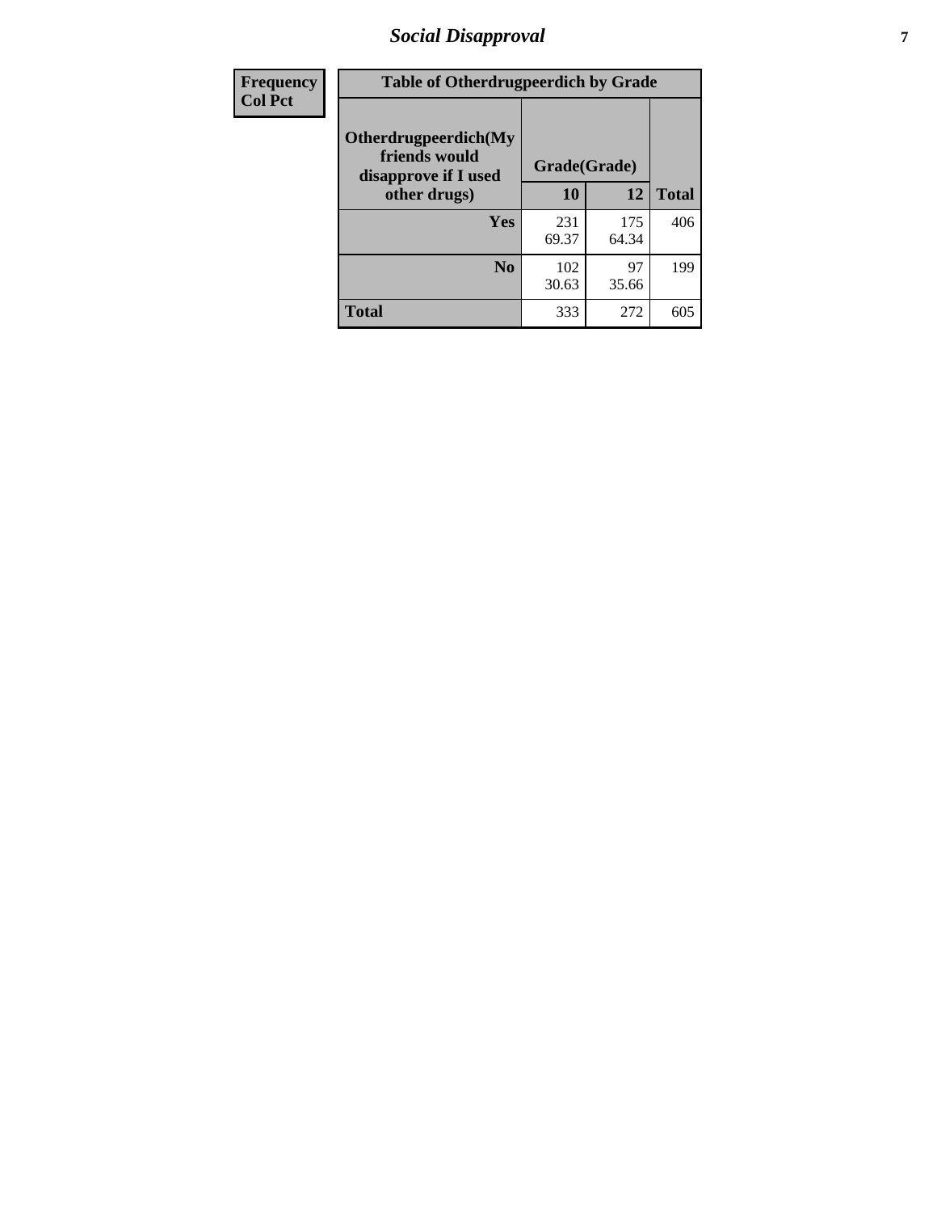| Frequency |
|---|
| Col Pct |

| Table of Otherdrugpeerdich by Grade | | | |
|---|---|---|---|
| Otherdrugpeerdich(My friends would disapprove if I used other drugs) | Grade(Grade) | | |
| | 10 | 12 | Total |
| Yes | 231<br>69.37 | 175<br>64.34 | 406 |
| No | 102<br>30.63 | 97<br>35.66 | 199 |
| Total | 333 | 272 | 605 |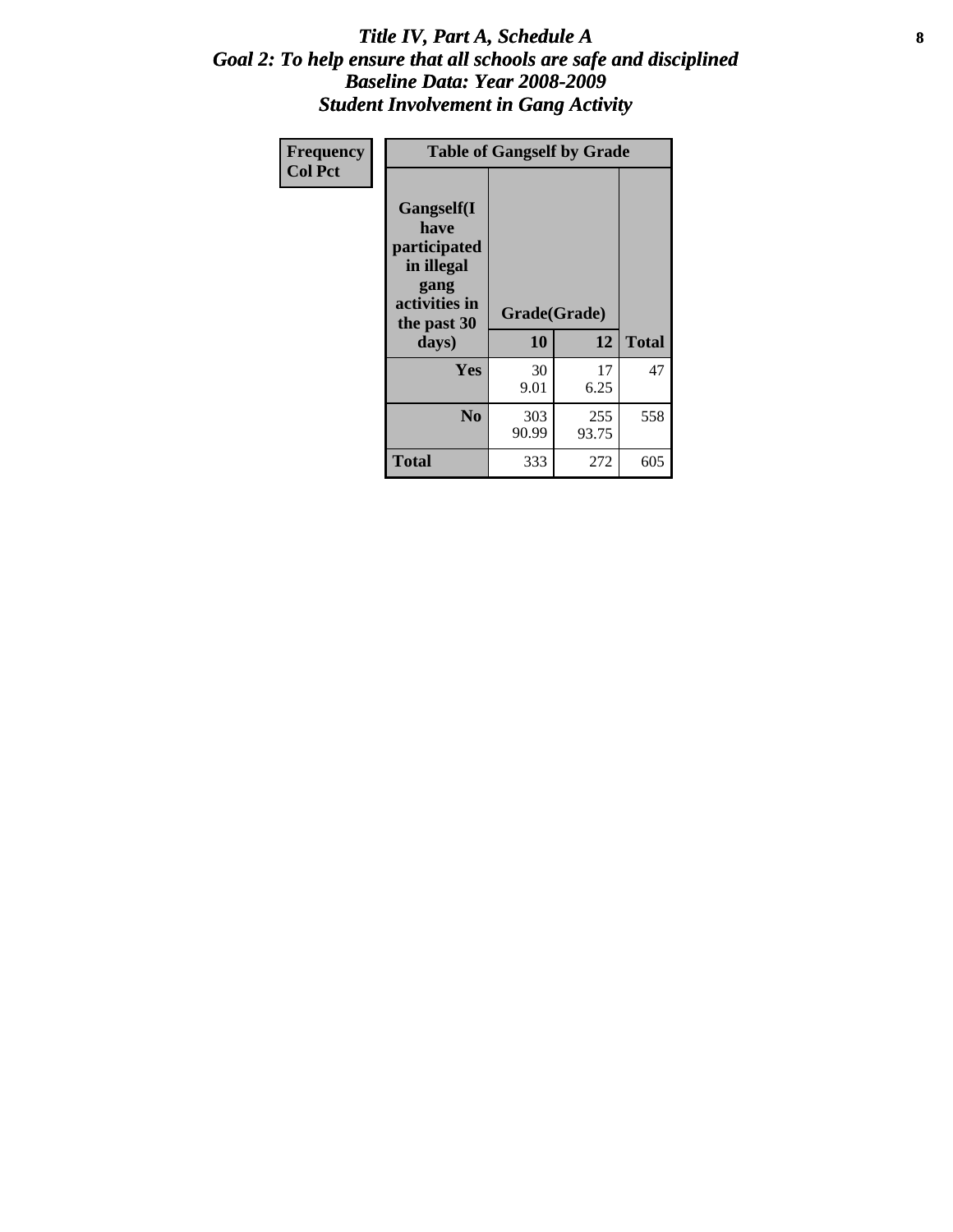# *Title IV, Part A, Schedule A*
## *Goal 2: To help ensure that all schools are safe and disciplined*
## *Baseline Data: Year 2008-2009*
## *Student Involvement in Gang Activity*

| Frequency<br>Col Pct | Table of Gangself by Grade | | |
|---|---|---|---|
| **Gangself(I have participated in illegal gang activities in the past 30 days)** | **Grade(Grade)** | | |
| | **10** | **12** | **Total** |
| **Yes** | 30<br>9.01 | 17<br>6.25 | 47 |
| **No** | 303<br>90.99 | 255<br>93.75 | 558 |
| **Total** | 333 | 272 | 605 |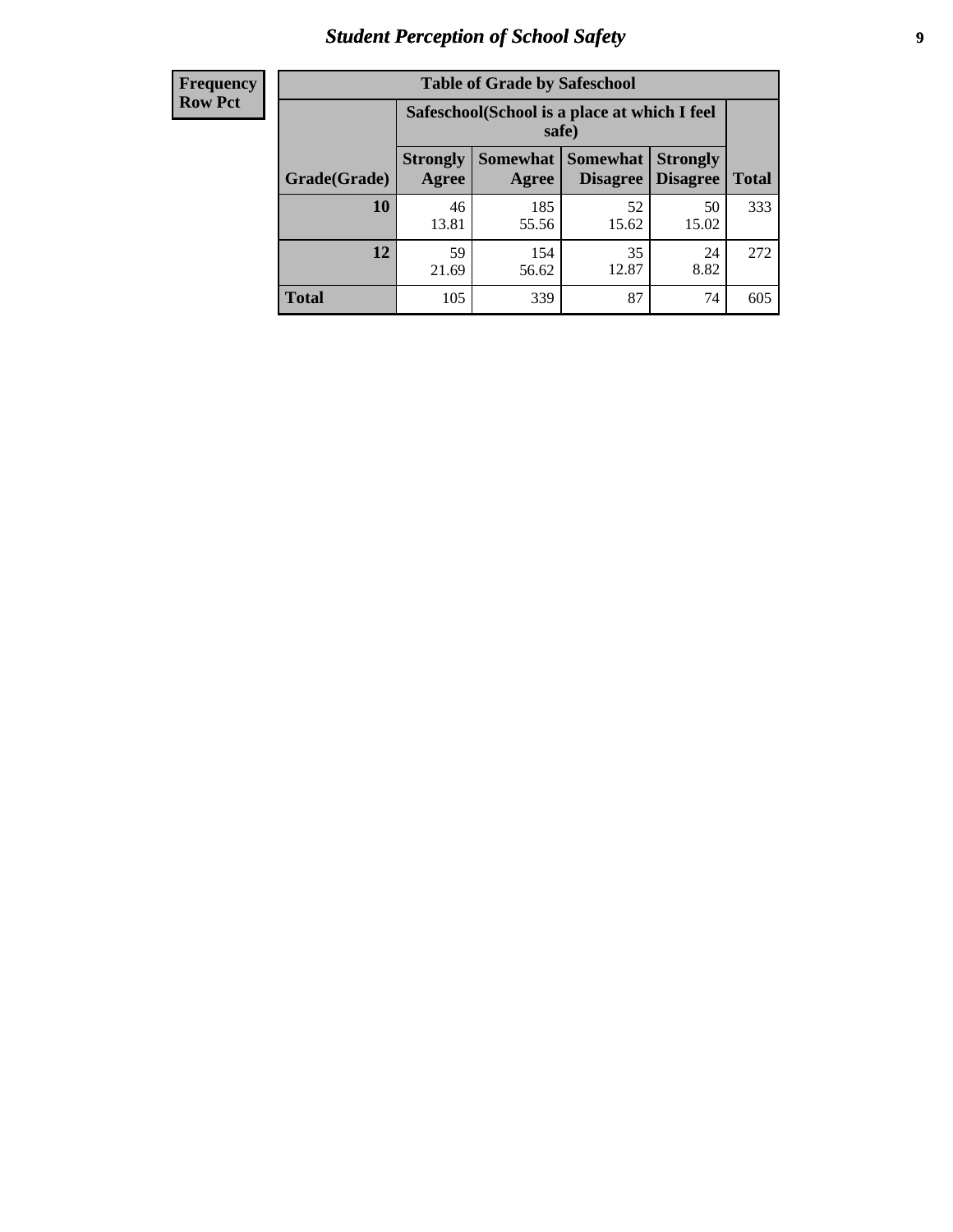## Student Perception of School Safety

| Frequency Row Pct | | | | | |
|---|---|---|---|---|---|

**Table of Grade by Safeschool**

| | Safeschool(School is a place at which I feel safe) | | | | |
|---|---|---|---|---|---|
| Grade(Grade) | Strongly Agree | Somewhat Agree | Somewhat Disagree | Strongly Disagree | Total |
| 10 | 46<br>13.81 | 185<br>55.56 | 52<br>15.62 | 50<br>15.02 | 333 |
| 12 | 59<br>21.69 | 154<br>56.62 | 35<br>12.87 | 24<br>8.82 | 272 |
| Total | 105 | 339 | 87 | 74 | 605 |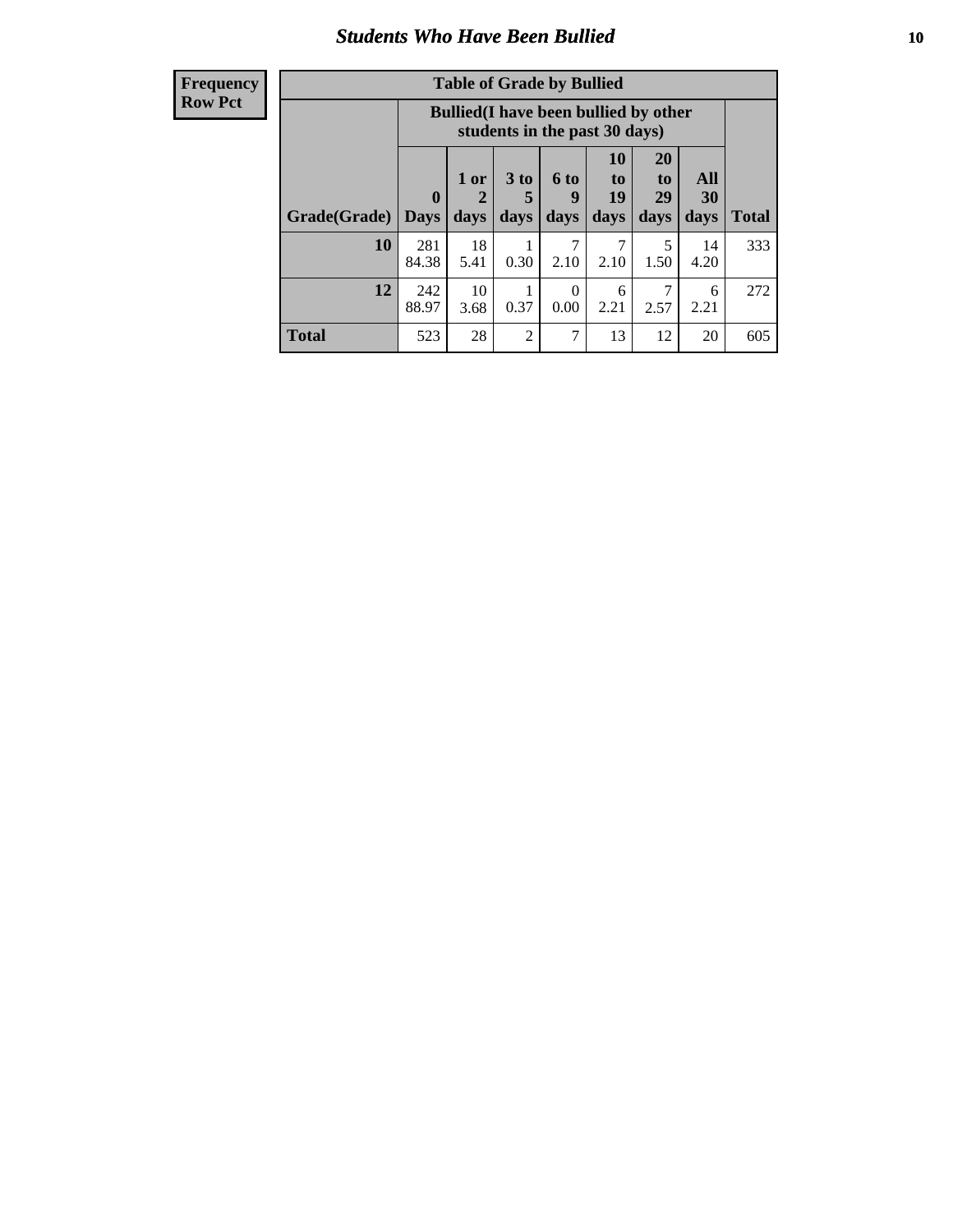## Students Who Have Been Bullied

**Frequency**
**Row Pct**

| Table of Grade by Bullied | | | | | | | | |
|---|---|---|---|---|---|---|---|---|
| | Bullied(I have been bullied by other students in the past 30 days) | | | | | | | |
| Grade(Grade) | 0 Days | 1 or 2 days | 3 to 5 days | 6 to 9 days | 10 to 19 days | 20 to 29 days | All 30 days | Total |
| 10 | 281<br>84.38 | 18<br>5.41 | 1<br>0.30 | 7<br>2.10 | 7<br>2.10 | 5<br>1.50 | 14<br>4.20 | 333 |
| 12 | 242<br>88.97 | 10<br>3.68 | 1<br>0.37 | 0<br>0.00 | 6<br>2.21 | 7<br>2.57 | 6<br>2.21 | 272 |
| Total | 523 | 28 | 2 | 7 | 13 | 12 | 20 | 605 |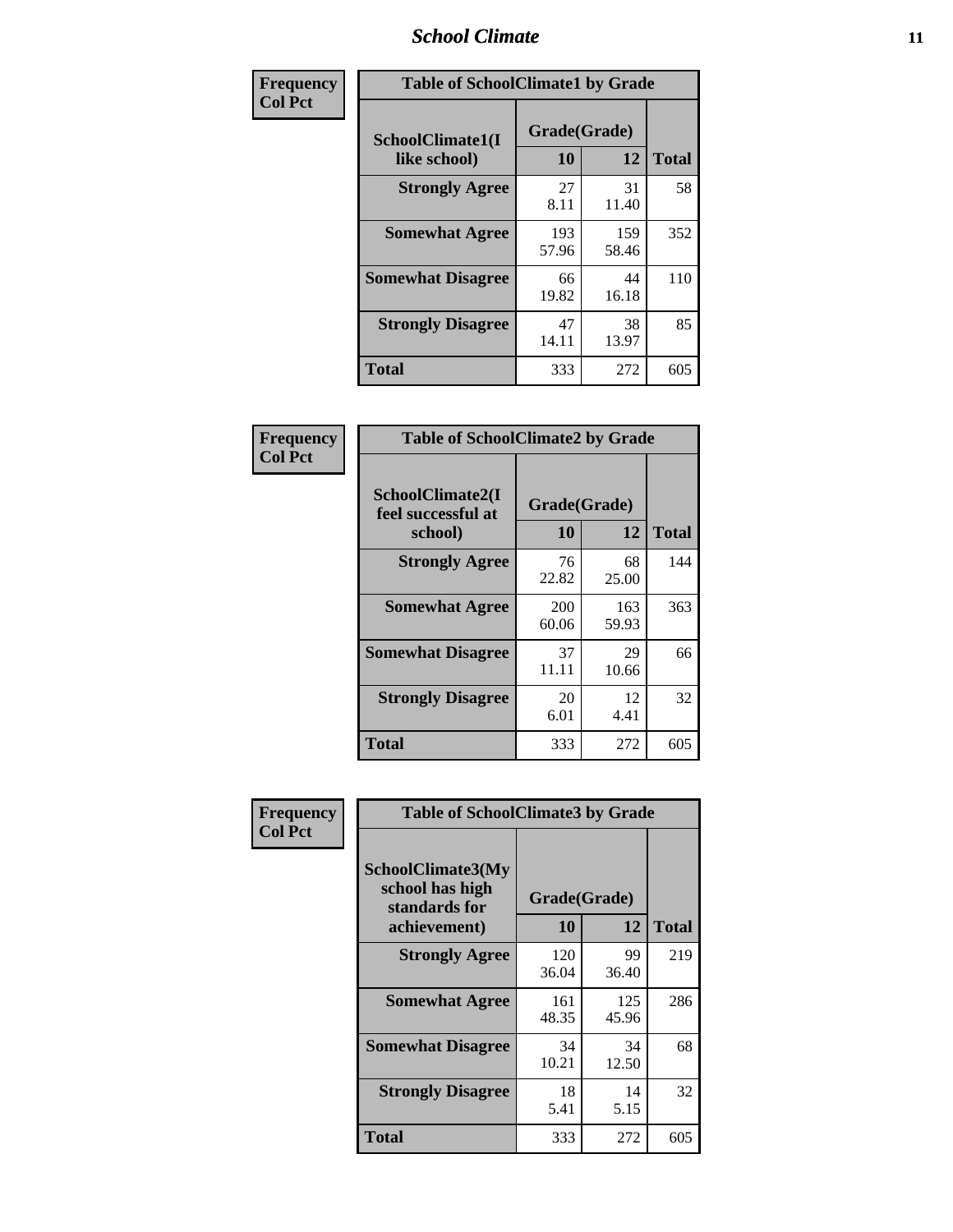| Frequency<br>Col Pct | Table of SchoolClimate1 by Grade | | |
|---|---|---|---|
| SchoolClimate1(I like school) | Grade(Grade) 10 | 12 | Total |
| Strongly Agree | 27<br>8.11 | 31<br>11.40 | 58 |
| Somewhat Agree | 193<br>57.96 | 159<br>58.46 | 352 |
| Somewhat Disagree | 66<br>19.82 | 44<br>16.18 | 110 |
| Strongly Disagree | 47<br>14.11 | 38<br>13.97 | 85 |
| Total | 333 | 272 | 605 |

| Frequency<br>Col Pct | Table of SchoolClimate2 by Grade | | |
|---|---|---|---|
| SchoolClimate2(I feel successful at school) | Grade(Grade) 10 | 12 | Total |
| Strongly Agree | 76<br>22.82 | 68<br>25.00 | 144 |
| Somewhat Agree | 200<br>60.06 | 163<br>59.93 | 363 |
| Somewhat Disagree | 37<br>11.11 | 29<br>10.66 | 66 |
| Strongly Disagree | 20<br>6.01 | 12<br>4.41 | 32 |
| Total | 333 | 272 | 605 |

| Frequency<br>Col Pct | Table of SchoolClimate3 by Grade | | |
|---|---|---|---|
| SchoolClimate3(My school has high standards for achievement) | Grade(Grade) 10 | 12 | Total |
| Strongly Agree | 120<br>36.04 | 99<br>36.40 | 219 |
| Somewhat Agree | 161<br>48.35 | 125<br>45.96 | 286 |
| Somewhat Disagree | 34<br>10.21 | 34<br>12.50 | 68 |
| Strongly Disagree | 18<br>5.41 | 14<br>5.15 | 32 |
| Total | 333 | 272 | 605 |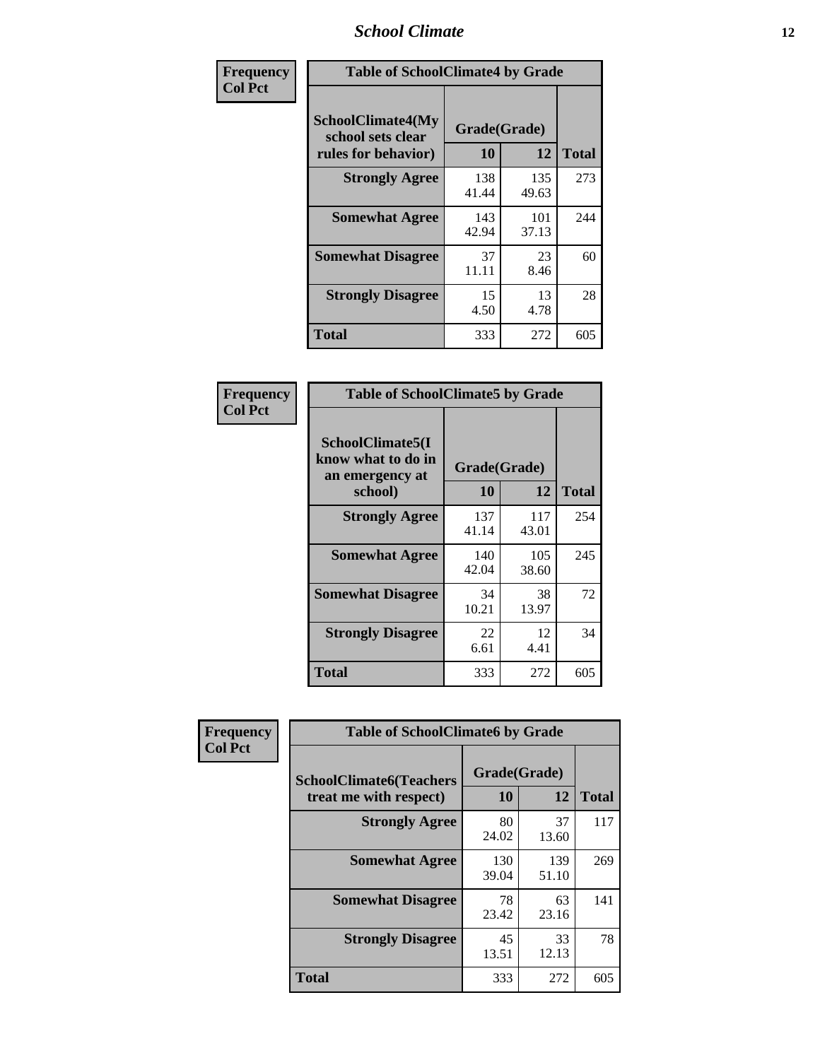| Frequency<br>Col Pct | Table of SchoolClimate4 by Grade | | |
|---|---|---|---|
| SchoolClimate4(My school sets clear rules for behavior) | Grade(Grade) | | |
| | 10 | 12 | Total |
| Strongly Agree | 138<br>41.44 | 135<br>49.63 | 273 |
| Somewhat Agree | 143<br>42.94 | 101<br>37.13 | 244 |
| Somewhat Disagree | 37<br>11.11 | 23<br>8.46 | 60 |
| Strongly Disagree | 15<br>4.50 | 13<br>4.78 | 28 |
| Total | 333 | 272 | 605 |

| Frequency<br>Col Pct | Table of SchoolClimate5 by Grade | | |
|---|---|---|---|
| SchoolClimate5(I know what to do in an emergency at school) | Grade(Grade) | | |
| | 10 | 12 | Total |
| Strongly Agree | 137<br>41.14 | 117<br>43.01 | 254 |
| Somewhat Agree | 140<br>42.04 | 105<br>38.60 | 245 |
| Somewhat Disagree | 34<br>10.21 | 38<br>13.97 | 72 |
| Strongly Disagree | 22<br>6.61 | 12<br>4.41 | 34 |
| Total | 333 | 272 | 605 |

| Frequency<br>Col Pct | Table of SchoolClimate6 by Grade | | |
|---|---|---|---|
| SchoolClimate6(Teachers treat me with respect) | Grade(Grade) | | |
| | 10 | 12 | Total |
| Strongly Agree | 80<br>24.02 | 37<br>13.60 | 117 |
| Somewhat Agree | 130<br>39.04 | 139<br>51.10 | 269 |
| Somewhat Disagree | 78<br>23.42 | 63<br>23.16 | 141 |
| Strongly Disagree | 45<br>13.51 | 33<br>12.13 | 78 |
| Total | 333 | 272 | 605 |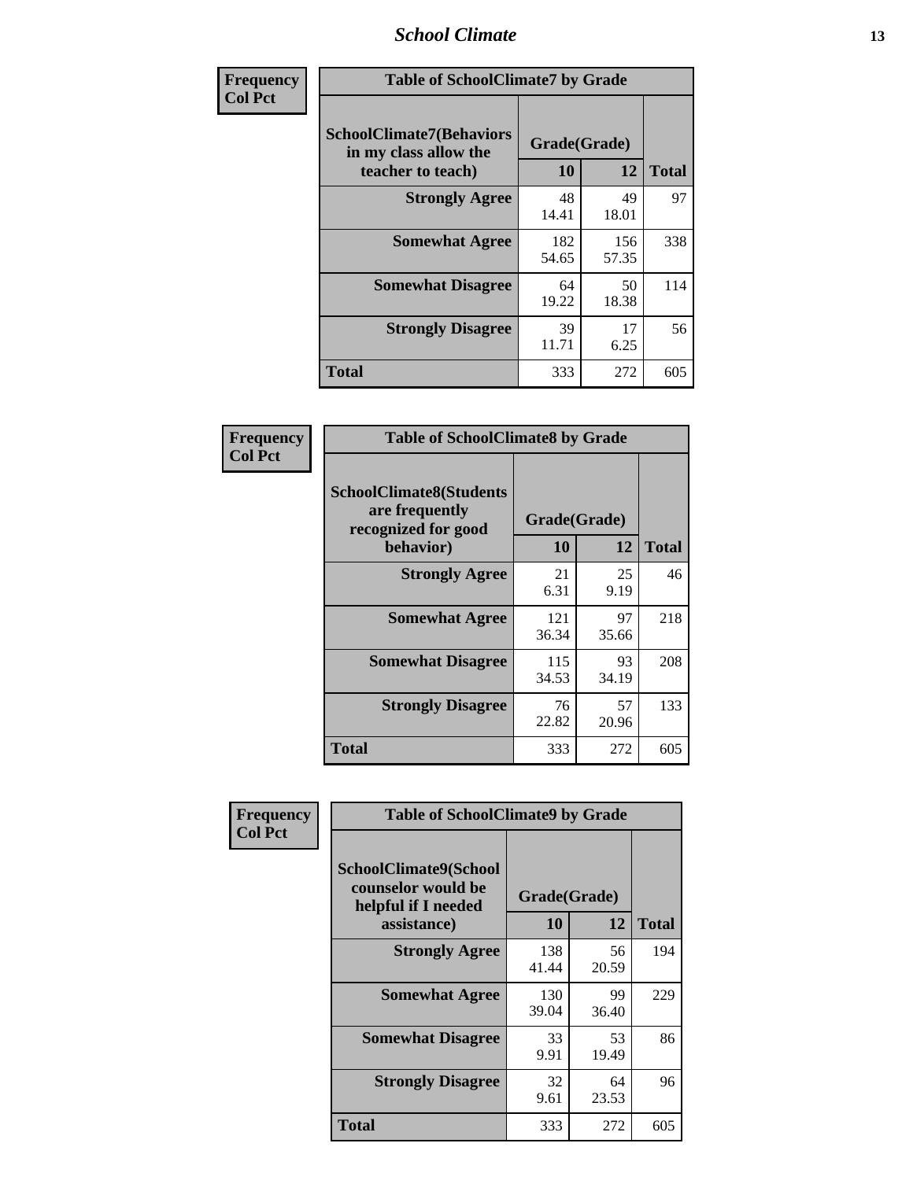**Frequency**
**Col Pct**

| Table of SchoolClimate7 by Grade | | | |
|---|---|---|---|
| SchoolClimate7(Behaviors in my class allow the teacher to teach) | Grade(Grade) | | |
| | 10 | 12 | Total |
| **Strongly Agree** | 48<br>14.41 | 49<br>18.01 | 97 |
| **Somewhat Agree** | 182<br>54.65 | 156<br>57.35 | 338 |
| **Somewhat Disagree** | 64<br>19.22 | 50<br>18.38 | 114 |
| **Strongly Disagree** | 39<br>11.71 | 17<br>6.25 | 56 |
| **Total** | 333 | 272 | 605 |

**Frequency**
**Col Pct**

| Table of SchoolClimate8 by Grade | | | |
|---|---|---|---|
| SchoolClimate8(Students are frequently recognized for good behavior) | Grade(Grade) | | |
| | 10 | 12 | Total |
| **Strongly Agree** | 21<br>6.31 | 25<br>9.19 | 46 |
| **Somewhat Agree** | 121<br>36.34 | 97<br>35.66 | 218 |
| **Somewhat Disagree** | 115<br>34.53 | 93<br>34.19 | 208 |
| **Strongly Disagree** | 76<br>22.82 | 57<br>20.96 | 133 |
| **Total** | 333 | 272 | 605 |

**Frequency**
**Col Pct**

| Table of SchoolClimate9 by Grade | | | |
|---|---|---|---|
| SchoolClimate9(School counselor would be helpful if I needed assistance) | Grade(Grade) | | |
| | 10 | 12 | Total |
| **Strongly Agree** | 138<br>41.44 | 56<br>20.59 | 194 |
| **Somewhat Agree** | 130<br>39.04 | 99<br>36.40 | 229 |
| **Somewhat Disagree** | 33<br>9.91 | 53<br>19.49 | 86 |
| **Strongly Disagree** | 32<br>9.61 | 64<br>23.53 | 96 |
| **Total** | 333 | 272 | 605 |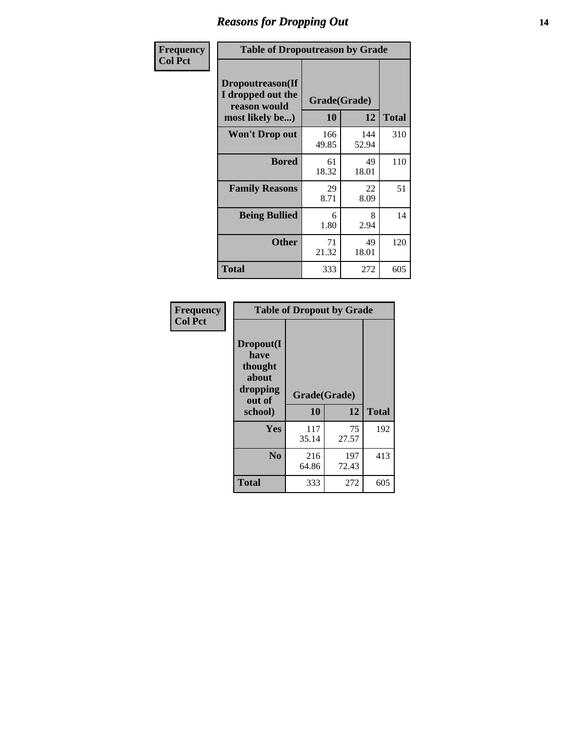# Reasons for Dropping Out

| Frequency<br>Col Pct | Table of Dropoutreason by Grade | | |
|---|---|---|---|
| Dropoutreason(If I dropped out the reason would most likely be...) | Grade(Grade) | | |
| | 10 | 12 | Total |
| Won't Drop out | 166<br>49.85 | 144<br>52.94 | 310 |
| Bored | 61<br>18.32 | 49<br>18.01 | 110 |
| Family Reasons | 29<br>8.71 | 22<br>8.09 | 51 |
| Being Bullied | 6<br>1.80 | 8<br>2.94 | 14 |
| Other | 71<br>21.32 | 49<br>18.01 | 120 |
| Total | 333 | 272 | 605 |

| Frequency<br>Col Pct | Table of Dropout by Grade | | |
|---|---|---|---|
| Dropout(I have thought about dropping out of school) | Grade(Grade) | | |
| | 10 | 12 | Total |
| Yes | 117<br>35.14 | 75<br>27.57 | 192 |
| No | 216<br>64.86 | 197<br>72.43 | 413 |
| Total | 333 | 272 | 605 |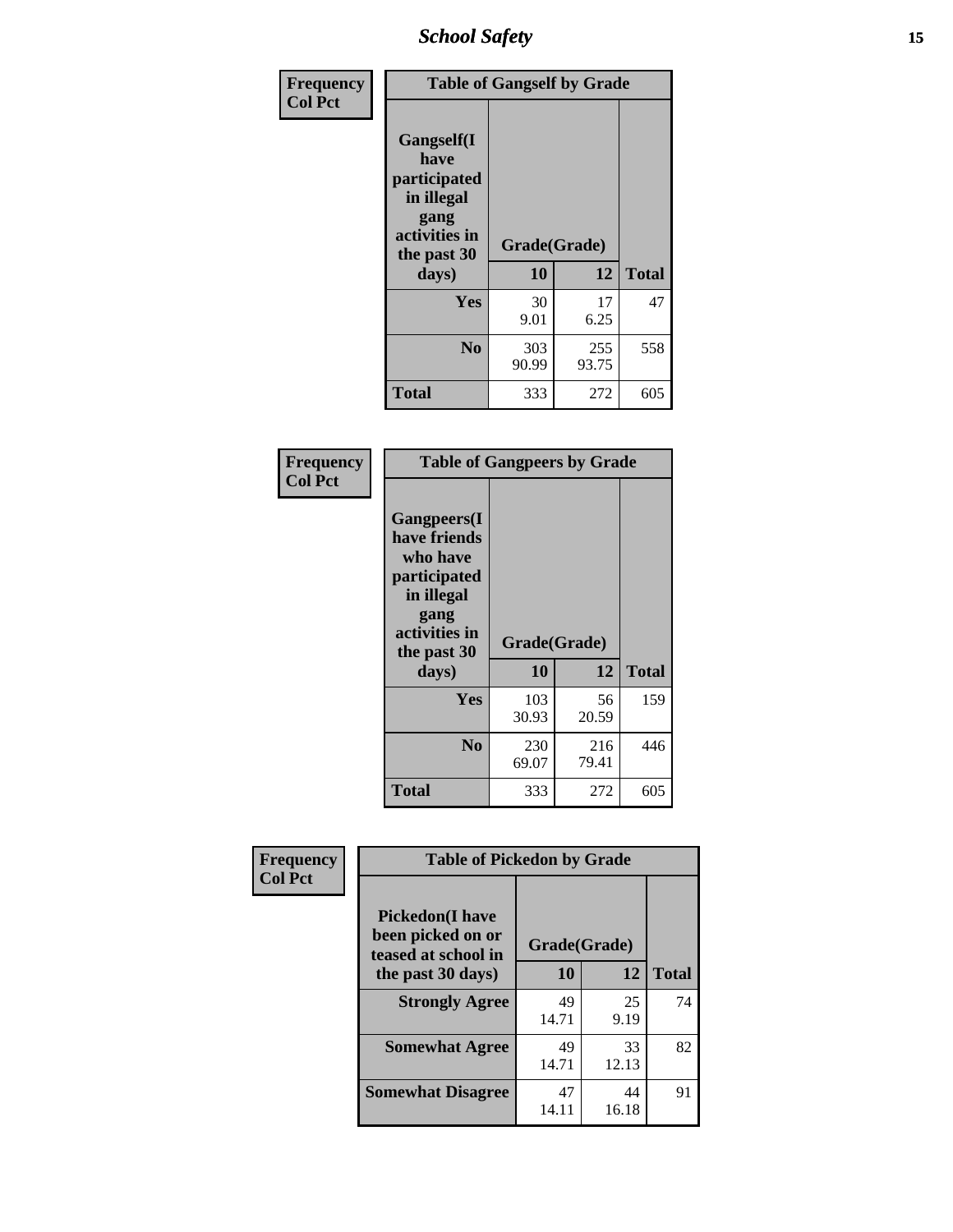| Frequency<br>Col Pct | Table of Gangself by Grade | | |
|---|---|---|---|
| Gangself(I have participated in illegal gang activities in the past 30 days) | Grade(Grade) | | |
| | 10 | 12 | Total |
| Yes | 30<br>9.01 | 17<br>6.25 | 47 |
| No | 303<br>90.99 | 255<br>93.75 | 558 |
| Total | 333 | 272 | 605 |

| Frequency<br>Col Pct | Table of Gangpeers by Grade | | |
|---|---|---|---|
| Gangpeers(I have friends who have participated in illegal gang activities in the past 30 days) | Grade(Grade) | | |
| | 10 | 12 | Total |
| Yes | 103<br>30.93 | 56<br>20.59 | 159 |
| No | 230<br>69.07 | 216<br>79.41 | 446 |
| Total | 333 | 272 | 605 |

| Frequency<br>Col Pct | Table of Pickedon by Grade | | |
|---|---|---|---|
| Pickedon(I have been picked on or teased at school in the past 30 days) | Grade(Grade) | | |
| | 10 | 12 | Total |
| Strongly Agree | 49<br>14.71 | 25<br>9.19 | 74 |
| Somewhat Agree | 49<br>14.71 | 33<br>12.13 | 82 |
| Somewhat Disagree | 47<br>14.11 | 44<br>16.18 | 91 |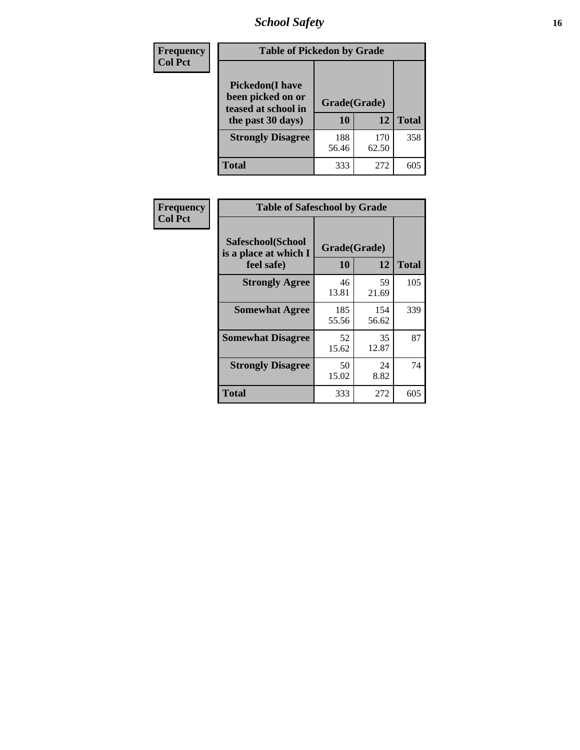| Frequency Col Pct | Table of Pickedon by Grade | | |
|---|---|---|---|
| Pickedon(I have been picked on or teased at school in the past 30 days) | Grade(Grade) | | |
| | 10 | 12 | Total |
| Strongly Disagree | 188<br>56.46 | 170<br>62.50 | 358 |
| Total | 333 | 272 | 605 |

| Frequency Col Pct | Table of Safeschool by Grade | | |
|---|---|---|---|
| Safeschool(School is a place at which I feel safe) | Grade(Grade) | | |
| | 10 | 12 | Total |
| Strongly Agree | 46<br>13.81 | 59<br>21.69 | 105 |
| Somewhat Agree | 185<br>55.56 | 154<br>56.62 | 339 |
| Somewhat Disagree | 52<br>15.62 | 35<br>12.87 | 87 |
| Strongly Disagree | 50<br>15.02 | 24<br>8.82 | 74 |
| Total | 333 | 272 | 605 |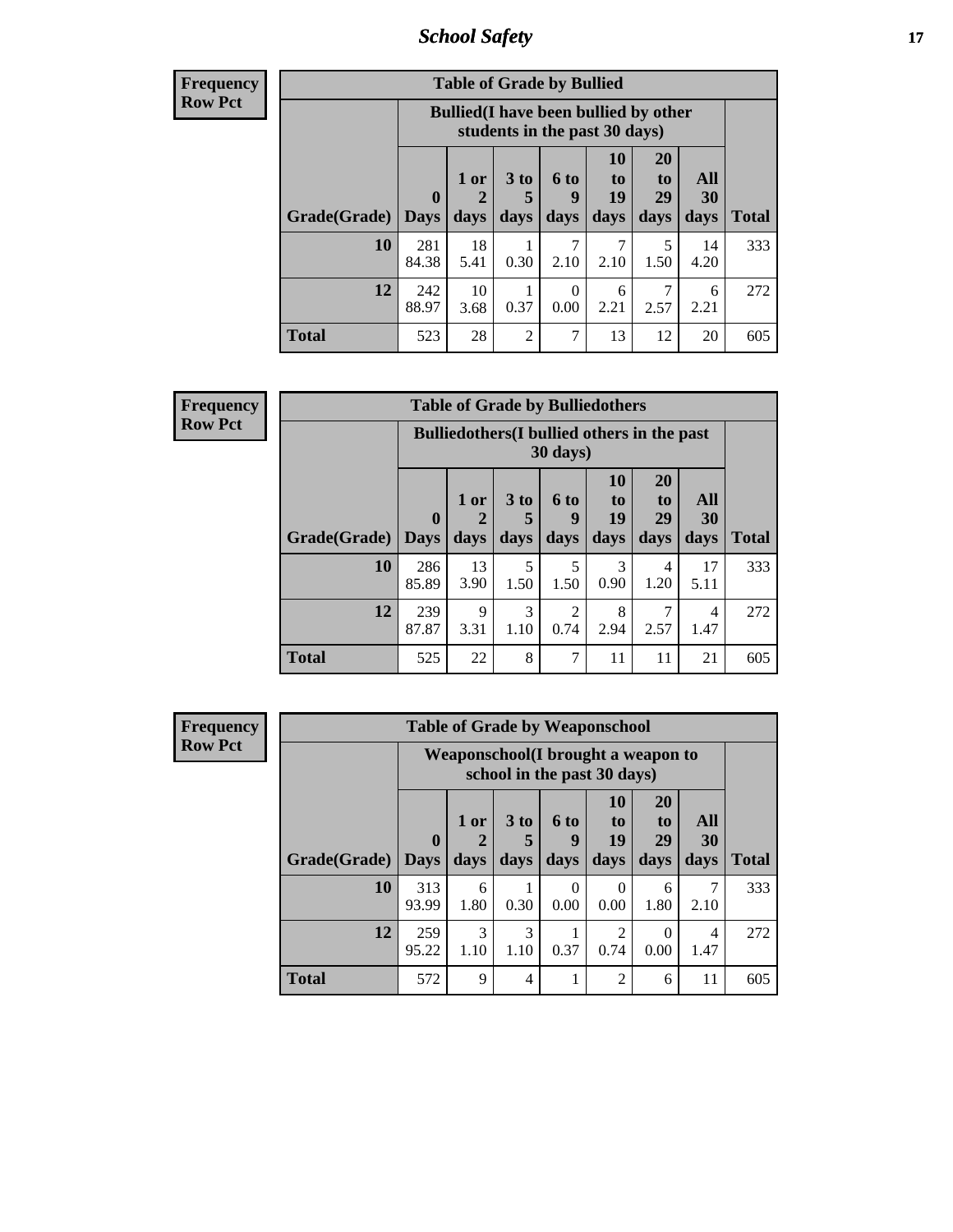# School Safety

**Frequency**
**Row Pct**

| Table of Grade by Bullied | | | | | | | | |
|---|---|---|---|---|---|---|---|---|
| | Bullied(I have been bullied by other students in the past 30 days) | | | | | | | |
| Grade(Grade) | 0 Days | 1 or 2 days | 3 to 5 days | 6 to 9 days | 10 to 19 days | 20 to 29 days | All 30 days | Total |
| **10** | 281<br>84.38 | 18<br>5.41 | 1<br>0.30 | 7<br>2.10 | 7<br>2.10 | 5<br>1.50 | 14<br>4.20 | 333 |
| **12** | 242<br>88.97 | 10<br>3.68 | 1<br>0.37 | 0<br>0.00 | 6<br>2.21 | 7<br>2.57 | 6<br>2.21 | 272 |
| **Total** | 523 | 28 | 2 | 7 | 13 | 12 | 20 | 605 |

**Frequency**
**Row Pct**

| Table of Grade by Bulliedothers | | | | | | | | |
|---|---|---|---|---|---|---|---|---|
| | Bulliedothers(I bullied others in the past 30 days) | | | | | | | |
| Grade(Grade) | 0 Days | 1 or 2 days | 3 to 5 days | 6 to 9 days | 10 to 19 days | 20 to 29 days | All 30 days | Total |
| **10** | 286<br>85.89 | 13<br>3.90 | 5<br>1.50 | 5<br>1.50 | 3<br>0.90 | 4<br>1.20 | 17<br>5.11 | 333 |
| **12** | 239<br>87.87 | 9<br>3.31 | 3<br>1.10 | 2<br>0.74 | 8<br>2.94 | 7<br>2.57 | 4<br>1.47 | 272 |
| **Total** | 525 | 22 | 8 | 7 | 11 | 11 | 21 | 605 |

**Frequency**
**Row Pct**

| Table of Grade by Weaponschool | | | | | | | | |
|---|---|---|---|---|---|---|---|---|
| | Weaponschool(I brought a weapon to school in the past 30 days) | | | | | | | |
| Grade(Grade) | 0 Days | 1 or 2 days | 3 to 5 days | 6 to 9 days | 10 to 19 days | 20 to 29 days | All 30 days | Total |
| **10** | 313<br>93.99 | 6<br>1.80 | 1<br>0.30 | 0<br>0.00 | 0<br>0.00 | 6<br>1.80 | 7<br>2.10 | 333 |
| **12** | 259<br>95.22 | 3<br>1.10 | 3<br>1.10 | 1<br>0.37 | 2<br>0.74 | 0<br>0.00 | 4<br>1.47 | 272 |
| **Total** | 572 | 9 | 4 | 1 | 2 | 6 | 11 | 605 |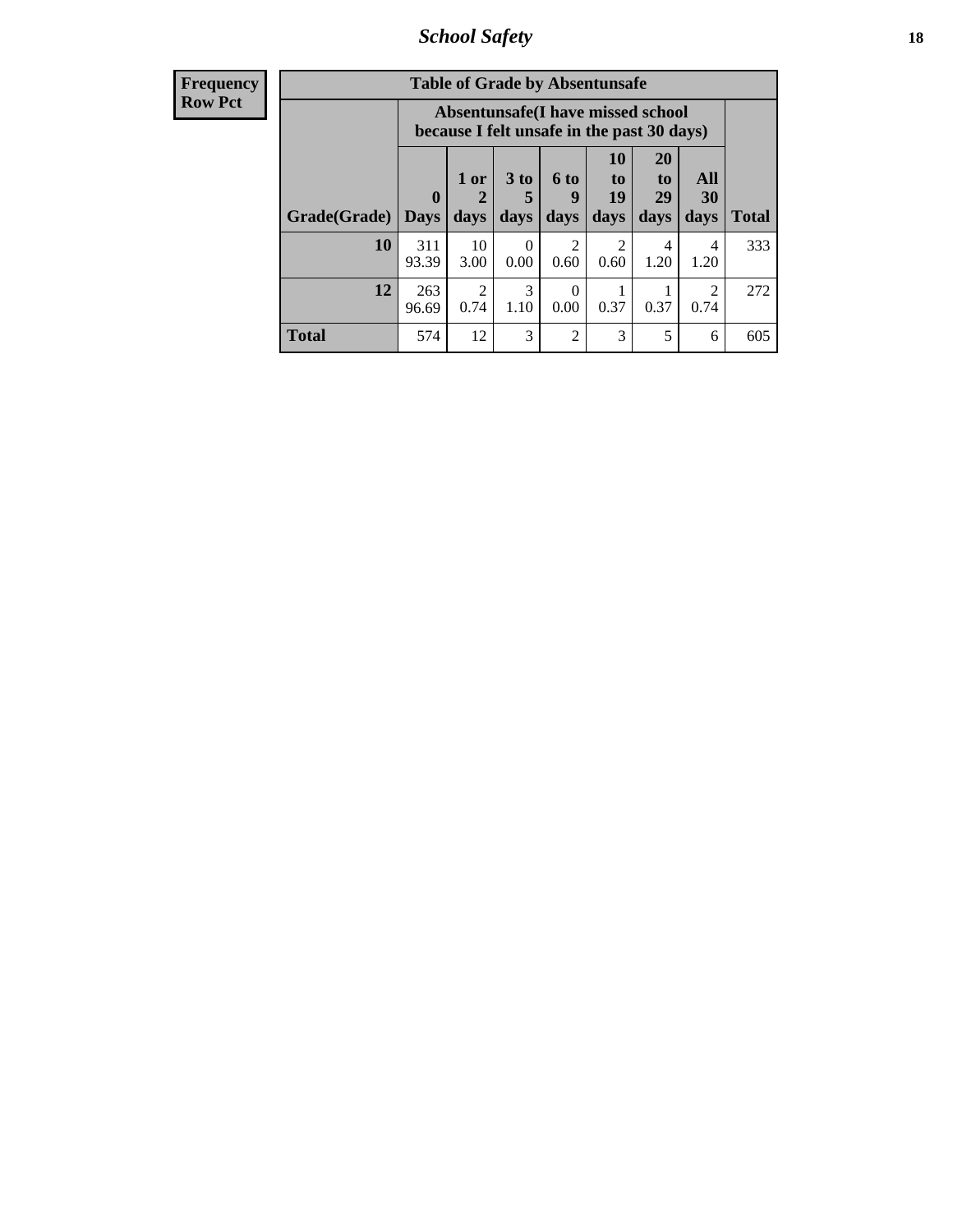## School Safety

**Frequency**
**Row Pct**

**Table of Grade by Absentunsafe**

| Grade(Grade) | Absentunsafe(I have missed school because I felt unsafe in the past 30 days) | | | | | | | Total |
|---|---|---|---|---|---|---|---|---|
| | 0 Days | 1 or 2 days | 3 to 5 days | 6 to 9 days | 10 to 19 days | 20 to 29 days | All 30 days | |
| **10** | 311<br>93.39 | 10<br>3.00 | 0<br>0.00 | 2<br>0.60 | 2<br>0.60 | 4<br>1.20 | 4<br>1.20 | 333 |
| **12** | 263<br>96.69 | 2<br>0.74 | 3<br>1.10 | 0<br>0.00 | 1<br>0.37 | 1<br>0.37 | 2<br>0.74 | 272 |
| **Total** | 574 | 12 | 3 | 2 | 3 | 5 | 6 | 605 |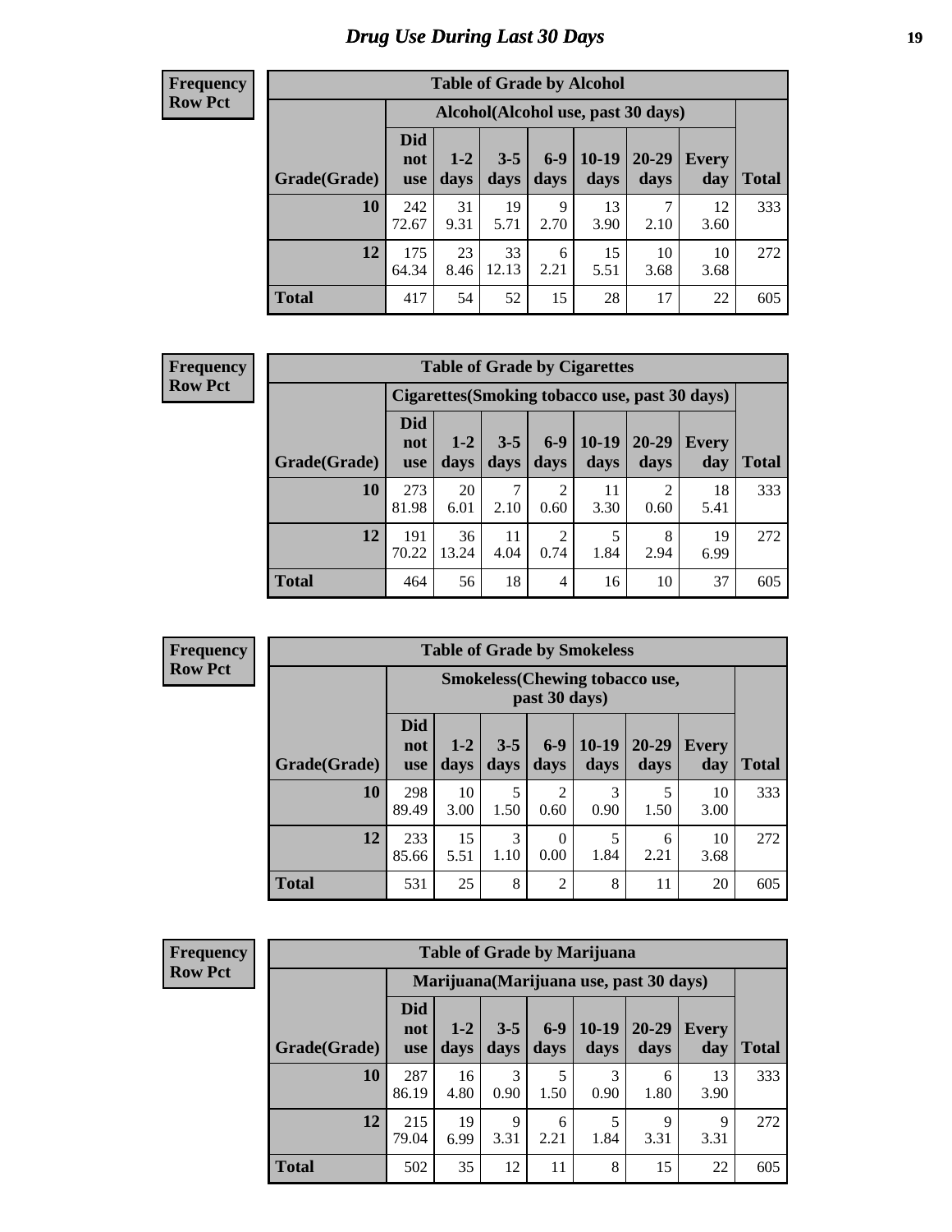# Drug Use During Last 30 Days

**Frequency**
**Row Pct**

| Table of Grade by Alcohol | | | | | | | | |
|---|---|---|---|---|---|---|---|---|
| | Alcohol(Alcohol use, past 30 days) | | | | | | | |
| Grade(Grade) | Did not use | 1-2 days | 3-5 days | 6-9 days | 10-19 days | 20-29 days | Every day | Total |
| **10** | 242<br>72.67 | 31<br>9.31 | 19<br>5.71 | 9<br>2.70 | 13<br>3.90 | 7<br>2.10 | 12<br>3.60 | 333 |
| **12** | 175<br>64.34 | 23<br>8.46 | 33<br>12.13 | 6<br>2.21 | 15<br>5.51 | 10<br>3.68 | 10<br>3.68 | 272 |
| **Total** | 417 | 54 | 52 | 15 | 28 | 17 | 22 | 605 |

**Frequency**
**Row Pct**

| Table of Grade by Cigarettes | | | | | | | | |
|---|---|---|---|---|---|---|---|---|
| | Cigarettes(Smoking tobacco use, past 30 days) | | | | | | | |
| Grade(Grade) | Did not use | 1-2 days | 3-5 days | 6-9 days | 10-19 days | 20-29 days | Every day | Total |
| **10** | 273<br>81.98 | 20<br>6.01 | 7<br>2.10 | 2<br>0.60 | 11<br>3.30 | 2<br>0.60 | 18<br>5.41 | 333 |
| **12** | 191<br>70.22 | 36<br>13.24 | 11<br>4.04 | 2<br>0.74 | 5<br>1.84 | 8<br>2.94 | 19<br>6.99 | 272 |
| **Total** | 464 | 56 | 18 | 4 | 16 | 10 | 37 | 605 |

**Frequency**
**Row Pct**

| Table of Grade by Smokeless | | | | | | | | |
|---|---|---|---|---|---|---|---|---|
| | Smokeless(Chewing tobacco use, past 30 days) | | | | | | | |
| Grade(Grade) | Did not use | 1-2 days | 3-5 days | 6-9 days | 10-19 days | 20-29 days | Every day | Total |
| **10** | 298<br>89.49 | 10<br>3.00 | 5<br>1.50 | 2<br>0.60 | 3<br>0.90 | 5<br>1.50 | 10<br>3.00 | 333 |
| **12** | 233<br>85.66 | 15<br>5.51 | 3<br>1.10 | 0<br>0.00 | 5<br>1.84 | 6<br>2.21 | 10<br>3.68 | 272 |
| **Total** | 531 | 25 | 8 | 2 | 8 | 11 | 20 | 605 |

**Frequency**
**Row Pct**

| Table of Grade by Marijuana | | | | | | | | |
|---|---|---|---|---|---|---|---|---|
| | Marijuana(Marijuana use, past 30 days) | | | | | | | |
| Grade(Grade) | Did not use | 1-2 days | 3-5 days | 6-9 days | 10-19 days | 20-29 days | Every day | Total |
| **10** | 287<br>86.19 | 16<br>4.80 | 3<br>0.90 | 5<br>1.50 | 3<br>0.90 | 6<br>1.80 | 13<br>3.90 | 333 |
| **12** | 215<br>79.04 | 19<br>6.99 | 9<br>3.31 | 6<br>2.21 | 5<br>1.84 | 9<br>3.31 | 9<br>3.31 | 272 |
| **Total** | 502 | 35 | 12 | 11 | 8 | 15 | 22 | 605 |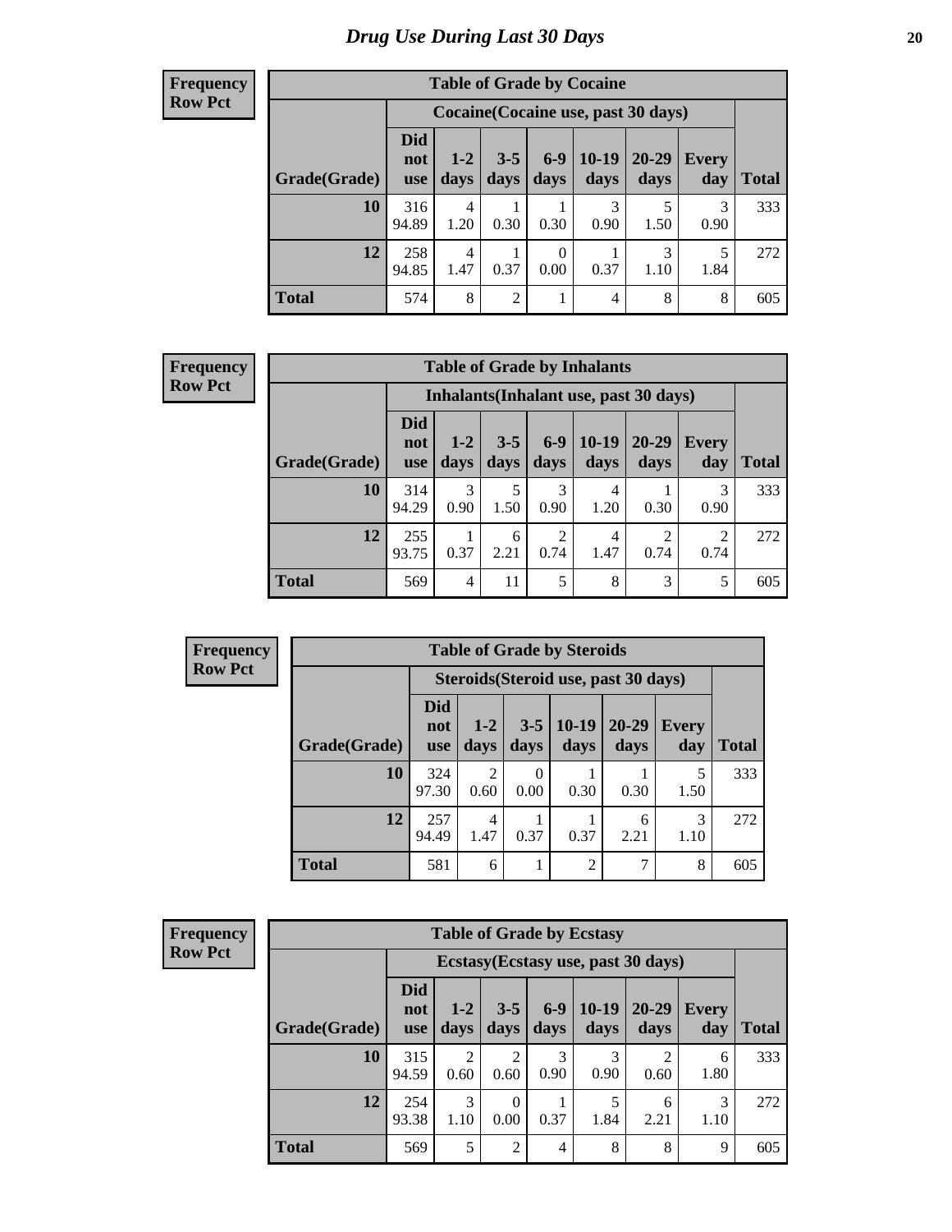# Drug Use During Last 30 Days

**Frequency**
**Row Pct**

| Table of Grade by Cocaine | | | | | | | | |
|---|---|---|---|---|---|---|---|---|
| | Cocaine(Cocaine use, past 30 days) | | | | | | | |
| Grade(Grade) | Did not use | 1-2 days | 3-5 days | 6-9 days | 10-19 days | 20-29 days | Every day | Total |
| 10 | 316<br>94.89 | 4<br>1.20 | 1<br>0.30 | 1<br>0.30 | 3<br>0.90 | 5<br>1.50 | 3<br>0.90 | 333 |
| 12 | 258<br>94.85 | 4<br>1.47 | 1<br>0.37 | 0<br>0.00 | 1<br>0.37 | 3<br>1.10 | 5<br>1.84 | 272 |
| Total | 574 | 8 | 2 | 1 | 4 | 8 | 8 | 605 |

**Frequency**
**Row Pct**

| Table of Grade by Inhalants | | | | | | | | |
|---|---|---|---|---|---|---|---|---|
| | Inhalants(Inhalant use, past 30 days) | | | | | | | |
| Grade(Grade) | Did not use | 1-2 days | 3-5 days | 6-9 days | 10-19 days | 20-29 days | Every day | Total |
| 10 | 314<br>94.29 | 3<br>0.90 | 5<br>1.50 | 3<br>0.90 | 4<br>1.20 | 1<br>0.30 | 3<br>0.90 | 333 |
| 12 | 255<br>93.75 | 1<br>0.37 | 6<br>2.21 | 2<br>0.74 | 4<br>1.47 | 2<br>0.74 | 2<br>0.74 | 272 |
| Total | 569 | 4 | 11 | 5 | 8 | 3 | 5 | 605 |

**Frequency**
**Row Pct**

| Table of Grade by Steroids | | | | | | | |
|---|---|---|---|---|---|---|---|
| | Steroids(Steroid use, past 30 days) | | | | | | |
| Grade(Grade) | Did not use | 1-2 days | 3-5 days | 10-19 days | 20-29 days | Every day | Total |
| 10 | 324<br>97.30 | 2<br>0.60 | 0<br>0.00 | 1<br>0.30 | 1<br>0.30 | 5<br>1.50 | 333 |
| 12 | 257<br>94.49 | 4<br>1.47 | 1<br>0.37 | 1<br>0.37 | 6<br>2.21 | 3<br>1.10 | 272 |
| Total | 581 | 6 | 1 | 2 | 7 | 8 | 605 |

**Frequency**
**Row Pct**

| Table of Grade by Ecstasy | | | | | | | | |
|---|---|---|---|---|---|---|---|---|
| | Ecstasy(Ecstasy use, past 30 days) | | | | | | | |
| Grade(Grade) | Did not use | 1-2 days | 3-5 days | 6-9 days | 10-19 days | 20-29 days | Every day | Total |
| 10 | 315<br>94.59 | 2<br>0.60 | 2<br>0.60 | 3<br>0.90 | 3<br>0.90 | 2<br>0.60 | 6<br>1.80 | 333 |
| 12 | 254<br>93.38 | 3<br>1.10 | 0<br>0.00 | 1<br>0.37 | 5<br>1.84 | 6<br>2.21 | 3<br>1.10 | 272 |
| Total | 569 | 5 | 2 | 4 | 8 | 8 | 9 | 605 |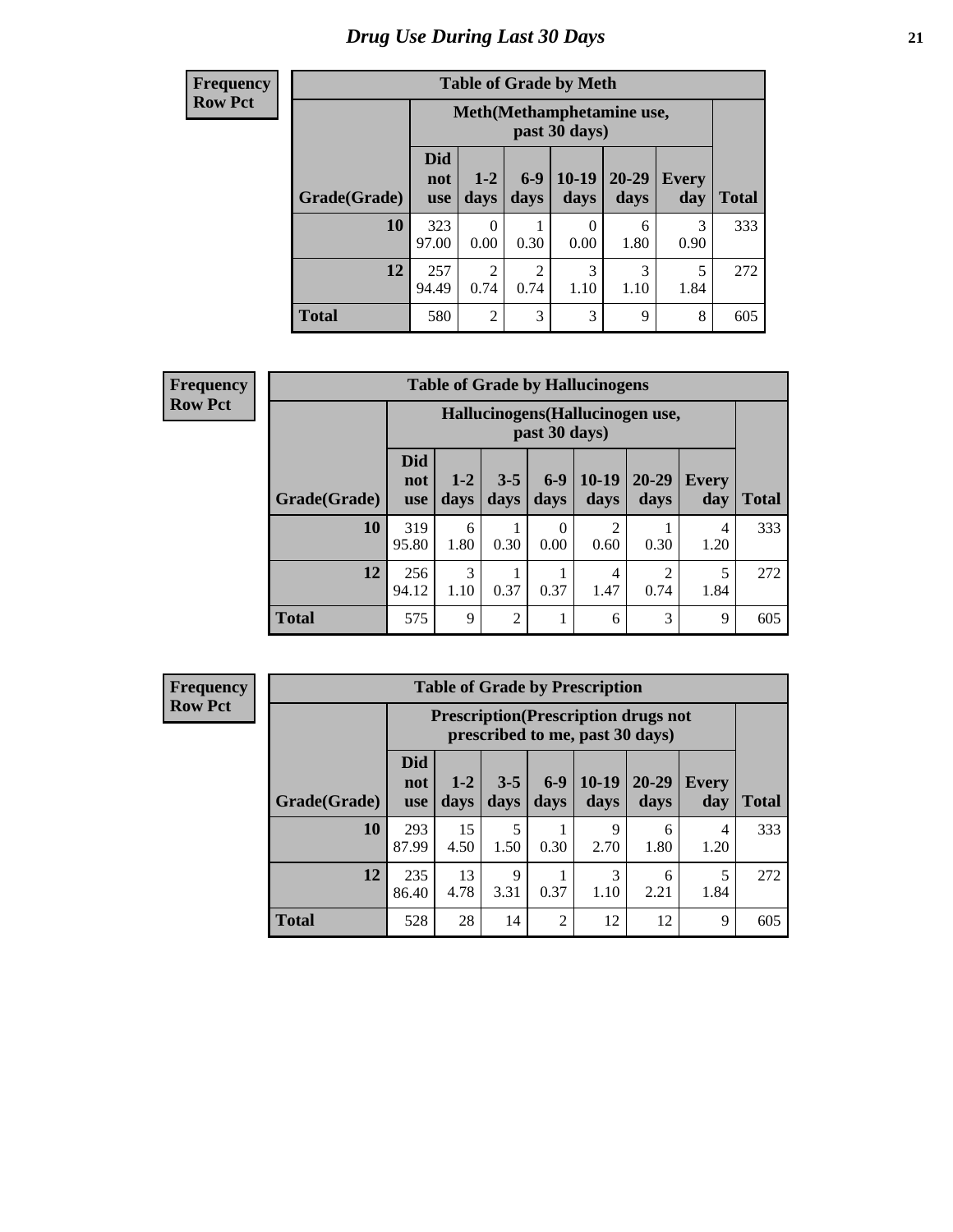# Drug Use During Last 30 Days

**Frequency**
**Row Pct**

| Table of Grade by Meth | | | | | | | |
|---|---|---|---|---|---|---|---|
| | Meth(Methamphetamine use, past 30 days) | | | | | | |
| Grade(Grade) | Did not use | 1-2 days | 6-9 days | 10-19 days | 20-29 days | Every day | Total |
| 10 | 323<br>97.00 | 0<br>0.00 | 1<br>0.30 | 0<br>0.00 | 6<br>1.80 | 3<br>0.90 | 333 |
| 12 | 257<br>94.49 | 2<br>0.74 | 2<br>0.74 | 3<br>1.10 | 3<br>1.10 | 5<br>1.84 | 272 |
| Total | 580 | 2 | 3 | 3 | 9 | 8 | 605 |

**Frequency**
**Row Pct**

| Table of Grade by Hallucinogens | | | | | | | | |
|---|---|---|---|---|---|---|---|---|
| | Hallucinogens(Hallucinogen use, past 30 days) | | | | | | | |
| Grade(Grade) | Did not use | 1-2 days | 3-5 days | 6-9 days | 10-19 days | 20-29 days | Every day | Total |
| 10 | 319<br>95.80 | 6<br>1.80 | 1<br>0.30 | 0<br>0.00 | 2<br>0.60 | 1<br>0.30 | 4<br>1.20 | 333 |
| 12 | 256<br>94.12 | 3<br>1.10 | 1<br>0.37 | 1<br>0.37 | 4<br>1.47 | 2<br>0.74 | 5<br>1.84 | 272 |
| Total | 575 | 9 | 2 | 1 | 6 | 3 | 9 | 605 |

**Frequency**
**Row Pct**

| Table of Grade by Prescription | | | | | | | | |
|---|---|---|---|---|---|---|---|---|
| | Prescription(Prescription drugs not prescribed to me, past 30 days) | | | | | | | |
| Grade(Grade) | Did not use | 1-2 days | 3-5 days | 6-9 days | 10-19 days | 20-29 days | Every day | Total |
| 10 | 293<br>87.99 | 15<br>4.50 | 5<br>1.50 | 1<br>0.30 | 9<br>2.70 | 6<br>1.80 | 4<br>1.20 | 333 |
| 12 | 235<br>86.40 | 13<br>4.78 | 9<br>3.31 | 1<br>0.37 | 3<br>1.10 | 6<br>2.21 | 5<br>1.84 | 272 |
| Total | 528 | 28 | 14 | 2 | 12 | 12 | 9 | 605 |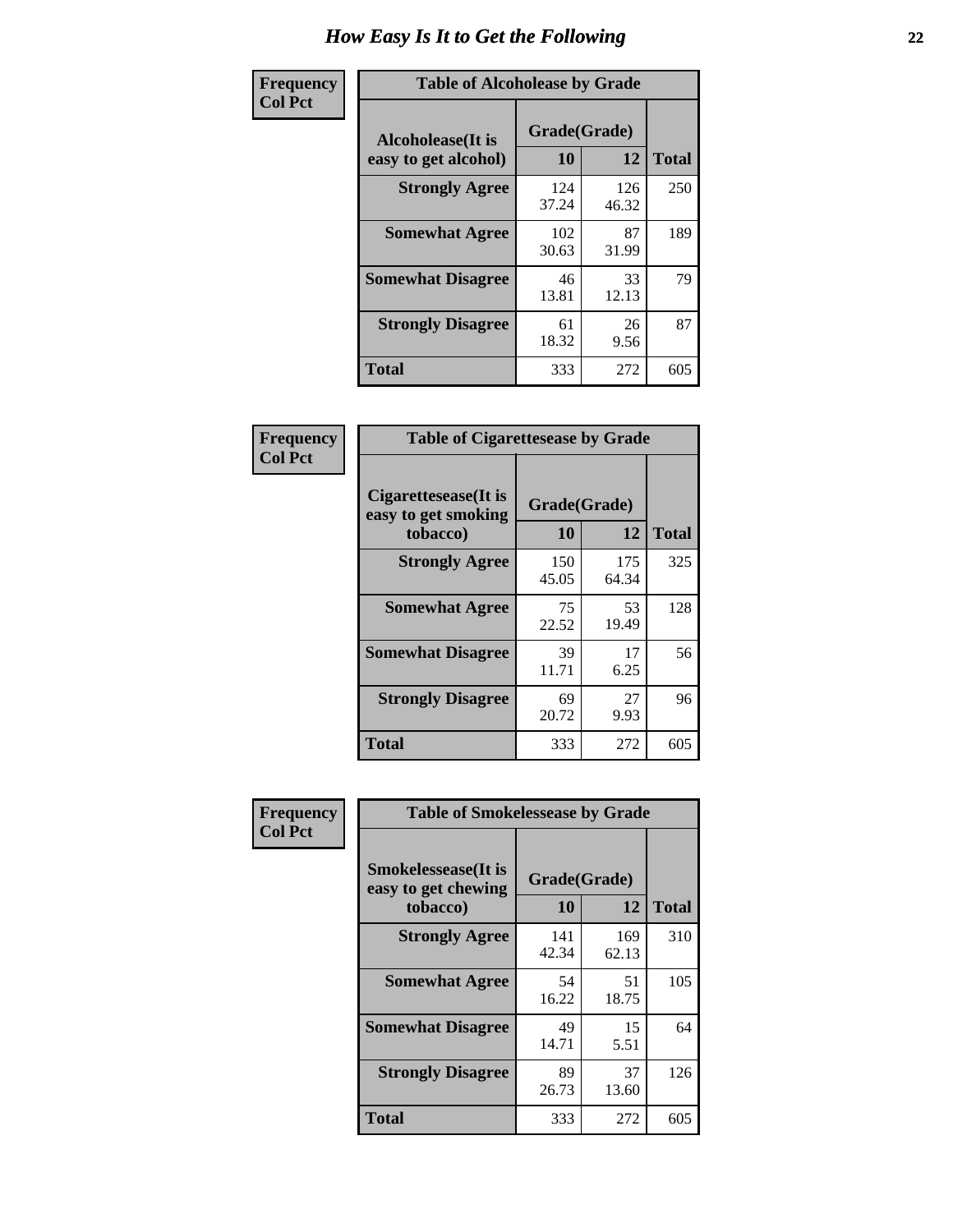# How Easy Is It to Get the Following

**Frequency**
**Col Pct**

**Table of Alcoholease by Grade**

| Alcoholease(It is easy to get alcohol) | Grade(Grade) 10 | 12 | Total |
|---|---|---|---|
| **Strongly Agree** | 124<br>37.24 | 126<br>46.32 | 250 |
| **Somewhat Agree** | 102<br>30.63 | 87<br>31.99 | 189 |
| **Somewhat Disagree** | 46<br>13.81 | 33<br>12.13 | 79 |
| **Strongly Disagree** | 61<br>18.32 | 26<br>9.56 | 87 |
| **Total** | 333 | 272 | 605 |

**Frequency**
**Col Pct**

**Table of Cigarettesease by Grade**

| Cigarettesease(It is easy to get smoking tobacco) | Grade(Grade) 10 | 12 | Total |
|---|---|---|---|
| **Strongly Agree** | 150<br>45.05 | 175<br>64.34 | 325 |
| **Somewhat Agree** | 75<br>22.52 | 53<br>19.49 | 128 |
| **Somewhat Disagree** | 39<br>11.71 | 17<br>6.25 | 56 |
| **Strongly Disagree** | 69<br>20.72 | 27<br>9.93 | 96 |
| **Total** | 333 | 272 | 605 |

**Frequency**
**Col Pct**

**Table of Smokelessease by Grade**

| Smokelessease(It is easy to get chewing tobacco) | Grade(Grade) 10 | 12 | Total |
|---|---|---|---|
| **Strongly Agree** | 141<br>42.34 | 169<br>62.13 | 310 |
| **Somewhat Agree** | 54<br>16.22 | 51<br>18.75 | 105 |
| **Somewhat Disagree** | 49<br>14.71 | 15<br>5.51 | 64 |
| **Strongly Disagree** | 89<br>26.73 | 37<br>13.60 | 126 |
| **Total** | 333 | 272 | 605 |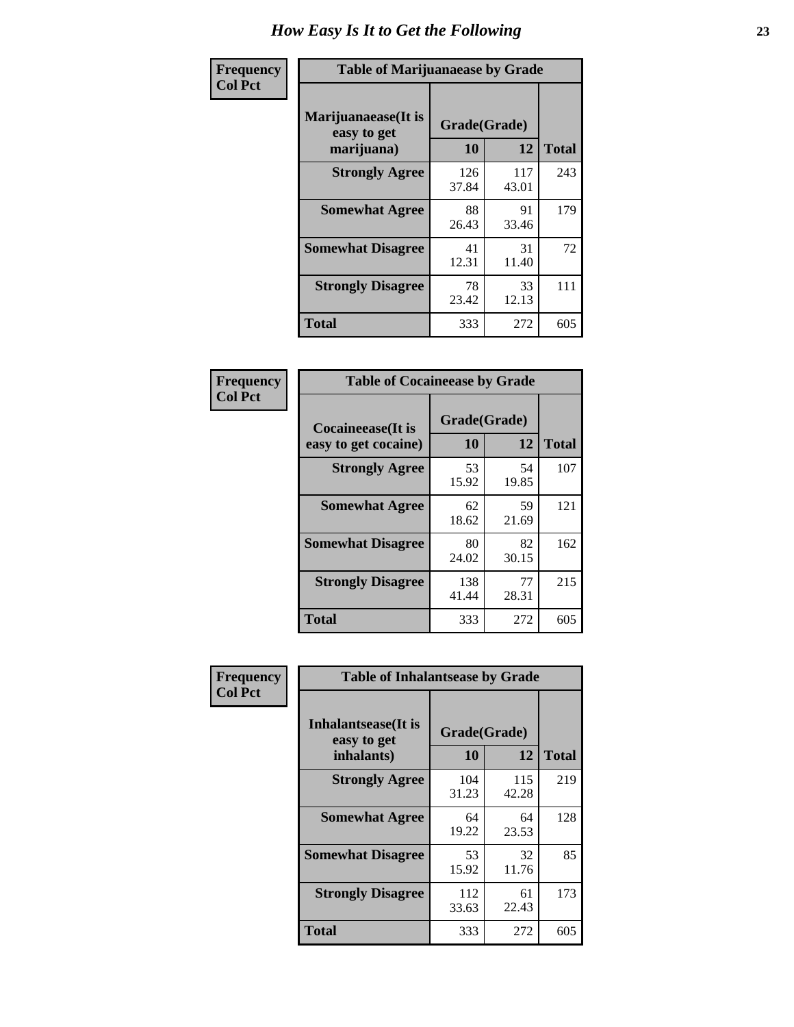# How Easy Is It to Get the Following

**Frequency**
**Col Pct**

**Table of Marijuanaease by Grade**

| Marijuanaease(It is easy to get marijuana) | Grade(Grade) 10 | 12 | Total |
|---|---|---|---|
| **Strongly Agree** | 126<br>37.84 | 117<br>43.01 | 243 |
| **Somewhat Agree** | 88<br>26.43 | 91<br>33.46 | 179 |
| **Somewhat Disagree** | 41<br>12.31 | 31<br>11.40 | 72 |
| **Strongly Disagree** | 78<br>23.42 | 33<br>12.13 | 111 |
| **Total** | 333 | 272 | 605 |

**Frequency**
**Col Pct**

**Table of Cocaineease by Grade**

| Cocaineease(It is easy to get cocaine) | Grade(Grade) 10 | 12 | Total |
|---|---|---|---|
| **Strongly Agree** | 53<br>15.92 | 54<br>19.85 | 107 |
| **Somewhat Agree** | 62<br>18.62 | 59<br>21.69 | 121 |
| **Somewhat Disagree** | 80<br>24.02 | 82<br>30.15 | 162 |
| **Strongly Disagree** | 138<br>41.44 | 77<br>28.31 | 215 |
| **Total** | 333 | 272 | 605 |

**Frequency**
**Col Pct**

**Table of Inhalantsease by Grade**

| Inhalantsease(It is easy to get inhalants) | Grade(Grade) 10 | 12 | Total |
|---|---|---|---|
| **Strongly Agree** | 104<br>31.23 | 115<br>42.28 | 219 |
| **Somewhat Agree** | 64<br>19.22 | 64<br>23.53 | 128 |
| **Somewhat Disagree** | 53<br>15.92 | 32<br>11.76 | 85 |
| **Strongly Disagree** | 112<br>33.63 | 61<br>22.43 | 173 |
| **Total** | 333 | 272 | 605 |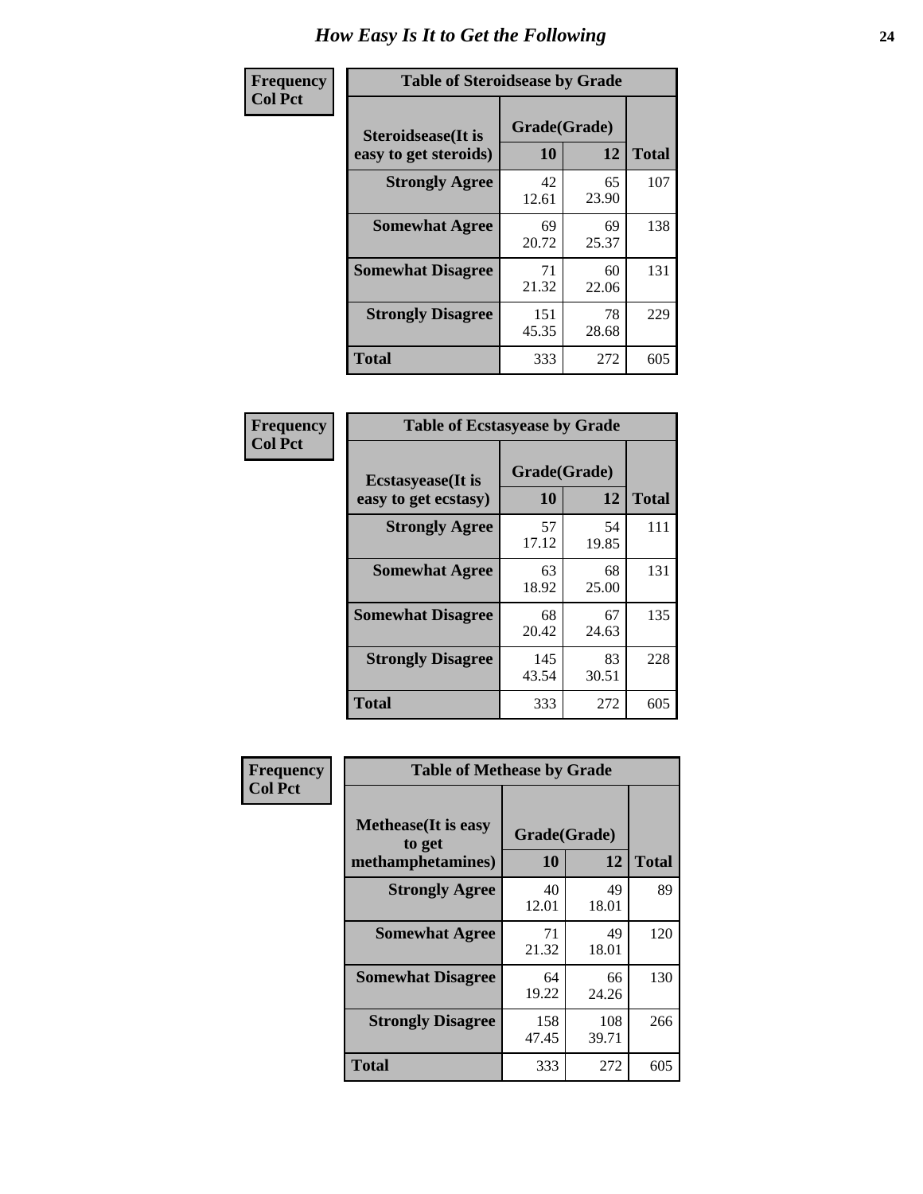# How Easy Is It to Get the Following

**Frequency**
**Col Pct**

| Table of Steroidsease by Grade | | | |
|---|---|---|---|
| **Steroidsease(It is easy to get steroids)** | **Grade(Grade)** | | **Total** |
| | **10** | **12** | |
| **Strongly Agree** | 42<br>12.61 | 65<br>23.90 | 107 |
| **Somewhat Agree** | 69<br>20.72 | 69<br>25.37 | 138 |
| **Somewhat Disagree** | 71<br>21.32 | 60<br>22.06 | 131 |
| **Strongly Disagree** | 151<br>45.35 | 78<br>28.68 | 229 |
| **Total** | 333 | 272 | 605 |

**Frequency**
**Col Pct**

| Table of Ecstasyease by Grade | | | |
|---|---|---|---|
| **Ecstasyease(It is easy to get ecstasy)** | **Grade(Grade)** | | **Total** |
| | **10** | **12** | |
| **Strongly Agree** | 57<br>17.12 | 54<br>19.85 | 111 |
| **Somewhat Agree** | 63<br>18.92 | 68<br>25.00 | 131 |
| **Somewhat Disagree** | 68<br>20.42 | 67<br>24.63 | 135 |
| **Strongly Disagree** | 145<br>43.54 | 83<br>30.51 | 228 |
| **Total** | 333 | 272 | 605 |

**Frequency**
**Col Pct**

| Table of Methease by Grade | | | |
|---|---|---|---|
| **Methease(It is easy to get methamphetamines)** | **Grade(Grade)** | | **Total** |
| | **10** | **12** | |
| **Strongly Agree** | 40<br>12.01 | 49<br>18.01 | 89 |
| **Somewhat Agree** | 71<br>21.32 | 49<br>18.01 | 120 |
| **Somewhat Disagree** | 64<br>19.22 | 66<br>24.26 | 130 |
| **Strongly Disagree** | 158<br>47.45 | 108<br>39.71 | 266 |
| **Total** | 333 | 272 | 605 |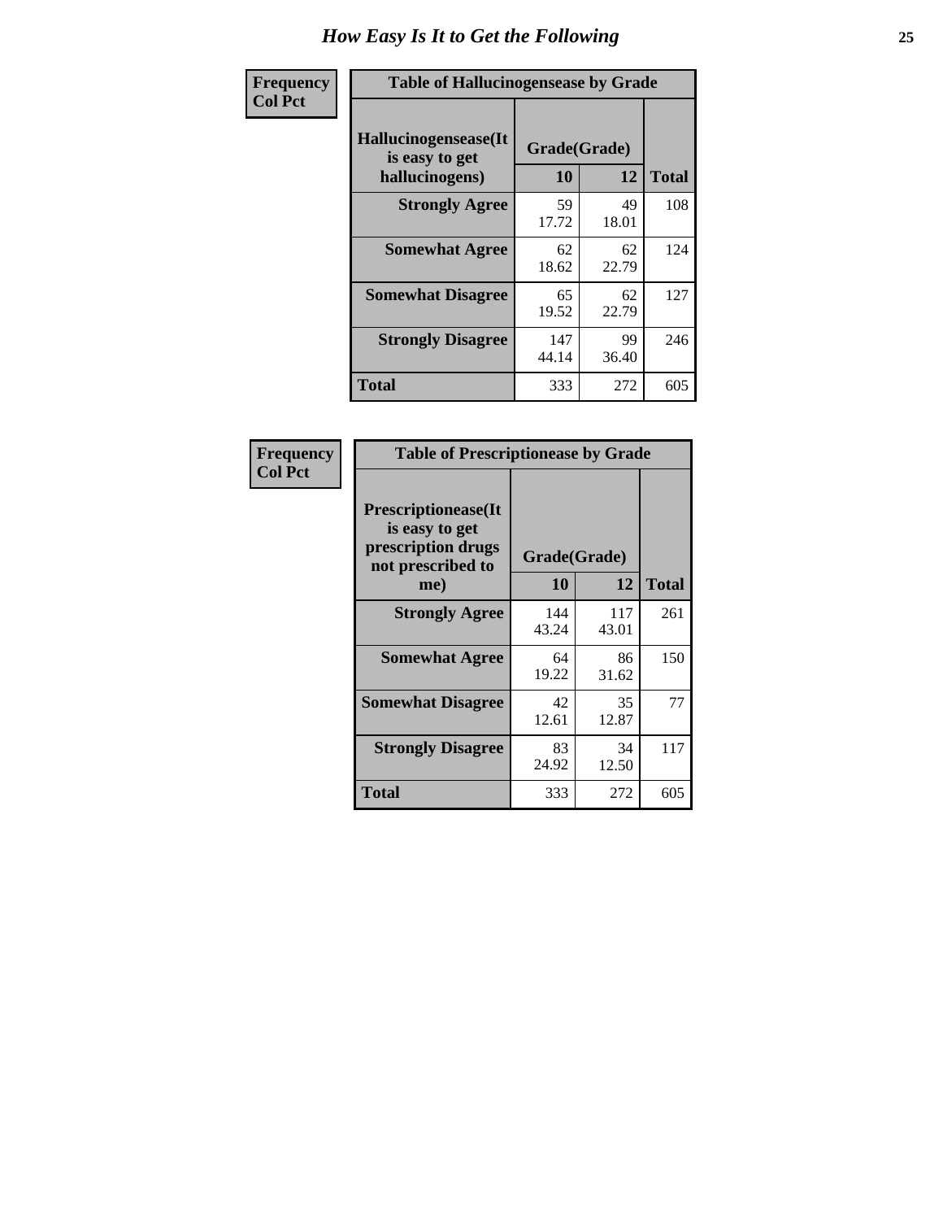# How Easy Is It to Get the Following

| Frequency<br>Col Pct | | | |
|---|---|---|---|

**Table of Hallucinogensease by Grade**

| Hallucinogensease(It is easy to get hallucinogens) | Grade(Grade) | | Total |
|---|---|---|---|
| | 10 | 12 | |
| **Strongly Agree** | 59<br>17.72 | 49<br>18.01 | 108 |
| **Somewhat Agree** | 62<br>18.62 | 62<br>22.79 | 124 |
| **Somewhat Disagree** | 65<br>19.52 | 62<br>22.79 | 127 |
| **Strongly Disagree** | 147<br>44.14 | 99<br>36.40 | 246 |
| **Total** | 333 | 272 | 605 |

| Frequency<br>Col Pct | | | |
|---|---|---|---|

**Table of Prescriptionease by Grade**

| Prescriptionease(It is easy to get prescription drugs not prescribed to me) | Grade(Grade) | | Total |
|---|---|---|---|
| | 10 | 12 | |
| **Strongly Agree** | 144<br>43.24 | 117<br>43.01 | 261 |
| **Somewhat Agree** | 64<br>19.22 | 86<br>31.62 | 150 |
| **Somewhat Disagree** | 42<br>12.61 | 35<br>12.87 | 77 |
| **Strongly Disagree** | 83<br>24.92 | 34<br>12.50 | 117 |
| **Total** | 333 | 272 | 605 |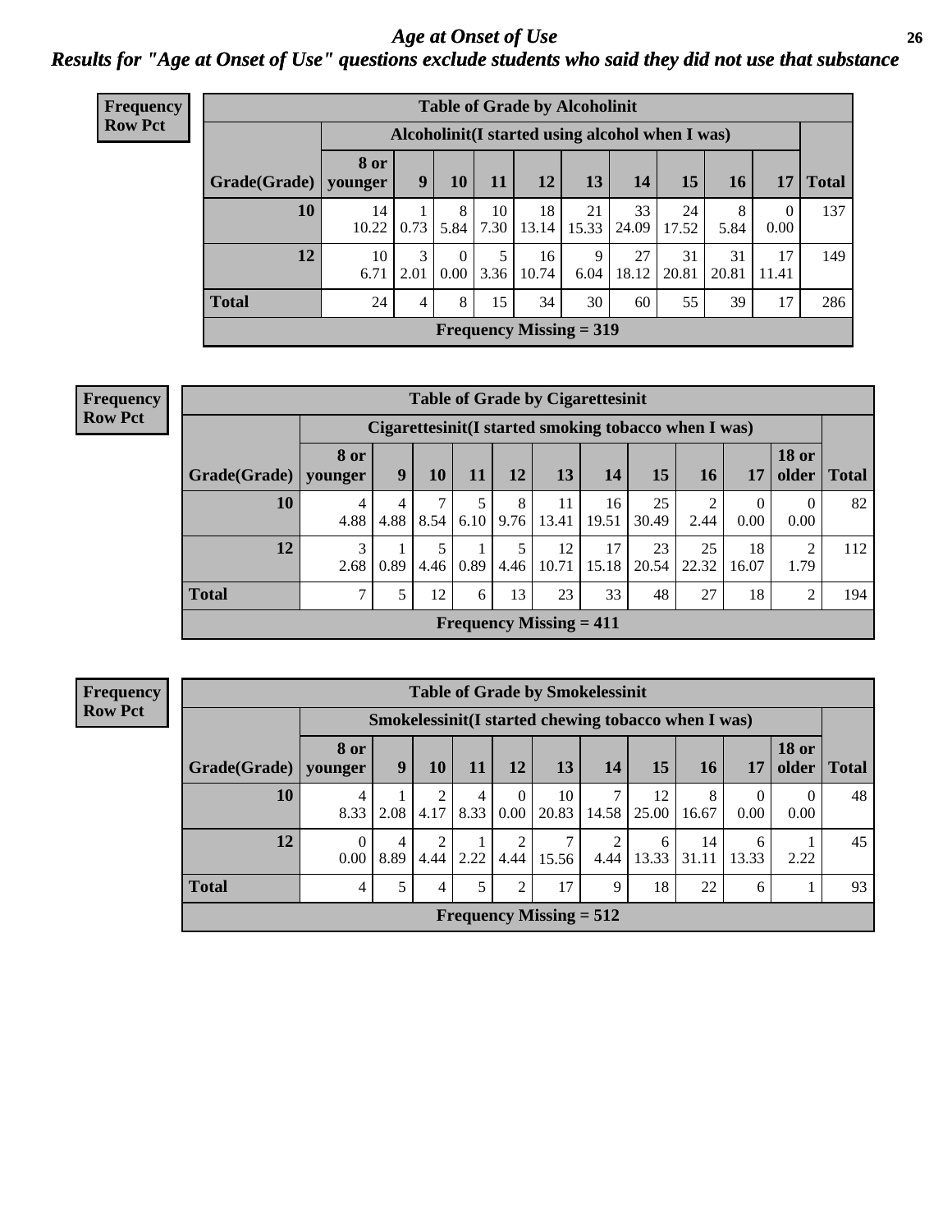# Age at Onset of Use

## Results for "Age at Onset of Use" questions exclude students who said they did not use that substance

**Frequency**
**Row Pct**

**Table of Grade by Alcoholinit**

| Grade(Grade) | Alcoholinit(I started using alcohol when I was) | | | | | | | | | | Total |
|---|---|---|---|---|---|---|---|---|---|---|---|
| | 8 or younger | 9 | 10 | 11 | 12 | 13 | 14 | 15 | 16 | 17 | |
| 10 | 14<br>10.22 | 1<br>0.73 | 8<br>5.84 | 10<br>7.30 | 18<br>13.14 | 21<br>15.33 | 33<br>24.09 | 24<br>17.52 | 8<br>5.84 | 0<br>0.00 | 137 |
| 12 | 10<br>6.71 | 3<br>2.01 | 0<br>0.00 | 5<br>3.36 | 16<br>10.74 | 9<br>6.04 | 27<br>18.12 | 31<br>20.81 | 31<br>20.81 | 17<br>11.41 | 149 |
| Total | 24 | 4 | 8 | 15 | 34 | 30 | 60 | 55 | 39 | 17 | 286 |

**Frequency Missing = 319**

**Frequency**
**Row Pct**

**Table of Grade by Cigarettesinit**

| Grade(Grade) | Cigarettesinit(I started smoking tobacco when I was) | | | | | | | | | | | Total |
|---|---|---|---|---|---|---|---|---|---|---|---|---|
| | 8 or younger | 9 | 10 | 11 | 12 | 13 | 14 | 15 | 16 | 17 | 18 or older | |
| 10 | 4<br>4.88 | 4<br>4.88 | 7<br>8.54 | 5<br>6.10 | 8<br>9.76 | 11<br>13.41 | 16<br>19.51 | 25<br>30.49 | 2<br>2.44 | 0<br>0.00 | 0<br>0.00 | 82 |
| 12 | 3<br>2.68 | 1<br>0.89 | 5<br>4.46 | 1<br>0.89 | 5<br>4.46 | 12<br>10.71 | 17<br>15.18 | 23<br>20.54 | 25<br>22.32 | 18<br>16.07 | 2<br>1.79 | 112 |
| Total | 7 | 5 | 12 | 6 | 13 | 23 | 33 | 48 | 27 | 18 | 2 | 194 |

**Frequency Missing = 411**

**Frequency**
**Row Pct**

**Table of Grade by Smokelessinit**

| Grade(Grade) | Smokelessinit(I started chewing tobacco when I was) | | | | | | | | | | | Total |
|---|---|---|---|---|---|---|---|---|---|---|---|---|
| | 8 or younger | 9 | 10 | 11 | 12 | 13 | 14 | 15 | 16 | 17 | 18 or older | |
| 10 | 4<br>8.33 | 1<br>2.08 | 2<br>4.17 | 4<br>8.33 | 0<br>0.00 | 10<br>20.83 | 7<br>14.58 | 12<br>25.00 | 8<br>16.67 | 0<br>0.00 | 0<br>0.00 | 48 |
| 12 | 0<br>0.00 | 4<br>8.89 | 2<br>4.44 | 1<br>2.22 | 2<br>4.44 | 7<br>15.56 | 2<br>4.44 | 6<br>13.33 | 14<br>31.11 | 6<br>13.33 | 1<br>2.22 | 45 |
| Total | 4 | 5 | 4 | 5 | 2 | 17 | 9 | 18 | 22 | 6 | 1 | 93 |

**Frequency Missing = 512**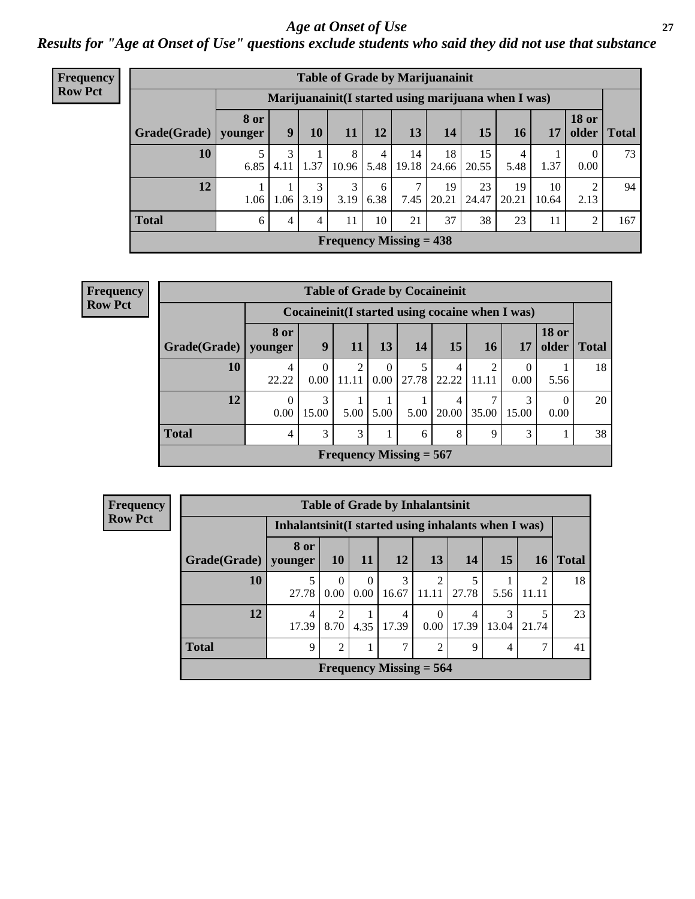# *Age at Onset of Use*

***Results for "Age at Onset of Use" questions exclude students who said they did not use that substance***

**Frequency Row Pct**

| Table of Grade by Marijuanainit | | | | | | | | | | | | |
|---|---|---|---|---|---|---|---|---|---|---|---|---|
| | Marijuanainit(I started using marijuana when I was) | | | | | | | | | | | |
| Grade(Grade) | 8 or younger | 9 | 10 | 11 | 12 | 13 | 14 | 15 | 16 | 17 | 18 or older | Total |
| 10 | 5<br>6.85 | 3<br>4.11 | 1<br>1.37 | 8<br>10.96 | 4<br>5.48 | 14<br>19.18 | 18<br>24.66 | 15<br>20.55 | 4<br>5.48 | 1<br>1.37 | 0<br>0.00 | 73 |
| 12 | 1<br>1.06 | 1<br>1.06 | 3<br>3.19 | 3<br>3.19 | 6<br>6.38 | 7<br>7.45 | 19<br>20.21 | 23<br>24.47 | 19<br>20.21 | 10<br>10.64 | 2<br>2.13 | 94 |
| Total | 6 | 4 | 4 | 11 | 10 | 21 | 37 | 38 | 23 | 11 | 2 | 167 |
| Frequency Missing = 438 | | | | | | | | | | | | |

**Frequency Row Pct**

| Table of Grade by Cocaineinit | | | | | | | | | | |
|---|---|---|---|---|---|---|---|---|---|---|
| | Cocaineinit(I started using cocaine when I was) | | | | | | | | | |
| Grade(Grade) | 8 or younger | 9 | 11 | 13 | 14 | 15 | 16 | 17 | 18 or older | Total |
| 10 | 4<br>22.22 | 0<br>0.00 | 2<br>11.11 | 0<br>0.00 | 5<br>27.78 | 4<br>22.22 | 2<br>11.11 | 0<br>0.00 | 1<br>5.56 | 18 |
| 12 | 0<br>0.00 | 3<br>15.00 | 1<br>5.00 | 1<br>5.00 | 1<br>5.00 | 4<br>20.00 | 7<br>35.00 | 3<br>15.00 | 0<br>0.00 | 20 |
| Total | 4 | 3 | 3 | 1 | 6 | 8 | 9 | 3 | 1 | 38 |
| Frequency Missing = 567 | | | | | | | | | | |

**Frequency Row Pct**

| Table of Grade by Inhalantsinit | | | | | | | | | |
|---|---|---|---|---|---|---|---|---|---|
| | Inhalantsinit(I started using inhalants when I was) | | | | | | | | |
| Grade(Grade) | 8 or younger | 10 | 11 | 12 | 13 | 14 | 15 | 16 | Total |
| 10 | 5<br>27.78 | 0<br>0.00 | 0<br>0.00 | 3<br>16.67 | 2<br>11.11 | 5<br>27.78 | 1<br>5.56 | 2<br>11.11 | 18 |
| 12 | 4<br>17.39 | 2<br>8.70 | 1<br>4.35 | 4<br>17.39 | 0<br>0.00 | 4<br>17.39 | 3<br>13.04 | 5<br>21.74 | 23 |
| Total | 9 | 2 | 1 | 7 | 2 | 9 | 4 | 7 | 41 |
| Frequency Missing = 564 | | | | | | | | | |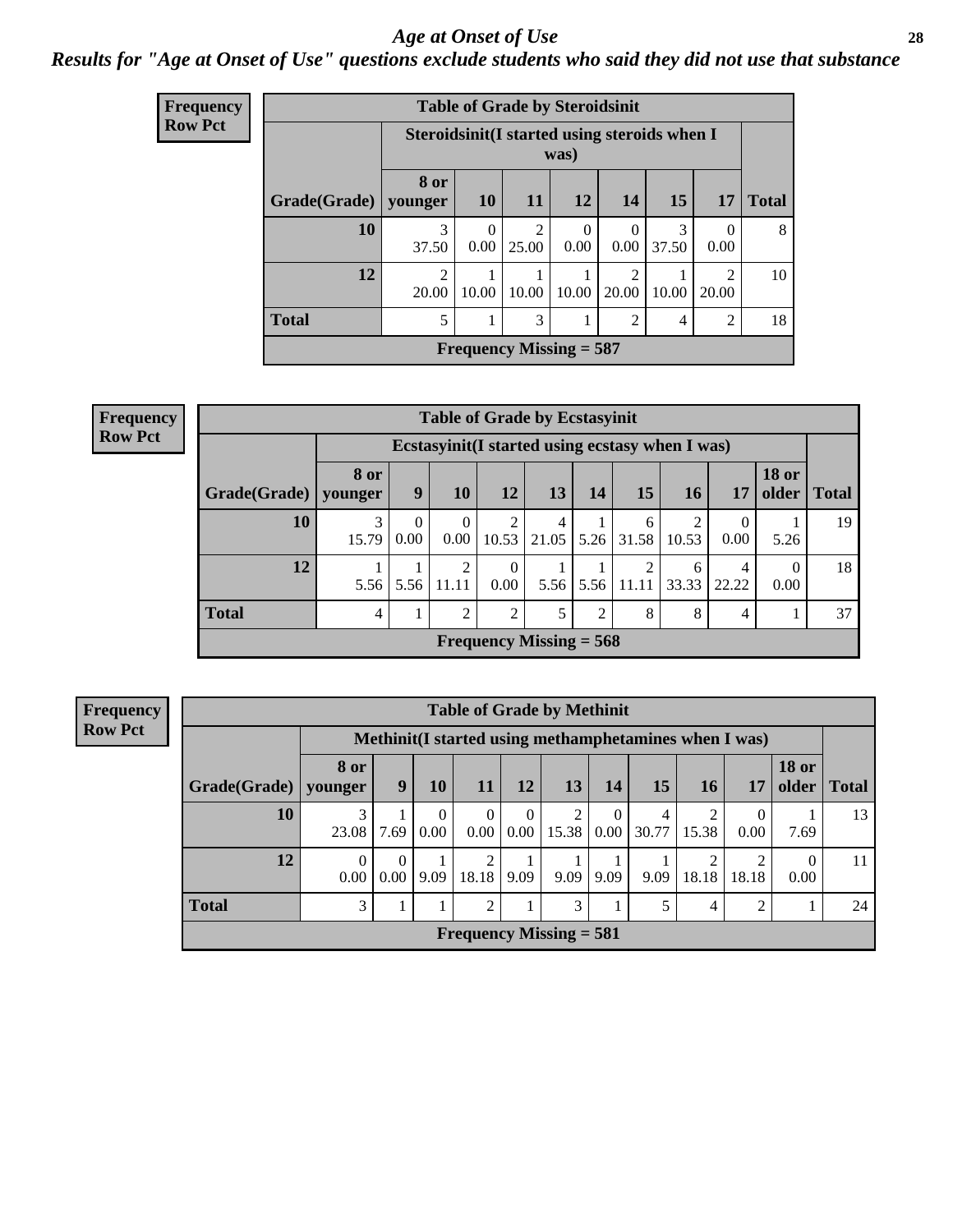# *Age at Onset of Use*

## *Results for "Age at Onset of Use" questions exclude students who said they did not use that substance*

**Frequency**
**Row Pct**

| Table of Grade by Steroidsinit | | | | | | | | |
|---|---|---|---|---|---|---|---|---|
| | Steroidsinit(I started using steroids when I was) | | | | | | | |
| Grade(Grade) | 8 or younger | 10 | 11 | 12 | 14 | 15 | 17 | Total |
| **10** | 3<br>37.50 | 0<br>0.00 | 2<br>25.00 | 0<br>0.00 | 0<br>0.00 | 3<br>37.50 | 0<br>0.00 | 8 |
| **12** | 2<br>20.00 | 1<br>10.00 | 1<br>10.00 | 1<br>10.00 | 2<br>20.00 | 1<br>10.00 | 2<br>20.00 | 10 |
| **Total** | 5 | 1 | 3 | 1 | 2 | 4 | 2 | 18 |
| Frequency Missing = 587 | | | | | | | | |

**Frequency**
**Row Pct**

| Table of Grade by Ecstasyinit | | | | | | | | | | | |
|---|---|---|---|---|---|---|---|---|---|---|---|
| | Ecstasyinit(I started using ecstasy when I was) | | | | | | | | | | |
| Grade(Grade) | 8 or younger | 9 | 10 | 12 | 13 | 14 | 15 | 16 | 17 | 18 or older | Total |
| **10** | 3<br>15.79 | 0<br>0.00 | 0<br>0.00 | 2<br>10.53 | 4<br>21.05 | 1<br>5.26 | 6<br>31.58 | 2<br>10.53 | 0<br>0.00 | 1<br>5.26 | 19 |
| **12** | 1<br>5.56 | 1<br>5.56 | 2<br>11.11 | 0<br>0.00 | 1<br>5.56 | 1<br>5.56 | 2<br>11.11 | 6<br>33.33 | 4<br>22.22 | 0<br>0.00 | 18 |
| **Total** | 4 | 1 | 2 | 2 | 5 | 2 | 8 | 8 | 4 | 1 | 37 |
| Frequency Missing = 568 | | | | | | | | | | | |

**Frequency**
**Row Pct**

| Table of Grade by Methinit | | | | | | | | | | | | |
|---|---|---|---|---|---|---|---|---|---|---|---|---|
| | Methinit(I started using methamphetamines when I was) | | | | | | | | | | | |
| Grade(Grade) | 8 or younger | 9 | 10 | 11 | 12 | 13 | 14 | 15 | 16 | 17 | 18 or older | Total |
| **10** | 3<br>23.08 | 1<br>7.69 | 0<br>0.00 | 0<br>0.00 | 0<br>0.00 | 2<br>15.38 | 0<br>0.00 | 4<br>30.77 | 2<br>15.38 | 0<br>0.00 | 1<br>7.69 | 13 |
| **12** | 0<br>0.00 | 0<br>0.00 | 1<br>9.09 | 2<br>18.18 | 1<br>9.09 | 1<br>9.09 | 1<br>9.09 | 1<br>9.09 | 2<br>18.18 | 2<br>18.18 | 0<br>0.00 | 11 |
| **Total** | 3 | 1 | 1 | 2 | 1 | 3 | 1 | 5 | 4 | 2 | 1 | 24 |
| Frequency Missing = 581 | | | | | | | | | | | | |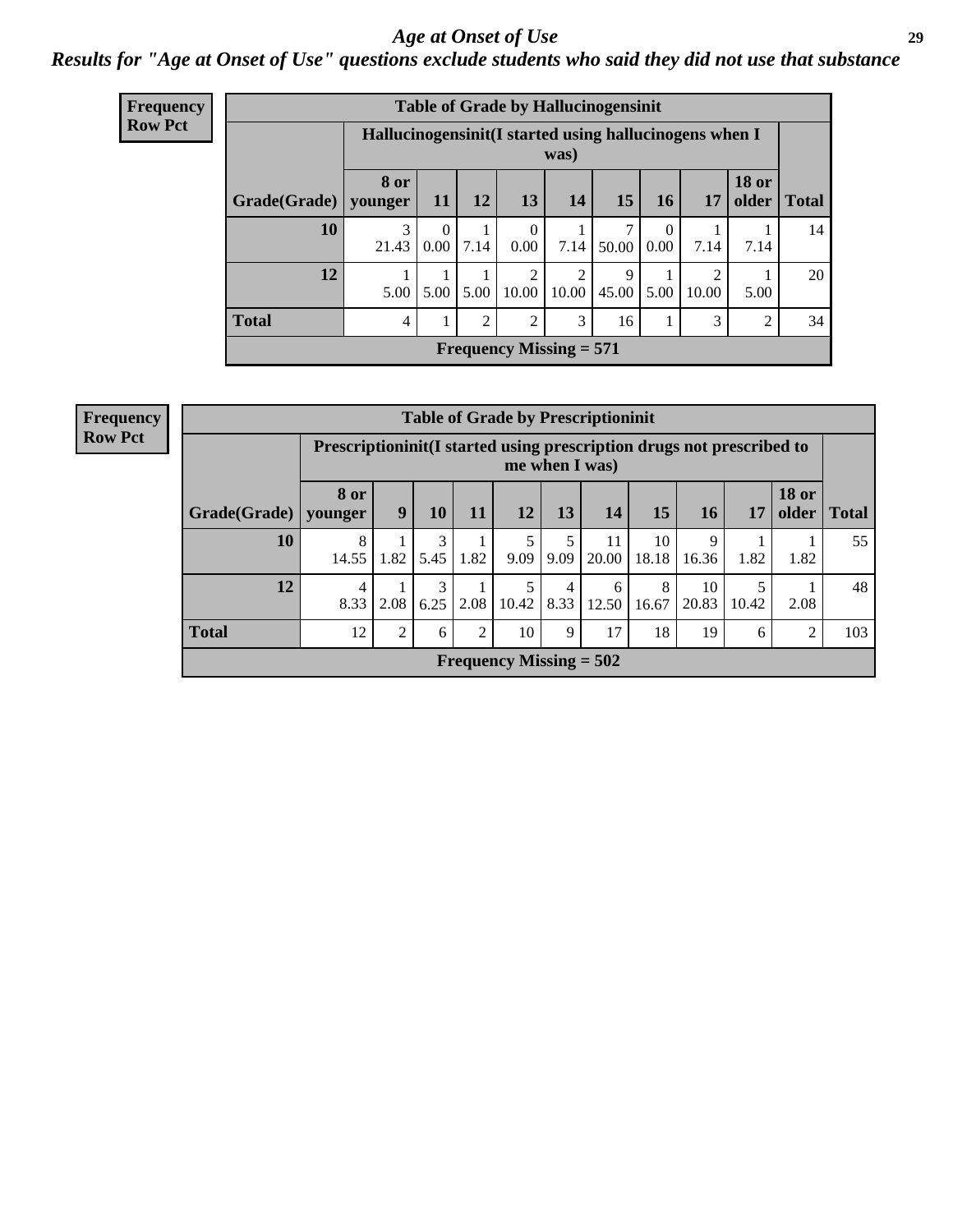# Age at Onset of Use

## Results for "Age at Onset of Use" questions exclude students who said they did not use that substance

**Frequency**
**Row Pct**

**Table of Grade by Hallucinogensinit**

| Grade(Grade) | Hallucinogensinit(I started using hallucinogens when I was) | | | | | | | | | Total |
|---|---|---|---|---|---|---|---|---|---|---|
| | 8 or younger | 11 | 12 | 13 | 14 | 15 | 16 | 17 | 18 or older | |
| **10** | 3<br>21.43 | 0<br>0.00 | 1<br>7.14 | 0<br>0.00 | 1<br>7.14 | 7<br>50.00 | 0<br>0.00 | 1<br>7.14 | 1<br>7.14 | 14 |
| **12** | 1<br>5.00 | 1<br>5.00 | 1<br>5.00 | 2<br>10.00 | 2<br>10.00 | 9<br>45.00 | 1<br>5.00 | 2<br>10.00 | 1<br>5.00 | 20 |
| **Total** | 4 | 1 | 2 | 2 | 3 | 16 | 1 | 3 | 2 | 34 |

**Frequency Missing = 571**

**Frequency**
**Row Pct**

**Table of Grade by Prescriptioninit**

| Grade(Grade) | Prescriptioninit(I started using prescription drugs not prescribed to me when I was) | | | | | | | | | | | Total |
|---|---|---|---|---|---|---|---|---|---|---|---|---|
| | 8 or younger | 9 | 10 | 11 | 12 | 13 | 14 | 15 | 16 | 17 | 18 or older | |
| **10** | 8<br>14.55 | 1<br>1.82 | 3<br>5.45 | 1<br>1.82 | 5<br>9.09 | 5<br>9.09 | 11<br>20.00 | 10<br>18.18 | 9<br>16.36 | 1<br>1.82 | 1<br>1.82 | 55 |
| **12** | 4<br>8.33 | 1<br>2.08 | 3<br>6.25 | 1<br>2.08 | 5<br>10.42 | 4<br>8.33 | 6<br>12.50 | 8<br>16.67 | 10<br>20.83 | 5<br>10.42 | 1<br>2.08 | 48 |
| **Total** | 12 | 2 | 6 | 2 | 10 | 9 | 17 | 18 | 19 | 6 | 2 | 103 |

**Frequency Missing = 502**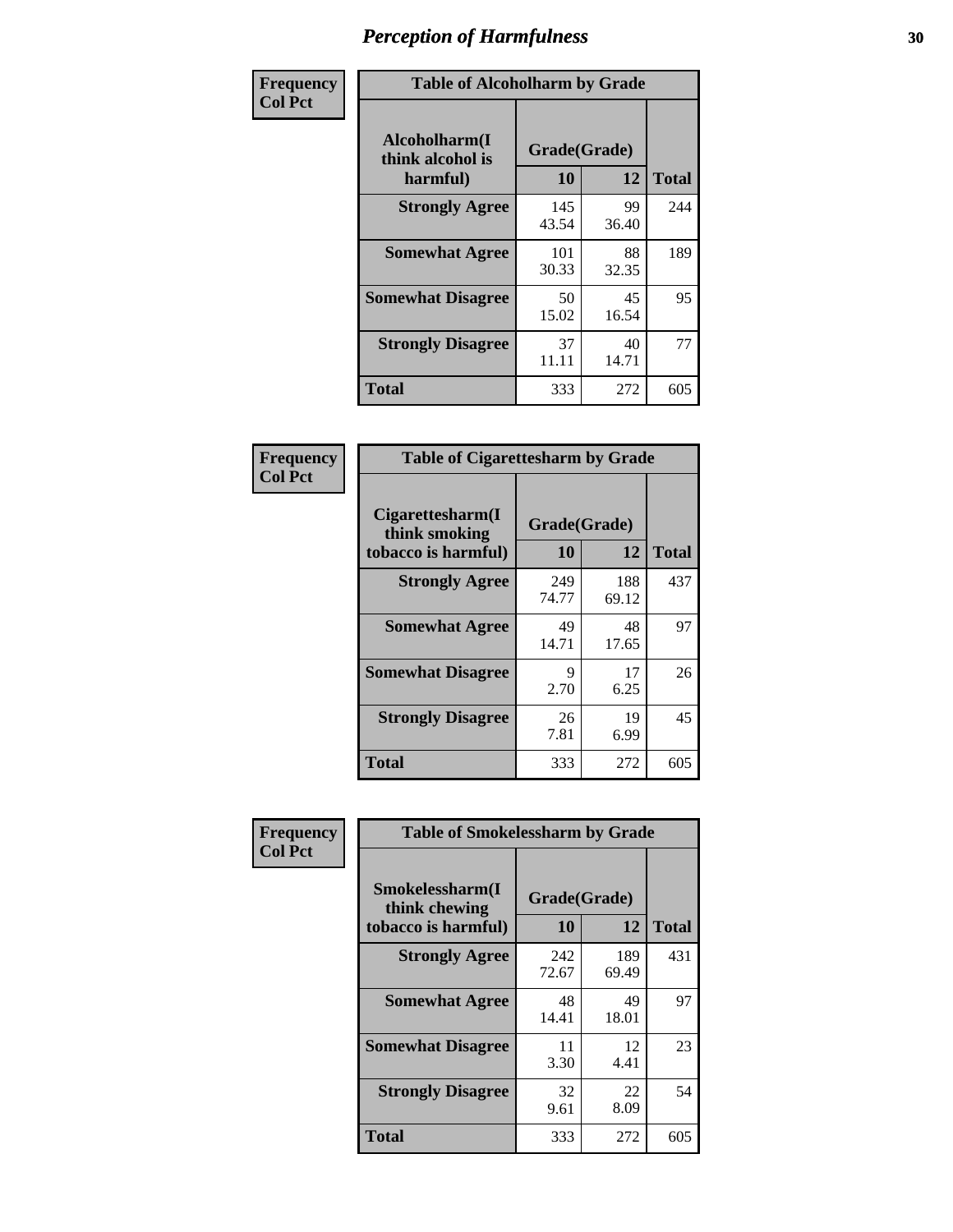# Perception of Harmfulness

| Frequency Col Pct |
|---|

**Table of Alcoholharm by Grade**

| Alcoholharm(I think alcohol is harmful) | Grade(Grade) 10 | 12 | Total |
|---|---|---|---|
| **Strongly Agree** | 145<br>43.54 | 99<br>36.40 | 244 |
| **Somewhat Agree** | 101<br>30.33 | 88<br>32.35 | 189 |
| **Somewhat Disagree** | 50<br>15.02 | 45<br>16.54 | 95 |
| **Strongly Disagree** | 37<br>11.11 | 40<br>14.71 | 77 |
| **Total** | 333 | 272 | 605 |

| Frequency Col Pct |
|---|

**Table of Cigarettesharm by Grade**

| Cigarettesharm(I think smoking tobacco is harmful) | Grade(Grade) 10 | 12 | Total |
|---|---|---|---|
| **Strongly Agree** | 249<br>74.77 | 188<br>69.12 | 437 |
| **Somewhat Agree** | 49<br>14.71 | 48<br>17.65 | 97 |
| **Somewhat Disagree** | 9<br>2.70 | 17<br>6.25 | 26 |
| **Strongly Disagree** | 26<br>7.81 | 19<br>6.99 | 45 |
| **Total** | 333 | 272 | 605 |

| Frequency Col Pct |
|---|

**Table of Smokelessharm by Grade**

| Smokelessharm(I think chewing tobacco is harmful) | Grade(Grade) 10 | 12 | Total |
|---|---|---|---|
| **Strongly Agree** | 242<br>72.67 | 189<br>69.49 | 431 |
| **Somewhat Agree** | 48<br>14.41 | 49<br>18.01 | 97 |
| **Somewhat Disagree** | 11<br>3.30 | 12<br>4.41 | 23 |
| **Strongly Disagree** | 32<br>9.61 | 22<br>8.09 | 54 |
| **Total** | 333 | 272 | 605 |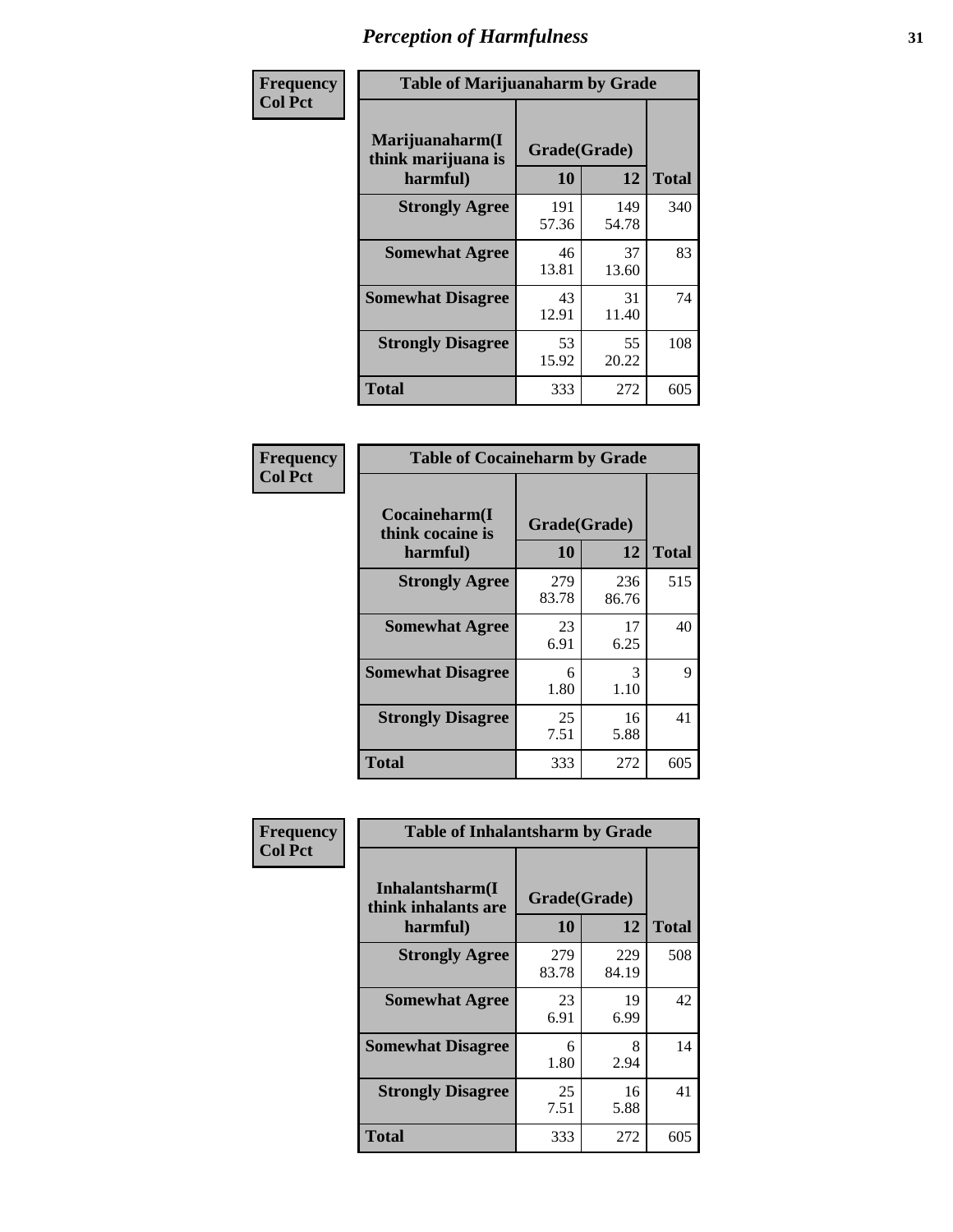# Perception of Harmfulness

**Frequency / Col Pct**

**Table of Marijuanaharm by Grade**

| Marijuanaharm(I think marijuana is harmful) | Grade(Grade) 10 | 12 | Total |
|---|---|---|---|
| **Strongly Agree** | 191<br>57.36 | 149<br>54.78 | 340 |
| **Somewhat Agree** | 46<br>13.81 | 37<br>13.60 | 83 |
| **Somewhat Disagree** | 43<br>12.91 | 31<br>11.40 | 74 |
| **Strongly Disagree** | 53<br>15.92 | 55<br>20.22 | 108 |
| **Total** | 333 | 272 | 605 |

**Frequency / Col Pct**

**Table of Cocaineharm by Grade**

| Cocaineharm(I think cocaine is harmful) | Grade(Grade) 10 | 12 | Total |
|---|---|---|---|
| **Strongly Agree** | 279<br>83.78 | 236<br>86.76 | 515 |
| **Somewhat Agree** | 23<br>6.91 | 17<br>6.25 | 40 |
| **Somewhat Disagree** | 6<br>1.80 | 3<br>1.10 | 9 |
| **Strongly Disagree** | 25<br>7.51 | 16<br>5.88 | 41 |
| **Total** | 333 | 272 | 605 |

**Frequency / Col Pct**

**Table of Inhalantsharm by Grade**

| Inhalantsharm(I think inhalants are harmful) | Grade(Grade) 10 | 12 | Total |
|---|---|---|---|
| **Strongly Agree** | 279<br>83.78 | 229<br>84.19 | 508 |
| **Somewhat Agree** | 23<br>6.91 | 19<br>6.99 | 42 |
| **Somewhat Disagree** | 6<br>1.80 | 8<br>2.94 | 14 |
| **Strongly Disagree** | 25<br>7.51 | 16<br>5.88 | 41 |
| **Total** | 333 | 272 | 605 |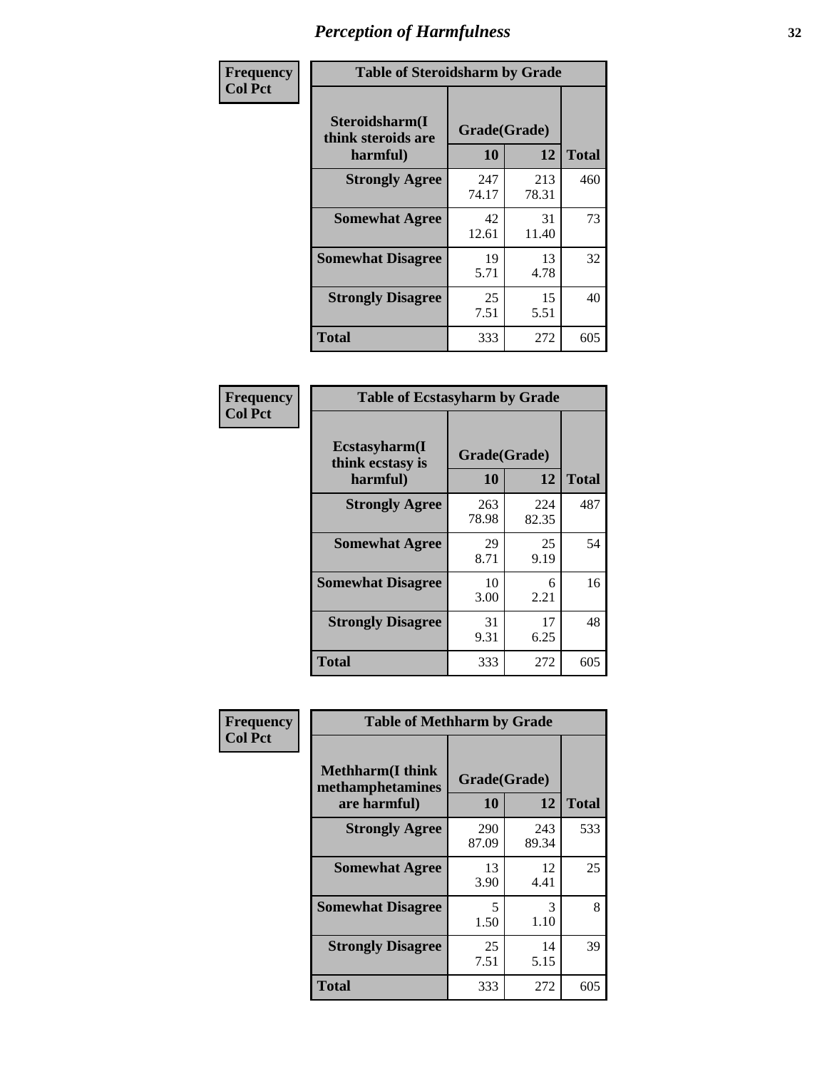# Perception of Harmfulness

**Frequency**
**Col Pct**

| Table of Steroidsharm by Grade | | | |
|---|---|---|---|
| Steroidsharm(I think steroids are harmful) | Grade(Grade) | | |
| | 10 | 12 | Total |
| **Strongly Agree** | 247<br>74.17 | 213<br>78.31 | 460 |
| **Somewhat Agree** | 42<br>12.61 | 31<br>11.40 | 73 |
| **Somewhat Disagree** | 19<br>5.71 | 13<br>4.78 | 32 |
| **Strongly Disagree** | 25<br>7.51 | 15<br>5.51 | 40 |
| **Total** | 333 | 272 | 605 |

**Frequency**
**Col Pct**

| Table of Ecstasyharm by Grade | | | |
|---|---|---|---|
| Ecstasyharm(I think ecstasy is harmful) | Grade(Grade) | | |
| | 10 | 12 | Total |
| **Strongly Agree** | 263<br>78.98 | 224<br>82.35 | 487 |
| **Somewhat Agree** | 29<br>8.71 | 25<br>9.19 | 54 |
| **Somewhat Disagree** | 10<br>3.00 | 6<br>2.21 | 16 |
| **Strongly Disagree** | 31<br>9.31 | 17<br>6.25 | 48 |
| **Total** | 333 | 272 | 605 |

**Frequency**
**Col Pct**

| Table of Methharm by Grade | | | |
|---|---|---|---|
| Methharm(I think methamphetamines are harmful) | Grade(Grade) | | |
| | 10 | 12 | Total |
| **Strongly Agree** | 290<br>87.09 | 243<br>89.34 | 533 |
| **Somewhat Agree** | 13<br>3.90 | 12<br>4.41 | 25 |
| **Somewhat Disagree** | 5<br>1.50 | 3<br>1.10 | 8 |
| **Strongly Disagree** | 25<br>7.51 | 14<br>5.15 | 39 |
| **Total** | 333 | 272 | 605 |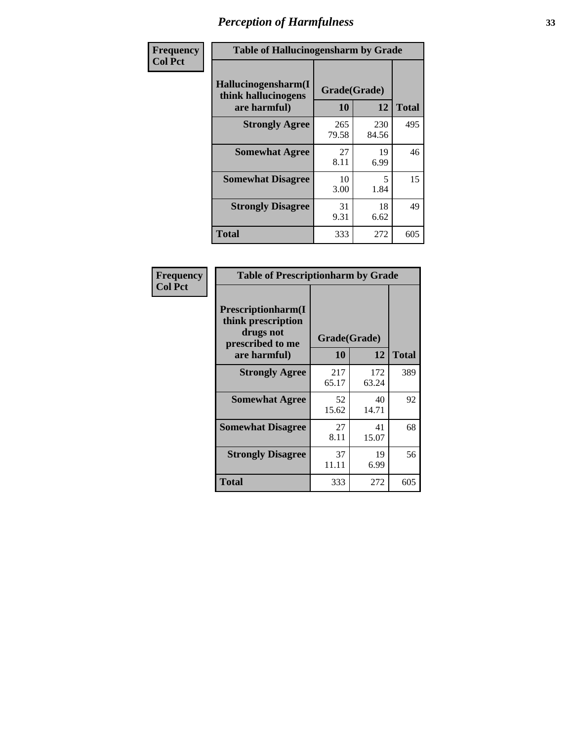# Perception of Harmfulness

| Frequency<br>Col Pct | Table of Hallucinogensharm by Grade | | |
|---|---|---|---|
| Hallucinogensharm(I think hallucinogens are harmful) | Grade(Grade) | | |
| | 10 | 12 | Total |
| Strongly Agree | 265<br>79.58 | 230<br>84.56 | 495 |
| Somewhat Agree | 27<br>8.11 | 19<br>6.99 | 46 |
| Somewhat Disagree | 10<br>3.00 | 5<br>1.84 | 15 |
| Strongly Disagree | 31<br>9.31 | 18<br>6.62 | 49 |
| Total | 333 | 272 | 605 |

| Frequency<br>Col Pct | Table of Prescriptionharm by Grade | | |
|---|---|---|---|
| Prescriptionharm(I think prescription drugs not prescribed to me are harmful) | Grade(Grade) | | |
| | 10 | 12 | Total |
| Strongly Agree | 217<br>65.17 | 172<br>63.24 | 389 |
| Somewhat Agree | 52<br>15.62 | 40<br>14.71 | 92 |
| Somewhat Disagree | 27<br>8.11 | 41<br>15.07 | 68 |
| Strongly Disagree | 37<br>11.11 | 19<br>6.99 | 56 |
| Total | 333 | 272 | 605 |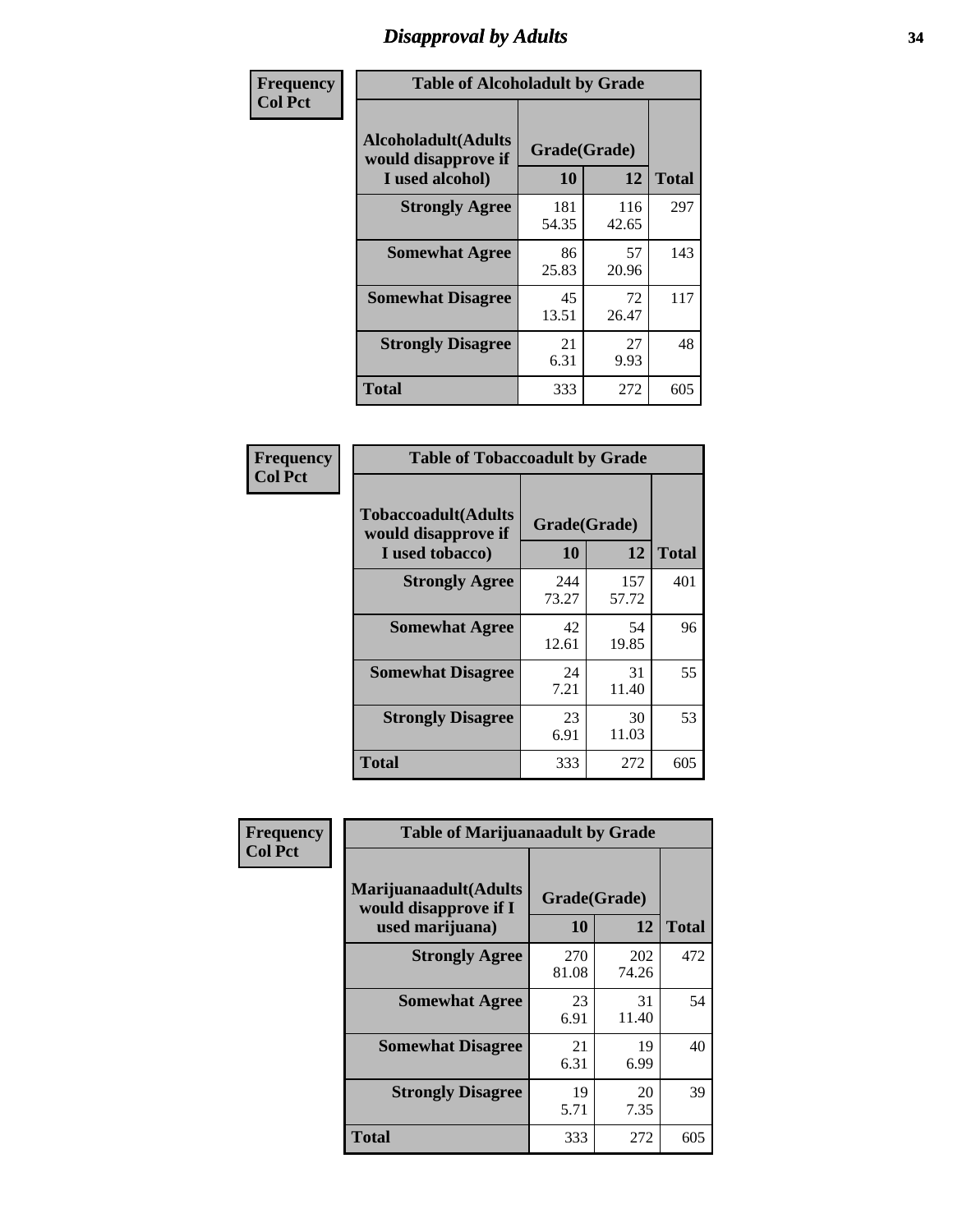# Disapproval by Adults

| Frequency Col Pct | Table of Alcoholadult by Grade | | |
|---|---|---|---|
| Alcoholadult(Adults would disapprove if I used alcohol) | Grade(Grade) | | |
| | 10 | 12 | Total |
| Strongly Agree | 181<br>54.35 | 116<br>42.65 | 297 |
| Somewhat Agree | 86<br>25.83 | 57<br>20.96 | 143 |
| Somewhat Disagree | 45<br>13.51 | 72<br>26.47 | 117 |
| Strongly Disagree | 21<br>6.31 | 27<br>9.93 | 48 |
| Total | 333 | 272 | 605 |

| Frequency Col Pct | Table of Tobaccoadult by Grade | | |
|---|---|---|---|
| Tobaccoadult(Adults would disapprove if I used tobacco) | Grade(Grade) | | |
| | 10 | 12 | Total |
| Strongly Agree | 244<br>73.27 | 157<br>57.72 | 401 |
| Somewhat Agree | 42<br>12.61 | 54<br>19.85 | 96 |
| Somewhat Disagree | 24<br>7.21 | 31<br>11.40 | 55 |
| Strongly Disagree | 23<br>6.91 | 30<br>11.03 | 53 |
| Total | 333 | 272 | 605 |

| Frequency Col Pct | Table of Marijuanaadult by Grade | | |
|---|---|---|---|
| Marijuanaadult(Adults would disapprove if I used marijuana) | Grade(Grade) | | |
| | 10 | 12 | Total |
| Strongly Agree | 270<br>81.08 | 202<br>74.26 | 472 |
| Somewhat Agree | 23<br>6.91 | 31<br>11.40 | 54 |
| Somewhat Disagree | 21<br>6.31 | 19<br>6.99 | 40 |
| Strongly Disagree | 19<br>5.71 | 20<br>7.35 | 39 |
| Total | 333 | 272 | 605 |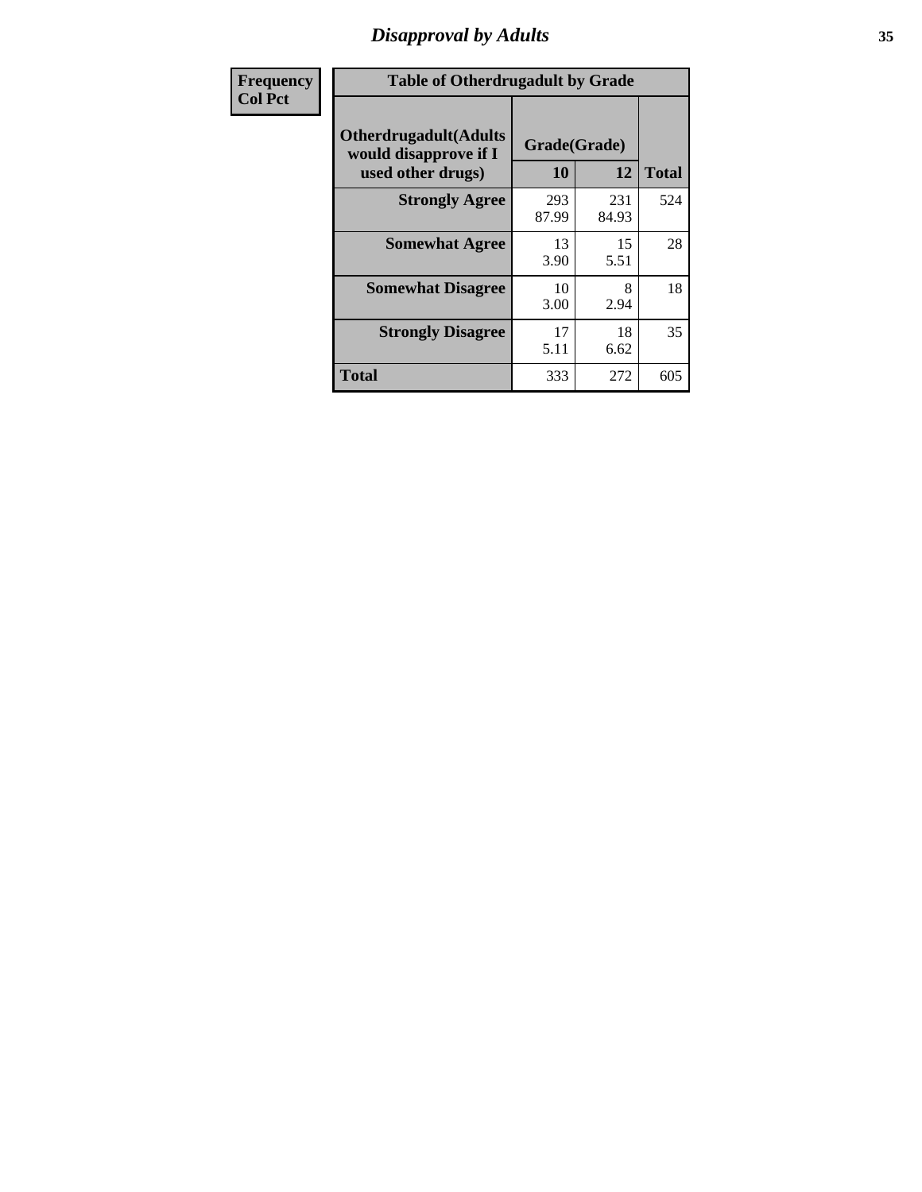# Disapproval by Adults

| Frequency<br>Col Pct | | | |
|---|---|---|---|

**Table of Otherdrugadult by Grade**

| Otherdrugadult(Adults would disapprove if I used other drugs) | Grade(Grade) | | |
|---|---|---|---|
| | 10 | 12 | Total |
| Strongly Agree | 293<br>87.99 | 231<br>84.93 | 524 |
| Somewhat Agree | 13<br>3.90 | 15<br>5.51 | 28 |
| Somewhat Disagree | 10<br>3.00 | 8<br>2.94 | 18 |
| Strongly Disagree | 17<br>5.11 | 18<br>6.62 | 35 |
| Total | 333 | 272 | 605 |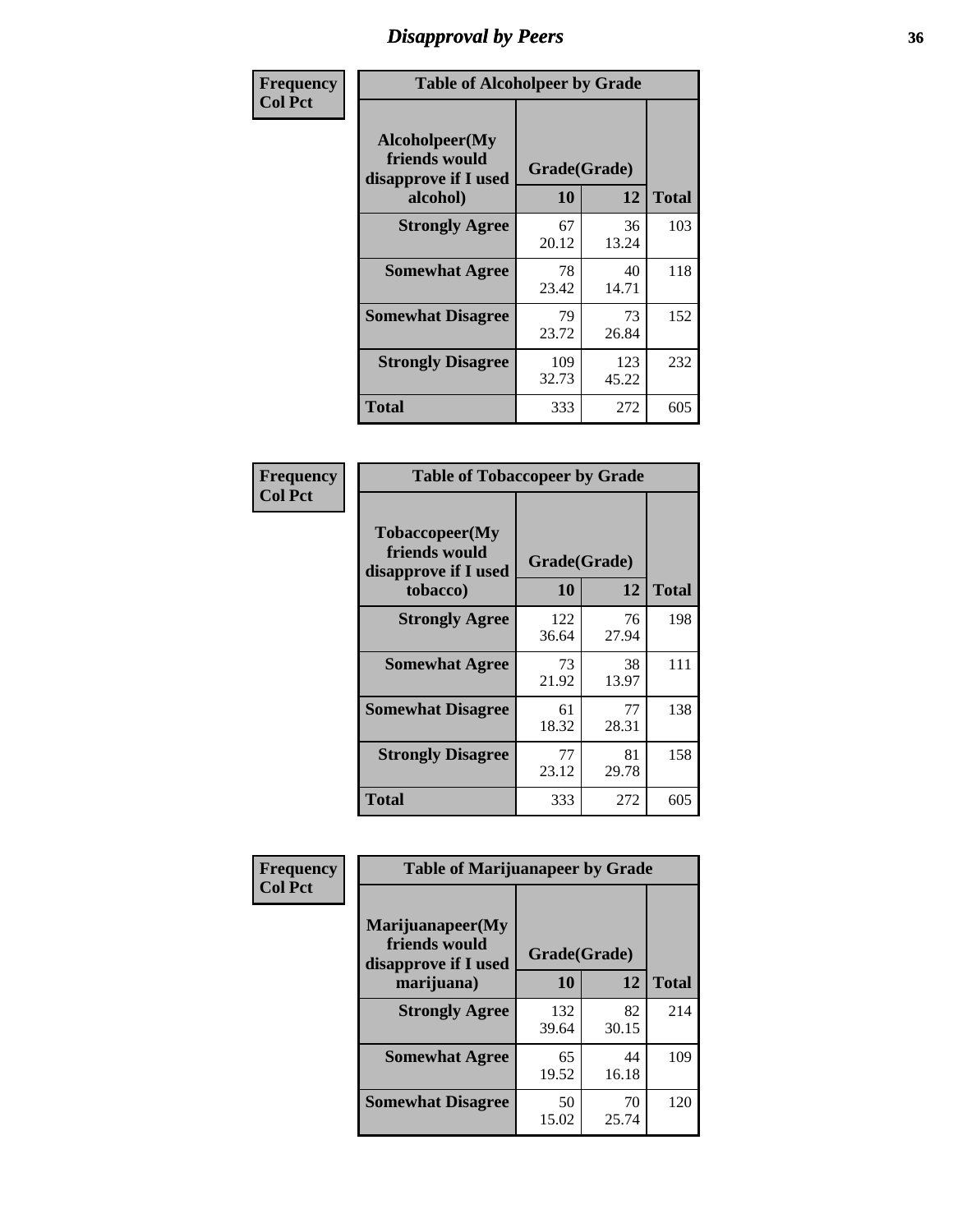# Disapproval by Peers

**Frequency**
**Col Pct**

| Table of Alcoholpeer by Grade | | | |
|---|---|---|---|
| Alcoholpeer(My friends would disapprove if I used alcohol) | Grade(Grade) | | Total |
| | 10 | 12 | |
| Strongly Agree | 67<br>20.12 | 36<br>13.24 | 103 |
| Somewhat Agree | 78<br>23.42 | 40<br>14.71 | 118 |
| Somewhat Disagree | 79<br>23.72 | 73<br>26.84 | 152 |
| Strongly Disagree | 109<br>32.73 | 123<br>45.22 | 232 |
| Total | 333 | 272 | 605 |

**Frequency**
**Col Pct**

| Table of Tobaccopeer by Grade | | | |
|---|---|---|---|
| Tobaccopeer(My friends would disapprove if I used tobacco) | Grade(Grade) | | Total |
| | 10 | 12 | |
| Strongly Agree | 122<br>36.64 | 76<br>27.94 | 198 |
| Somewhat Agree | 73<br>21.92 | 38<br>13.97 | 111 |
| Somewhat Disagree | 61<br>18.32 | 77<br>28.31 | 138 |
| Strongly Disagree | 77<br>23.12 | 81<br>29.78 | 158 |
| Total | 333 | 272 | 605 |

**Frequency**
**Col Pct**

| Table of Marijuanapeer by Grade | | | |
|---|---|---|---|
| Marijuanapeer(My friends would disapprove if I used marijuana) | Grade(Grade) | | Total |
| | 10 | 12 | |
| Strongly Agree | 132<br>39.64 | 82<br>30.15 | 214 |
| Somewhat Agree | 65<br>19.52 | 44<br>16.18 | 109 |
| Somewhat Disagree | 50<br>15.02 | 70<br>25.74 | 120 |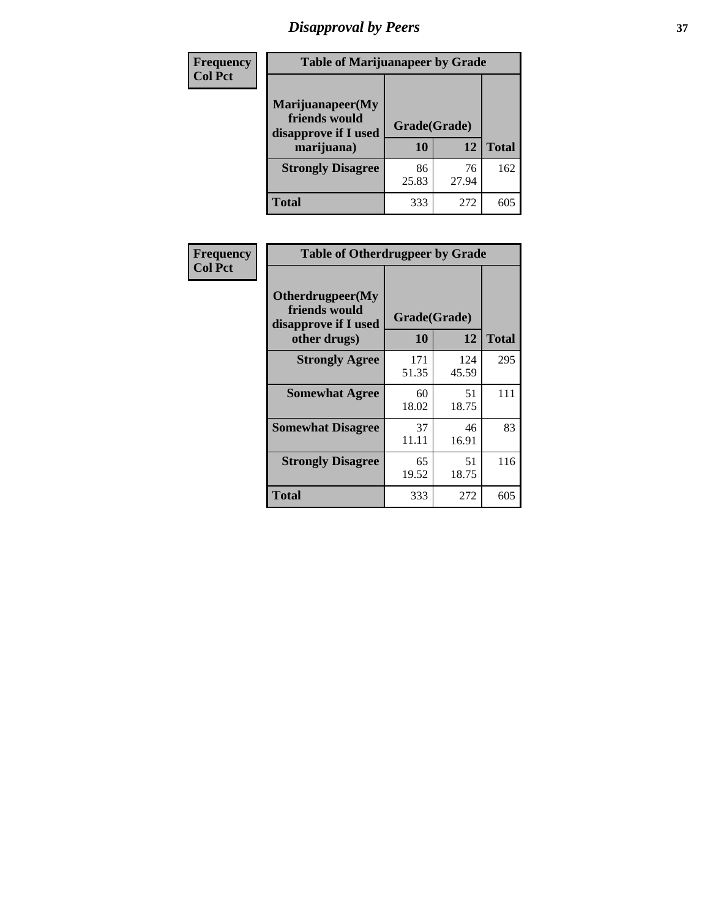# *Disapproval by Peers*

**Frequency**
**Col Pct**

| Table of Marijuanapeer by Grade | | | |
|---|---|---|---|
| **Marijuanapeer(My friends would disapprove if I used marijuana)** | **Grade(Grade)** | | |
| | **10** | **12** | **Total** |
| **Strongly Disagree** | 86<br>25.83 | 76<br>27.94 | 162 |
| **Total** | 333 | 272 | 605 |

**Frequency**
**Col Pct**

| Table of Otherdrugpeer by Grade | | | |
|---|---|---|---|
| **Otherdrugpeer(My friends would disapprove if I used other drugs)** | **Grade(Grade)** | | |
| | **10** | **12** | **Total** |
| **Strongly Agree** | 171<br>51.35 | 124<br>45.59 | 295 |
| **Somewhat Agree** | 60<br>18.02 | 51<br>18.75 | 111 |
| **Somewhat Disagree** | 37<br>11.11 | 46<br>16.91 | 83 |
| **Strongly Disagree** | 65<br>19.52 | 51<br>18.75 | 116 |
| **Total** | 333 | 272 | 605 |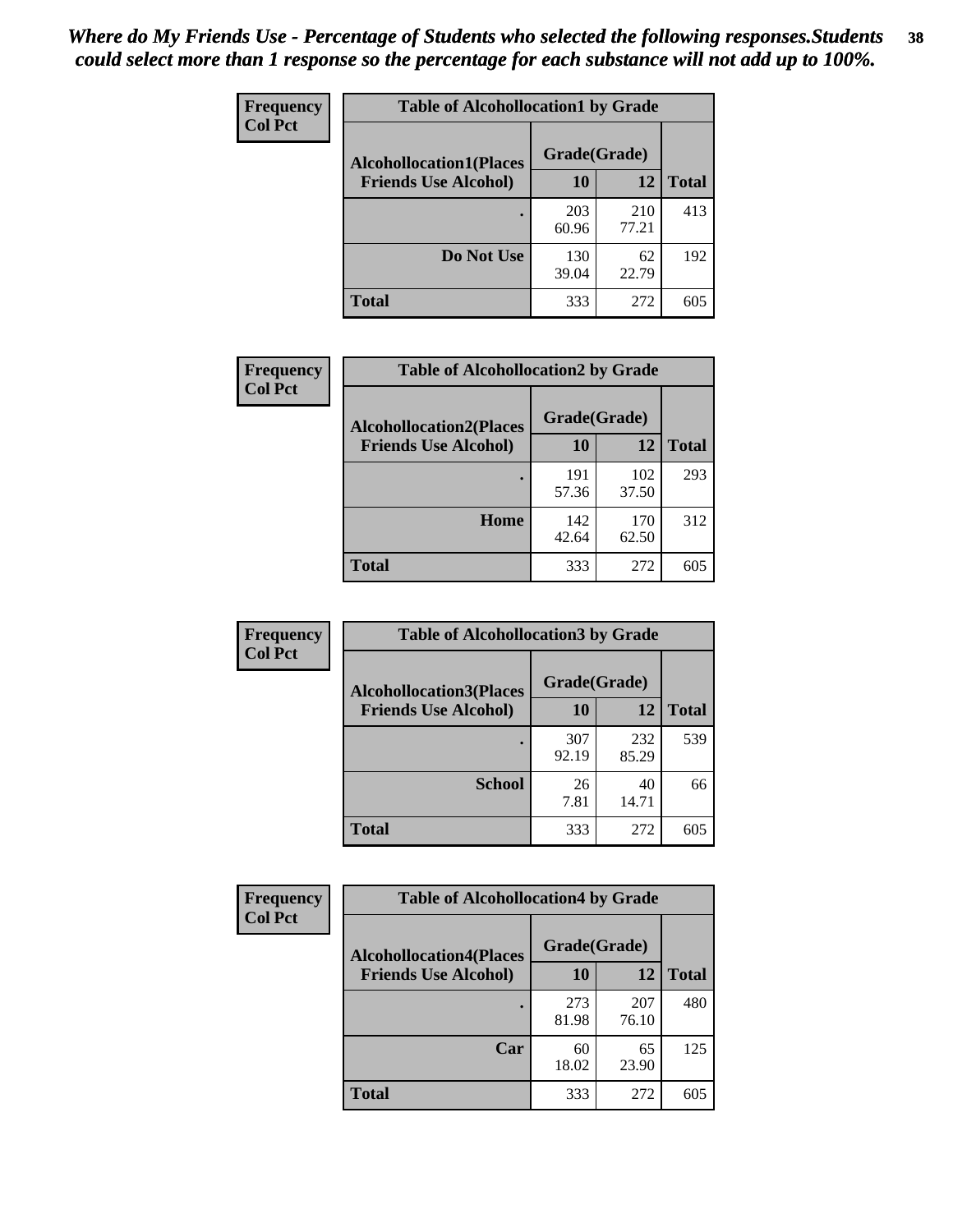*Where do My Friends Use - Percentage of Students who selected the following responses.Students could select more than 1 response so the percentage for each substance will not add up to 100%.*

**Frequency**
**Col Pct**

| Table of Alcohollocation1 by Grade | | | |
|---|---|---|---|
| **Alcohollocation1(Places Friends Use Alcohol)** | **Grade(Grade)** | | **Total** |
| | **10** | **12** | |
| . | 203<br>60.96 | 210<br>77.21 | 413 |
| **Do Not Use** | 130<br>39.04 | 62<br>22.79 | 192 |
| **Total** | 333 | 272 | 605 |

**Frequency**
**Col Pct**

| Table of Alcohollocation2 by Grade | | | |
|---|---|---|---|
| **Alcohollocation2(Places Friends Use Alcohol)** | **Grade(Grade)** | | **Total** |
| | **10** | **12** | |
| . | 191<br>57.36 | 102<br>37.50 | 293 |
| **Home** | 142<br>42.64 | 170<br>62.50 | 312 |
| **Total** | 333 | 272 | 605 |

**Frequency**
**Col Pct**

| Table of Alcohollocation3 by Grade | | | |
|---|---|---|---|
| **Alcohollocation3(Places Friends Use Alcohol)** | **Grade(Grade)** | | **Total** |
| | **10** | **12** | |
| . | 307<br>92.19 | 232<br>85.29 | 539 |
| **School** | 26<br>7.81 | 40<br>14.71 | 66 |
| **Total** | 333 | 272 | 605 |

**Frequency**
**Col Pct**

| Table of Alcohollocation4 by Grade | | | |
|---|---|---|---|
| **Alcohollocation4(Places Friends Use Alcohol)** | **Grade(Grade)** | | **Total** |
| | **10** | **12** | |
| . | 273<br>81.98 | 207<br>76.10 | 480 |
| **Car** | 60<br>18.02 | 65<br>23.90 | 125 |
| **Total** | 333 | 272 | 605 |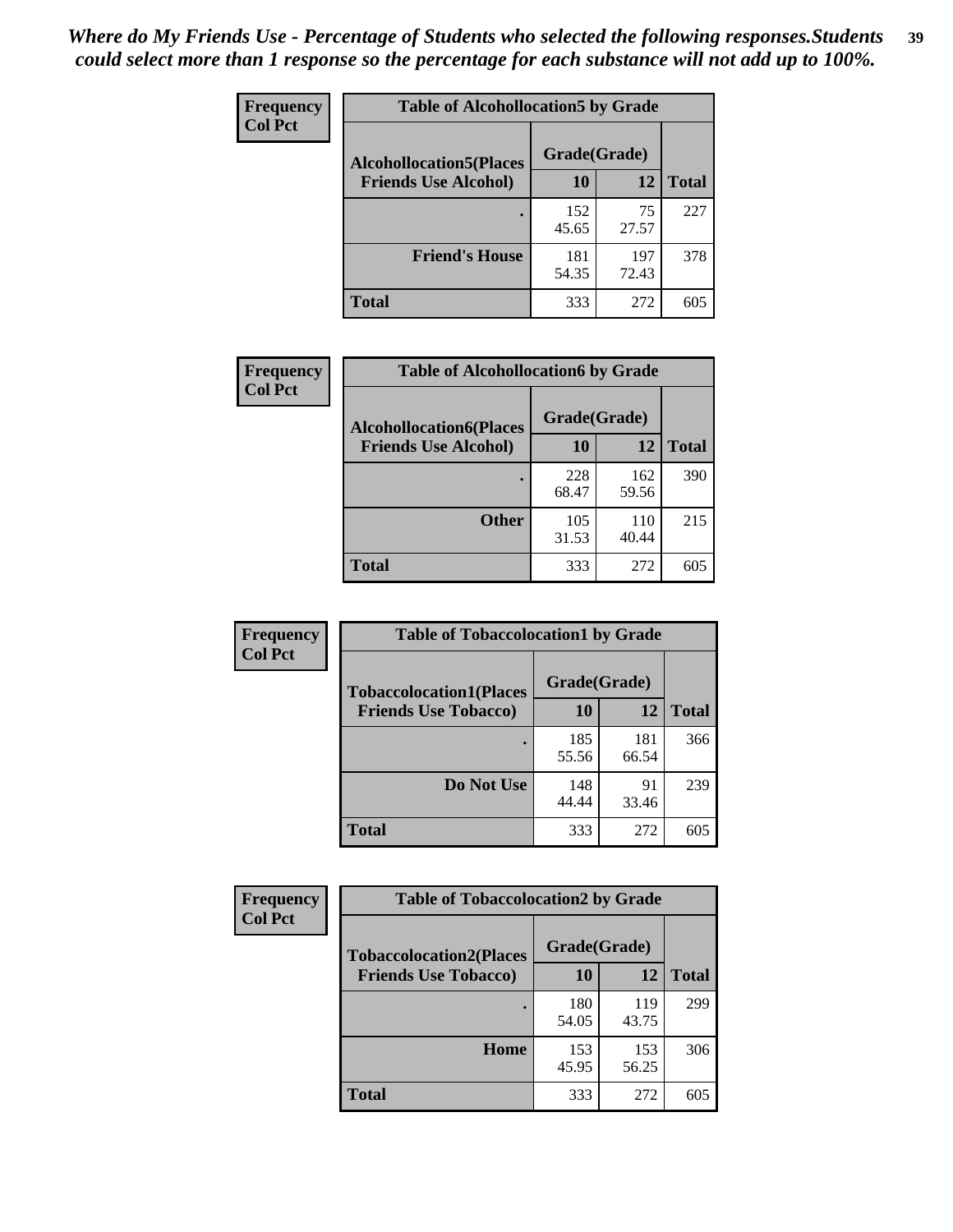*Where do My Friends Use - Percentage of Students who selected the following responses.Students could select more than 1 response so the percentage for each substance will not add up to 100%.*

**Frequency**
**Col Pct**

| Table of Alcohollocation5 by Grade | | | |
|---|---|---|---|
| **Alcohollocation5(Places Friends Use Alcohol)** | **Grade(Grade)** | | |
| | **10** | **12** | **Total** |
| . | 152<br>45.65 | 75<br>27.57 | 227 |
| **Friend's House** | 181<br>54.35 | 197<br>72.43 | 378 |
| **Total** | 333 | 272 | 605 |

**Frequency**
**Col Pct**

| Table of Alcohollocation6 by Grade | | | |
|---|---|---|---|
| **Alcohollocation6(Places Friends Use Alcohol)** | **Grade(Grade)** | | |
| | **10** | **12** | **Total** |
| . | 228<br>68.47 | 162<br>59.56 | 390 |
| **Other** | 105<br>31.53 | 110<br>40.44 | 215 |
| **Total** | 333 | 272 | 605 |

**Frequency**
**Col Pct**

| Table of Tobaccolocation1 by Grade | | | |
|---|---|---|---|
| **Tobaccolocation1(Places Friends Use Tobacco)** | **Grade(Grade)** | | |
| | **10** | **12** | **Total** |
| . | 185<br>55.56 | 181<br>66.54 | 366 |
| **Do Not Use** | 148<br>44.44 | 91<br>33.46 | 239 |
| **Total** | 333 | 272 | 605 |

**Frequency**
**Col Pct**

| Table of Tobaccolocation2 by Grade | | | |
|---|---|---|---|
| **Tobaccolocation2(Places Friends Use Tobacco)** | **Grade(Grade)** | | |
| | **10** | **12** | **Total** |
| . | 180<br>54.05 | 119<br>43.75 | 299 |
| **Home** | 153<br>45.95 | 153<br>56.25 | 306 |
| **Total** | 333 | 272 | 605 |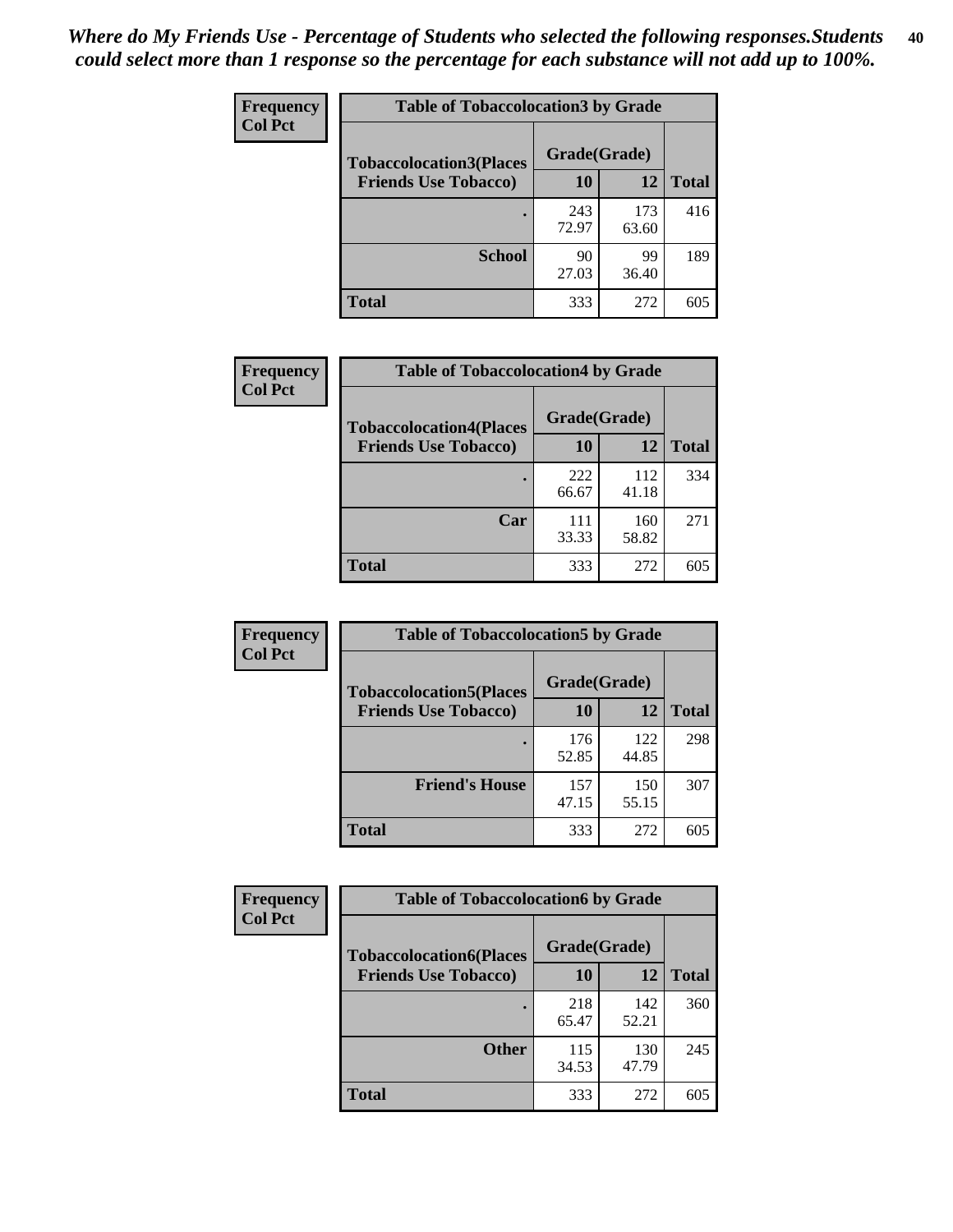*Where do My Friends Use - Percentage of Students who selected the following responses.Students could select more than 1 response so the percentage for each substance will not add up to 100%.*

**Frequency**
**Col Pct**

| Table of Tobaccolocation3 by Grade | | | |
|---|---|---|---|
| **Tobaccolocation3(Places Friends Use Tobacco)** | **Grade(Grade)** | | **Total** |
| | **10** | **12** | |
| **.** | 243<br>72.97 | 173<br>63.60 | 416 |
| **School** | 90<br>27.03 | 99<br>36.40 | 189 |
| **Total** | 333 | 272 | 605 |

**Frequency**
**Col Pct**

| Table of Tobaccolocation4 by Grade | | | |
|---|---|---|---|
| **Tobaccolocation4(Places Friends Use Tobacco)** | **Grade(Grade)** | | **Total** |
| | **10** | **12** | |
| **.** | 222<br>66.67 | 112<br>41.18 | 334 |
| **Car** | 111<br>33.33 | 160<br>58.82 | 271 |
| **Total** | 333 | 272 | 605 |

**Frequency**
**Col Pct**

| Table of Tobaccolocation5 by Grade | | | |
|---|---|---|---|
| **Tobaccolocation5(Places Friends Use Tobacco)** | **Grade(Grade)** | | **Total** |
| | **10** | **12** | |
| **.** | 176<br>52.85 | 122<br>44.85 | 298 |
| **Friend's House** | 157<br>47.15 | 150<br>55.15 | 307 |
| **Total** | 333 | 272 | 605 |

**Frequency**
**Col Pct**

| Table of Tobaccolocation6 by Grade | | | |
|---|---|---|---|
| **Tobaccolocation6(Places Friends Use Tobacco)** | **Grade(Grade)** | | **Total** |
| | **10** | **12** | |
| **.** | 218<br>65.47 | 142<br>52.21 | 360 |
| **Other** | 115<br>34.53 | 130<br>47.79 | 245 |
| **Total** | 333 | 272 | 605 |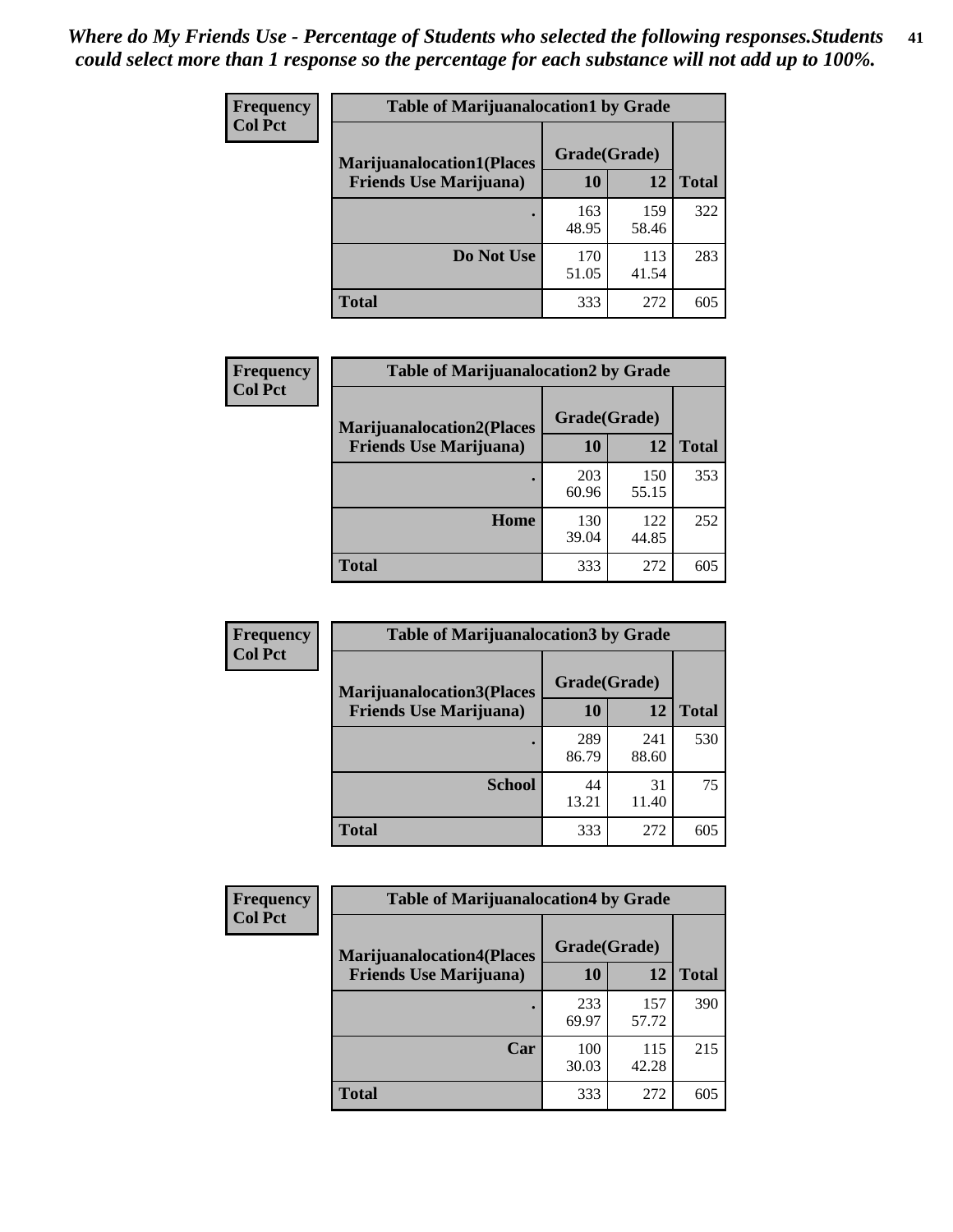*Where do My Friends Use - Percentage of Students who selected the following responses.Students could select more than 1 response so the percentage for each substance will not add up to 100%.*

**Frequency**
**Col Pct**

| Table of Marijuanalocation1 by Grade | | | |
|---|---|---|---|
| **Marijuanalocation1(Places Friends Use Marijuana)** | **Grade(Grade)** | | **Total** |
| | **10** | **12** | |
| **.** | 163<br>48.95 | 159<br>58.46 | 322 |
| **Do Not Use** | 170<br>51.05 | 113<br>41.54 | 283 |
| **Total** | 333 | 272 | 605 |

**Frequency**
**Col Pct**

| Table of Marijuanalocation2 by Grade | | | |
|---|---|---|---|
| **Marijuanalocation2(Places Friends Use Marijuana)** | **Grade(Grade)** | | **Total** |
| | **10** | **12** | |
| **.** | 203<br>60.96 | 150<br>55.15 | 353 |
| **Home** | 130<br>39.04 | 122<br>44.85 | 252 |
| **Total** | 333 | 272 | 605 |

**Frequency**
**Col Pct**

| Table of Marijuanalocation3 by Grade | | | |
|---|---|---|---|
| **Marijuanalocation3(Places Friends Use Marijuana)** | **Grade(Grade)** | | **Total** |
| | **10** | **12** | |
| **.** | 289<br>86.79 | 241<br>88.60 | 530 |
| **School** | 44<br>13.21 | 31<br>11.40 | 75 |
| **Total** | 333 | 272 | 605 |

**Frequency**
**Col Pct**

| Table of Marijuanalocation4 by Grade | | | |
|---|---|---|---|
| **Marijuanalocation4(Places Friends Use Marijuana)** | **Grade(Grade)** | | **Total** |
| | **10** | **12** | |
| **.** | 233<br>69.97 | 157<br>57.72 | 390 |
| **Car** | 100<br>30.03 | 115<br>42.28 | 215 |
| **Total** | 333 | 272 | 605 |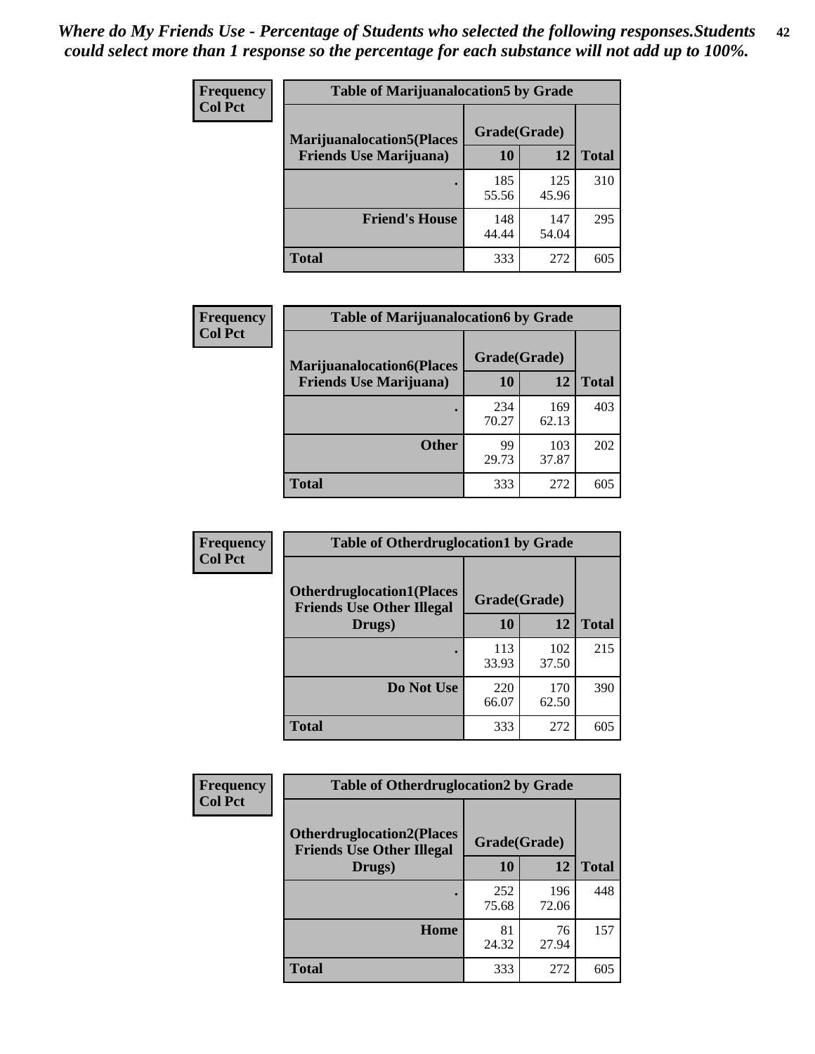*Where do My Friends Use - Percentage of Students who selected the following responses.Students could select more than 1 response so the percentage for each substance will not add up to 100%.*

**Frequency**
**Col Pct**

| Table of Marijuanalocation5 by Grade | | | |
|---|---|---|---|
| **Marijuanalocation5(Places Friends Use Marijuana)** | **Grade(Grade)** | | **Total** |
| | **10** | **12** | |
| . | 185<br>55.56 | 125<br>45.96 | 310 |
| **Friend's House** | 148<br>44.44 | 147<br>54.04 | 295 |
| **Total** | 333 | 272 | 605 |

**Frequency**
**Col Pct**

| Table of Marijuanalocation6 by Grade | | | |
|---|---|---|---|
| **Marijuanalocation6(Places Friends Use Marijuana)** | **Grade(Grade)** | | **Total** |
| | **10** | **12** | |
| . | 234<br>70.27 | 169<br>62.13 | 403 |
| **Other** | 99<br>29.73 | 103<br>37.87 | 202 |
| **Total** | 333 | 272 | 605 |

**Frequency**
**Col Pct**

| Table of Otherdruglocation1 by Grade | | | |
|---|---|---|---|
| **Otherdruglocation1(Places Friends Use Other Illegal Drugs)** | **Grade(Grade)** | | **Total** |
| | **10** | **12** | |
| . | 113<br>33.93 | 102<br>37.50 | 215 |
| **Do Not Use** | 220<br>66.07 | 170<br>62.50 | 390 |
| **Total** | 333 | 272 | 605 |

**Frequency**
**Col Pct**

| Table of Otherdruglocation2 by Grade | | | |
|---|---|---|---|
| **Otherdruglocation2(Places Friends Use Other Illegal Drugs)** | **Grade(Grade)** | | **Total** |
| | **10** | **12** | |
| . | 252<br>75.68 | 196<br>72.06 | 448 |
| **Home** | 81<br>24.32 | 76<br>27.94 | 157 |
| **Total** | 333 | 272 | 605 |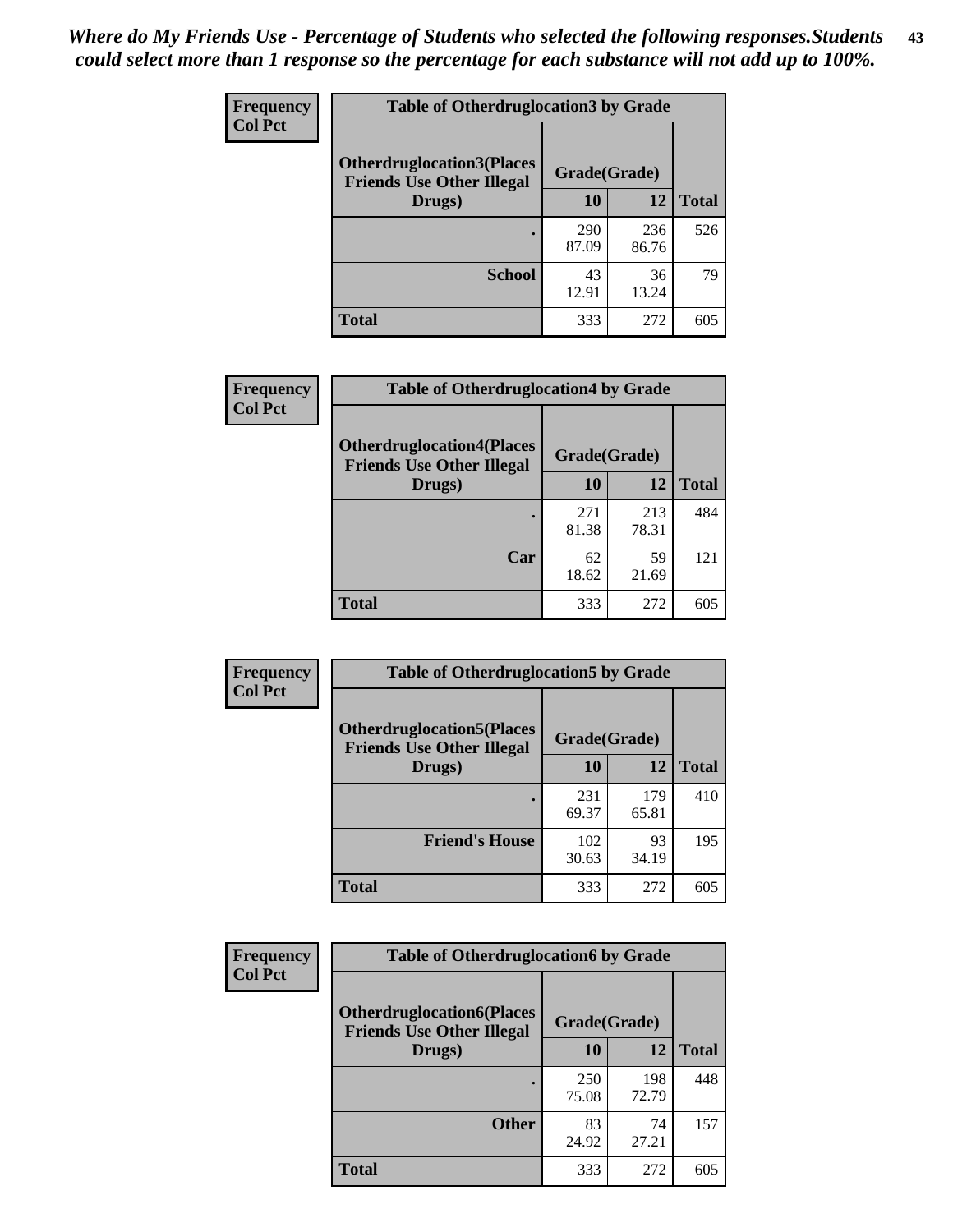*Where do My Friends Use - Percentage of Students who selected the following responses.Students could select more than 1 response so the percentage for each substance will not add up to 100%.*

Frequency
Col Pct

| Table of Otherdruglocation3 by Grade | | | |
|---|---|---|---|
| Otherdruglocation3(Places Friends Use Other Illegal Drugs) | Grade(Grade) | | Total |
| | 10 | 12 | |
| . | 290<br>87.09 | 236<br>86.76 | 526 |
| School | 43<br>12.91 | 36<br>13.24 | 79 |
| Total | 333 | 272 | 605 |

Frequency
Col Pct

| Table of Otherdruglocation4 by Grade | | | |
|---|---|---|---|
| Otherdruglocation4(Places Friends Use Other Illegal Drugs) | Grade(Grade) | | Total |
| | 10 | 12 | |
| . | 271<br>81.38 | 213<br>78.31 | 484 |
| Car | 62<br>18.62 | 59<br>21.69 | 121 |
| Total | 333 | 272 | 605 |

Frequency
Col Pct

| Table of Otherdruglocation5 by Grade | | | |
|---|---|---|---|
| Otherdruglocation5(Places Friends Use Other Illegal Drugs) | Grade(Grade) | | Total |
| | 10 | 12 | |
| . | 231<br>69.37 | 179<br>65.81 | 410 |
| Friend's House | 102<br>30.63 | 93<br>34.19 | 195 |
| Total | 333 | 272 | 605 |

Frequency
Col Pct

| Table of Otherdruglocation6 by Grade | | | |
|---|---|---|---|
| Otherdruglocation6(Places Friends Use Other Illegal Drugs) | Grade(Grade) | | Total |
| | 10 | 12 | |
| . | 250<br>75.08 | 198<br>72.79 | 448 |
| Other | 83<br>24.92 | 74<br>27.21 | 157 |
| Total | 333 | 272 | 605 |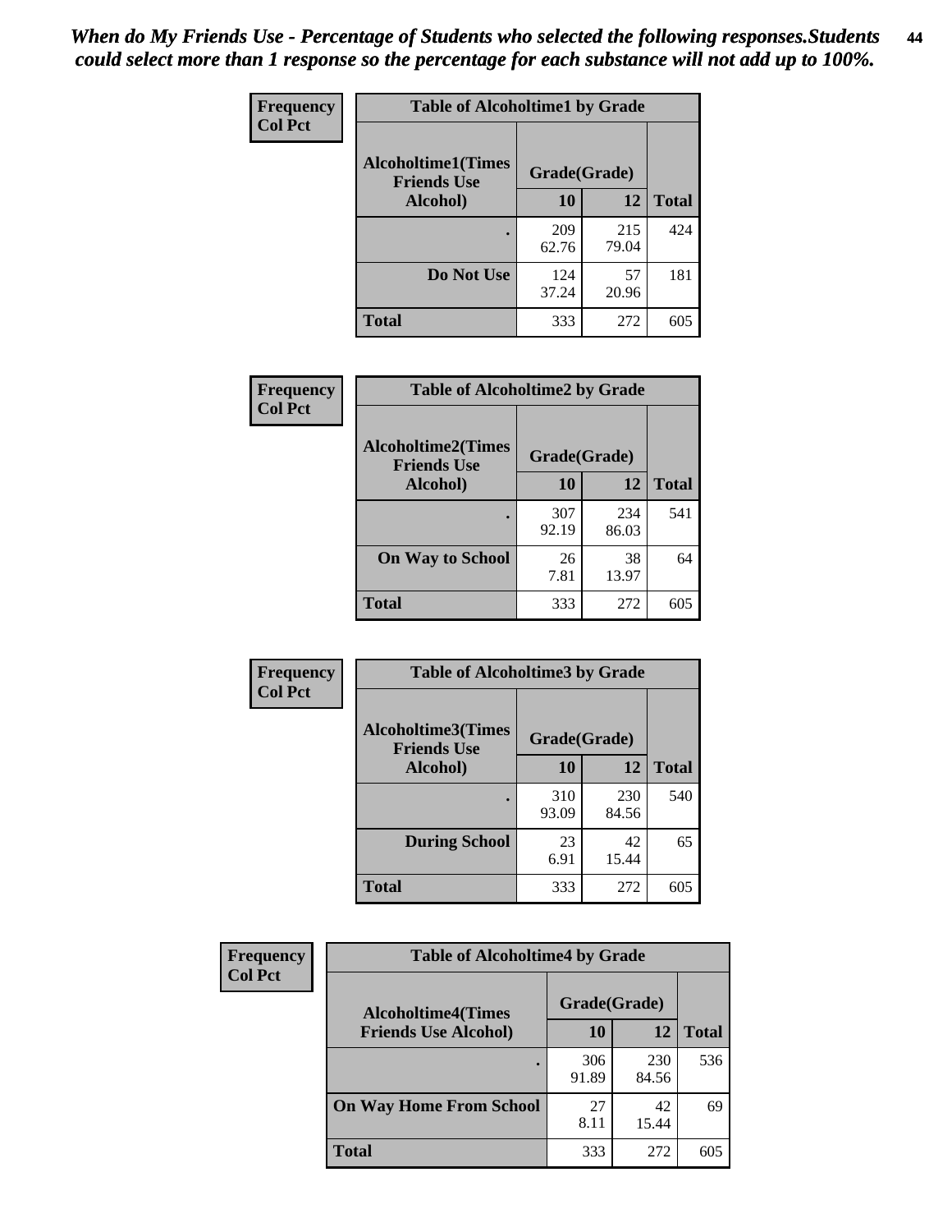*When do My Friends Use - Percentage of Students who selected the following responses.Students could select more than 1 response so the percentage for each substance will not add up to 100%.*

**Frequency**
**Col Pct**

| Table of Alcoholtime1 by Grade | | | |
|---|---|---|---|
| Alcoholtime1(Times Friends Use Alcohol) | Grade(Grade) | | Total |
| | 10 | 12 | |
| . | 209<br>62.76 | 215<br>79.04 | 424 |
| Do Not Use | 124<br>37.24 | 57<br>20.96 | 181 |
| Total | 333 | 272 | 605 |

**Frequency**
**Col Pct**

| Table of Alcoholtime2 by Grade | | | |
|---|---|---|---|
| Alcoholtime2(Times Friends Use Alcohol) | Grade(Grade) | | Total |
| | 10 | 12 | |
| . | 307<br>92.19 | 234<br>86.03 | 541 |
| On Way to School | 26<br>7.81 | 38<br>13.97 | 64 |
| Total | 333 | 272 | 605 |

**Frequency**
**Col Pct**

| Table of Alcoholtime3 by Grade | | | |
|---|---|---|---|
| Alcoholtime3(Times Friends Use Alcohol) | Grade(Grade) | | Total |
| | 10 | 12 | |
| . | 310<br>93.09 | 230<br>84.56 | 540 |
| During School | 23<br>6.91 | 42<br>15.44 | 65 |
| Total | 333 | 272 | 605 |

**Frequency**
**Col Pct**

| Table of Alcoholtime4 by Grade | | | |
|---|---|---|---|
| Alcoholtime4(Times Friends Use Alcohol) | Grade(Grade) | | Total |
| | 10 | 12 | |
| . | 306<br>91.89 | 230<br>84.56 | 536 |
| On Way Home From School | 27<br>8.11 | 42<br>15.44 | 69 |
| Total | 333 | 272 | 605 |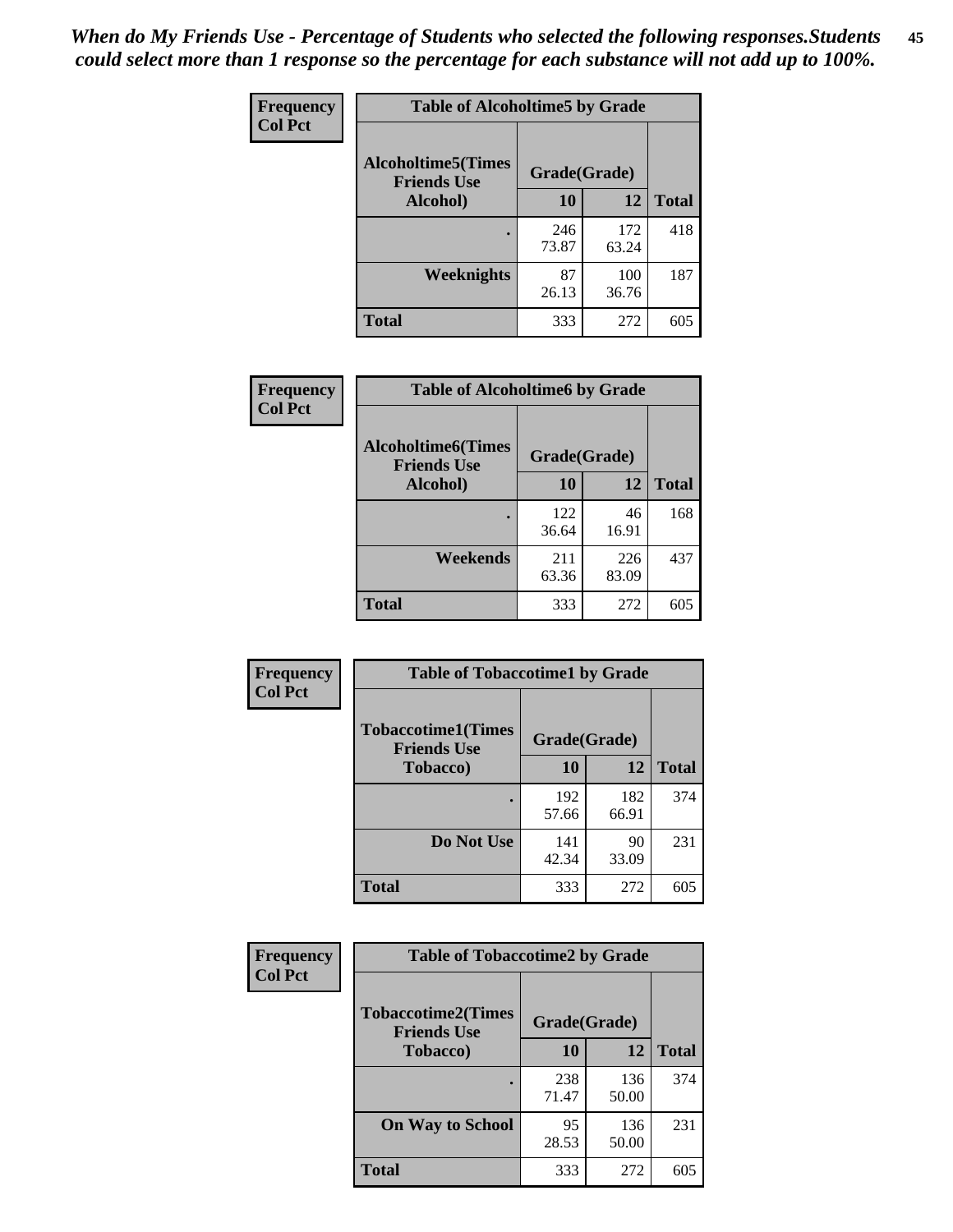*When do My Friends Use - Percentage of Students who selected the following responses.Students could select more than 1 response so the percentage for each substance will not add up to 100%.*

**Frequency**
**Col Pct**

| Table of Alcoholtime5 by Grade | | | |
|---|---|---|---|
| **Alcoholtime5(Times Friends Use Alcohol)** | **Grade(Grade)** | | **Total** |
| | **10** | **12** | |
| **.** | 246<br>73.87 | 172<br>63.24 | 418 |
| **Weeknights** | 87<br>26.13 | 100<br>36.76 | 187 |
| **Total** | 333 | 272 | 605 |

**Frequency**
**Col Pct**

| Table of Alcoholtime6 by Grade | | | |
|---|---|---|---|
| **Alcoholtime6(Times Friends Use Alcohol)** | **Grade(Grade)** | | **Total** |
| | **10** | **12** | |
| **.** | 122<br>36.64 | 46<br>16.91 | 168 |
| **Weekends** | 211<br>63.36 | 226<br>83.09 | 437 |
| **Total** | 333 | 272 | 605 |

**Frequency**
**Col Pct**

| Table of Tobaccotime1 by Grade | | | |
|---|---|---|---|
| **Tobaccotime1(Times Friends Use Tobacco)** | **Grade(Grade)** | | **Total** |
| | **10** | **12** | |
| **.** | 192<br>57.66 | 182<br>66.91 | 374 |
| **Do Not Use** | 141<br>42.34 | 90<br>33.09 | 231 |
| **Total** | 333 | 272 | 605 |

**Frequency**
**Col Pct**

| Table of Tobaccotime2 by Grade | | | |
|---|---|---|---|
| **Tobaccotime2(Times Friends Use Tobacco)** | **Grade(Grade)** | | **Total** |
| | **10** | **12** | |
| **.** | 238<br>71.47 | 136<br>50.00 | 374 |
| **On Way to School** | 95<br>28.53 | 136<br>50.00 | 231 |
| **Total** | 333 | 272 | 605 |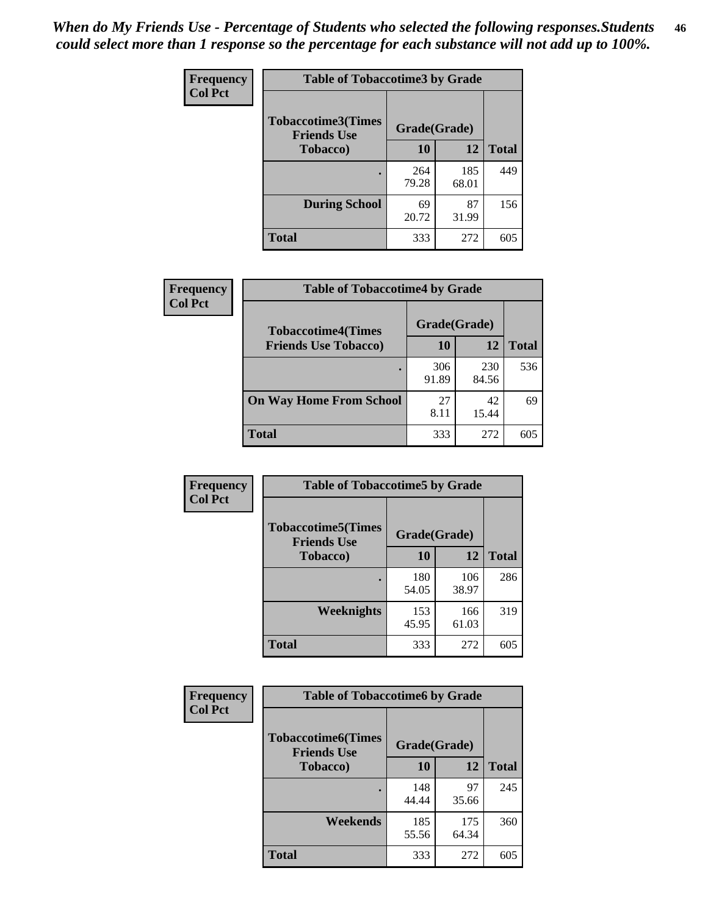*When do My Friends Use - Percentage of Students who selected the following responses.Students could select more than 1 response so the percentage for each substance will not add up to 100%.*

**Frequency**
**Col Pct**

| Table of Tobaccotime3 by Grade | | | |
|---|---|---|---|
| **Tobaccotime3(Times Friends Use Tobacco)** | **Grade(Grade)** | | **Total** |
| | **10** | **12** | |
| . | 264<br>79.28 | 185<br>68.01 | 449 |
| **During School** | 69<br>20.72 | 87<br>31.99 | 156 |
| **Total** | 333 | 272 | 605 |

**Frequency**
**Col Pct**

| Table of Tobaccotime4 by Grade | | | |
|---|---|---|---|
| **Tobaccotime4(Times Friends Use Tobacco)** | **Grade(Grade)** | | **Total** |
| | **10** | **12** | |
| . | 306<br>91.89 | 230<br>84.56 | 536 |
| **On Way Home From School** | 27<br>8.11 | 42<br>15.44 | 69 |
| **Total** | 333 | 272 | 605 |

**Frequency**
**Col Pct**

| Table of Tobaccotime5 by Grade | | | |
|---|---|---|---|
| **Tobaccotime5(Times Friends Use Tobacco)** | **Grade(Grade)** | | **Total** |
| | **10** | **12** | |
| . | 180<br>54.05 | 106<br>38.97 | 286 |
| **Weeknights** | 153<br>45.95 | 166<br>61.03 | 319 |
| **Total** | 333 | 272 | 605 |

**Frequency**
**Col Pct**

| Table of Tobaccotime6 by Grade | | | |
|---|---|---|---|
| **Tobaccotime6(Times Friends Use Tobacco)** | **Grade(Grade)** | | **Total** |
| | **10** | **12** | |
| . | 148<br>44.44 | 97<br>35.66 | 245 |
| **Weekends** | 185<br>55.56 | 175<br>64.34 | 360 |
| **Total** | 333 | 272 | 605 |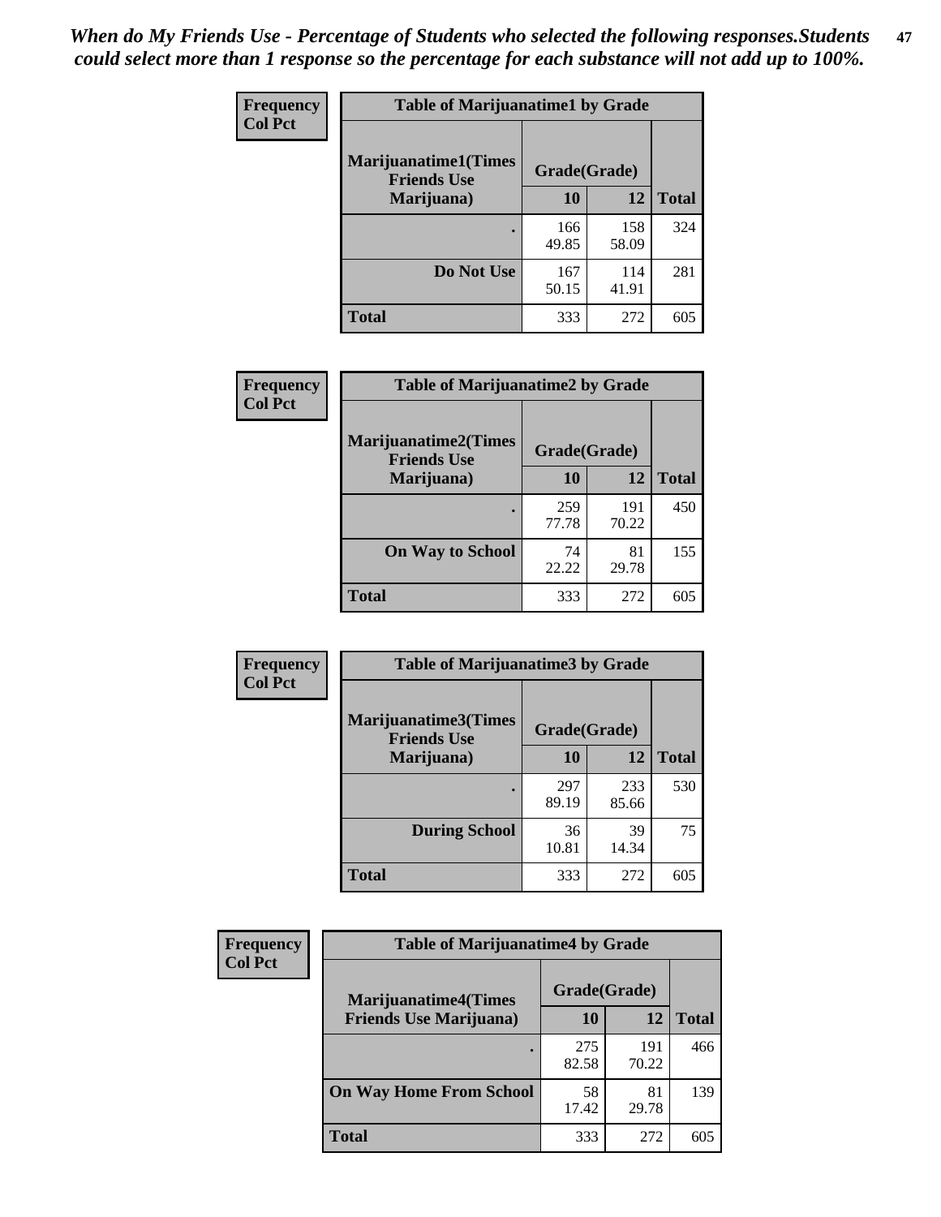*When do My Friends Use - Percentage of Students who selected the following responses.Students could select more than 1 response so the percentage for each substance will not add up to 100%.*

**Frequency**
**Col Pct**

| Table of Marijuanatime1 by Grade | | | |
|---|---|---|---|
| **Marijuanatime1(Times Friends Use Marijuana)** | **Grade(Grade)** | | **Total** |
| | **10** | **12** | |
| **.** | 166<br>49.85 | 158<br>58.09 | 324 |
| **Do Not Use** | 167<br>50.15 | 114<br>41.91 | 281 |
| **Total** | 333 | 272 | 605 |

**Frequency**
**Col Pct**

| Table of Marijuanatime2 by Grade | | | |
|---|---|---|---|
| **Marijuanatime2(Times Friends Use Marijuana)** | **Grade(Grade)** | | **Total** |
| | **10** | **12** | |
| **.** | 259<br>77.78 | 191<br>70.22 | 450 |
| **On Way to School** | 74<br>22.22 | 81<br>29.78 | 155 |
| **Total** | 333 | 272 | 605 |

**Frequency**
**Col Pct**

| Table of Marijuanatime3 by Grade | | | |
|---|---|---|---|
| **Marijuanatime3(Times Friends Use Marijuana)** | **Grade(Grade)** | | **Total** |
| | **10** | **12** | |
| **.** | 297<br>89.19 | 233<br>85.66 | 530 |
| **During School** | 36<br>10.81 | 39<br>14.34 | 75 |
| **Total** | 333 | 272 | 605 |

**Frequency**
**Col Pct**

| Table of Marijuanatime4 by Grade | | | |
|---|---|---|---|
| **Marijuanatime4(Times Friends Use Marijuana)** | **Grade(Grade)** | | **Total** |
| | **10** | **12** | |
| **.** | 275<br>82.58 | 191<br>70.22 | 466 |
| **On Way Home From School** | 58<br>17.42 | 81<br>29.78 | 139 |
| **Total** | 333 | 272 | 605 |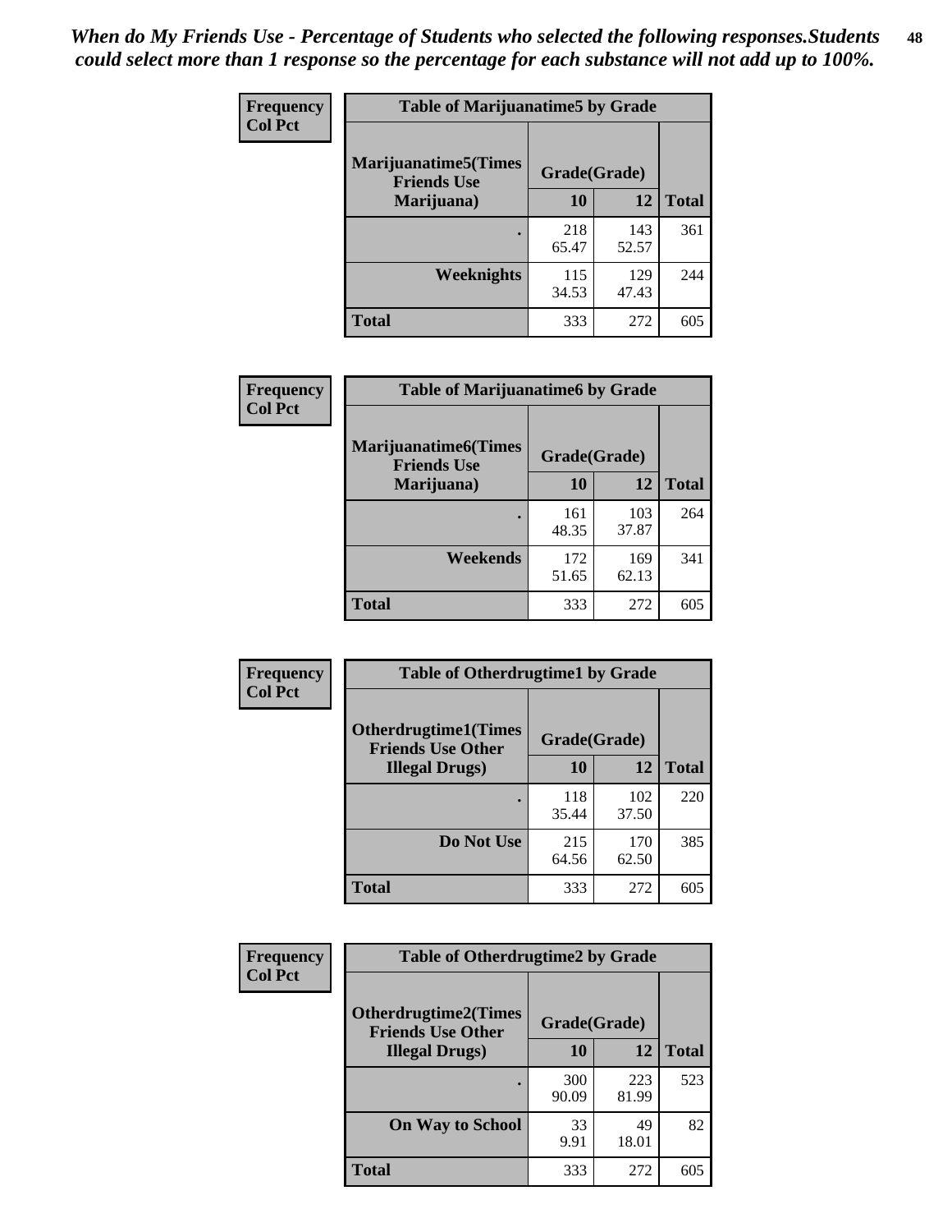*When do My Friends Use - Percentage of Students who selected the following responses.Students could select more than 1 response so the percentage for each substance will not add up to 100%.*

**Frequency**
**Col Pct**

| Table of Marijuanatime5 by Grade | | | |
|---|---|---|---|
| **Marijuanatime5(Times Friends Use Marijuana)** | **Grade(Grade)** | | **Total** |
| | **10** | **12** | |
| **.** | 218<br>65.47 | 143<br>52.57 | 361 |
| **Weeknights** | 115<br>34.53 | 129<br>47.43 | 244 |
| **Total** | 333 | 272 | 605 |

**Frequency**
**Col Pct**

| Table of Marijuanatime6 by Grade | | | |
|---|---|---|---|
| **Marijuanatime6(Times Friends Use Marijuana)** | **Grade(Grade)** | | **Total** |
| | **10** | **12** | |
| **.** | 161<br>48.35 | 103<br>37.87 | 264 |
| **Weekends** | 172<br>51.65 | 169<br>62.13 | 341 |
| **Total** | 333 | 272 | 605 |

**Frequency**
**Col Pct**

| Table of Otherdrugtime1 by Grade | | | |
|---|---|---|---|
| **Otherdrugtime1(Times Friends Use Other Illegal Drugs)** | **Grade(Grade)** | | **Total** |
| | **10** | **12** | |
| **.** | 118<br>35.44 | 102<br>37.50 | 220 |
| **Do Not Use** | 215<br>64.56 | 170<br>62.50 | 385 |
| **Total** | 333 | 272 | 605 |

**Frequency**
**Col Pct**

| Table of Otherdrugtime2 by Grade | | | |
|---|---|---|---|
| **Otherdrugtime2(Times Friends Use Other Illegal Drugs)** | **Grade(Grade)** | | **Total** |
| | **10** | **12** | |
| **.** | 300<br>90.09 | 223<br>81.99 | 523 |
| **On Way to School** | 33<br>9.91 | 49<br>18.01 | 82 |
| **Total** | 333 | 272 | 605 |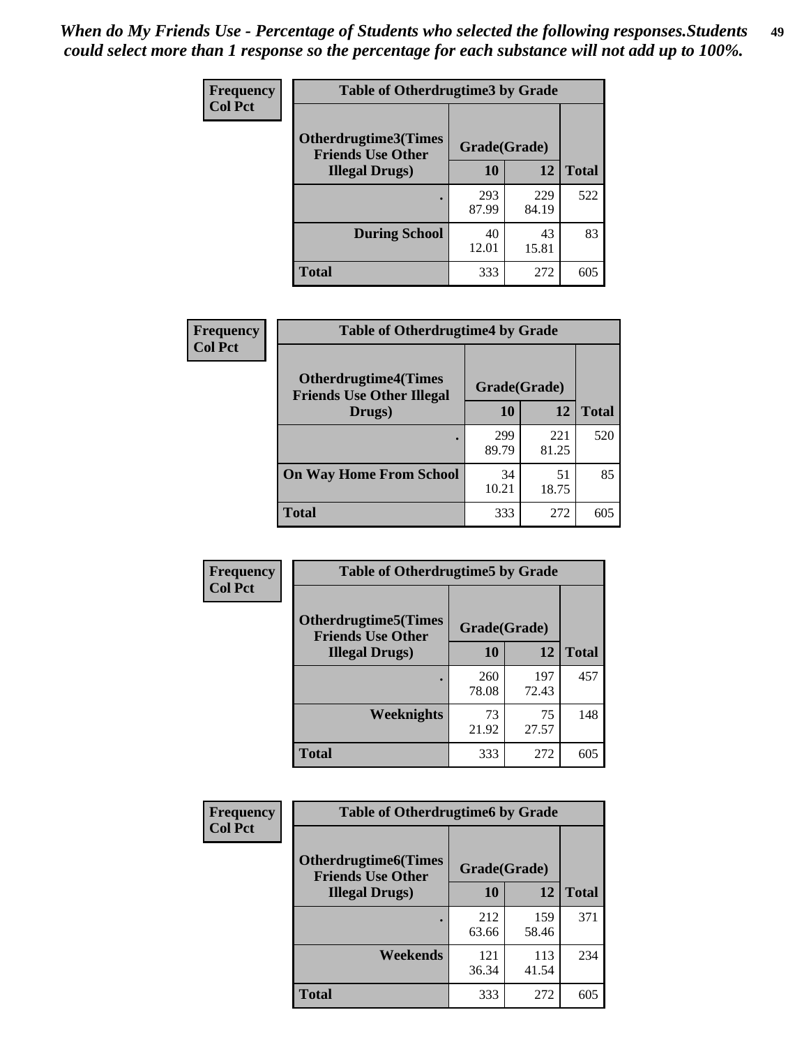*When do My Friends Use - Percentage of Students who selected the following responses.Students could select more than 1 response so the percentage for each substance will not add up to 100%.*

**Frequency**
**Col Pct**

| Table of Otherdrugtime3 by Grade | | | |
|---|---|---|---|
| Otherdrugtime3(Times Friends Use Other Illegal Drugs) | Grade(Grade) | | |
| | 10 | 12 | Total |
| . | 293<br>87.99 | 229<br>84.19 | 522 |
| During School | 40<br>12.01 | 43<br>15.81 | 83 |
| Total | 333 | 272 | 605 |

**Frequency**
**Col Pct**

| Table of Otherdrugtime4 by Grade | | | |
|---|---|---|---|
| Otherdrugtime4(Times Friends Use Other Illegal Drugs) | Grade(Grade) | | |
| | 10 | 12 | Total |
| . | 299<br>89.79 | 221<br>81.25 | 520 |
| On Way Home From School | 34<br>10.21 | 51<br>18.75 | 85 |
| Total | 333 | 272 | 605 |

**Frequency**
**Col Pct**

| Table of Otherdrugtime5 by Grade | | | |
|---|---|---|---|
| Otherdrugtime5(Times Friends Use Other Illegal Drugs) | Grade(Grade) | | |
| | 10 | 12 | Total |
| . | 260<br>78.08 | 197<br>72.43 | 457 |
| Weeknights | 73<br>21.92 | 75<br>27.57 | 148 |
| Total | 333 | 272 | 605 |

**Frequency**
**Col Pct**

| Table of Otherdrugtime6 by Grade | | | |
|---|---|---|---|
| Otherdrugtime6(Times Friends Use Other Illegal Drugs) | Grade(Grade) | | |
| | 10 | 12 | Total |
| . | 212<br>63.66 | 159<br>58.46 | 371 |
| Weekends | 121<br>36.34 | 113<br>41.54 | 234 |
| Total | 333 | 272 | 605 |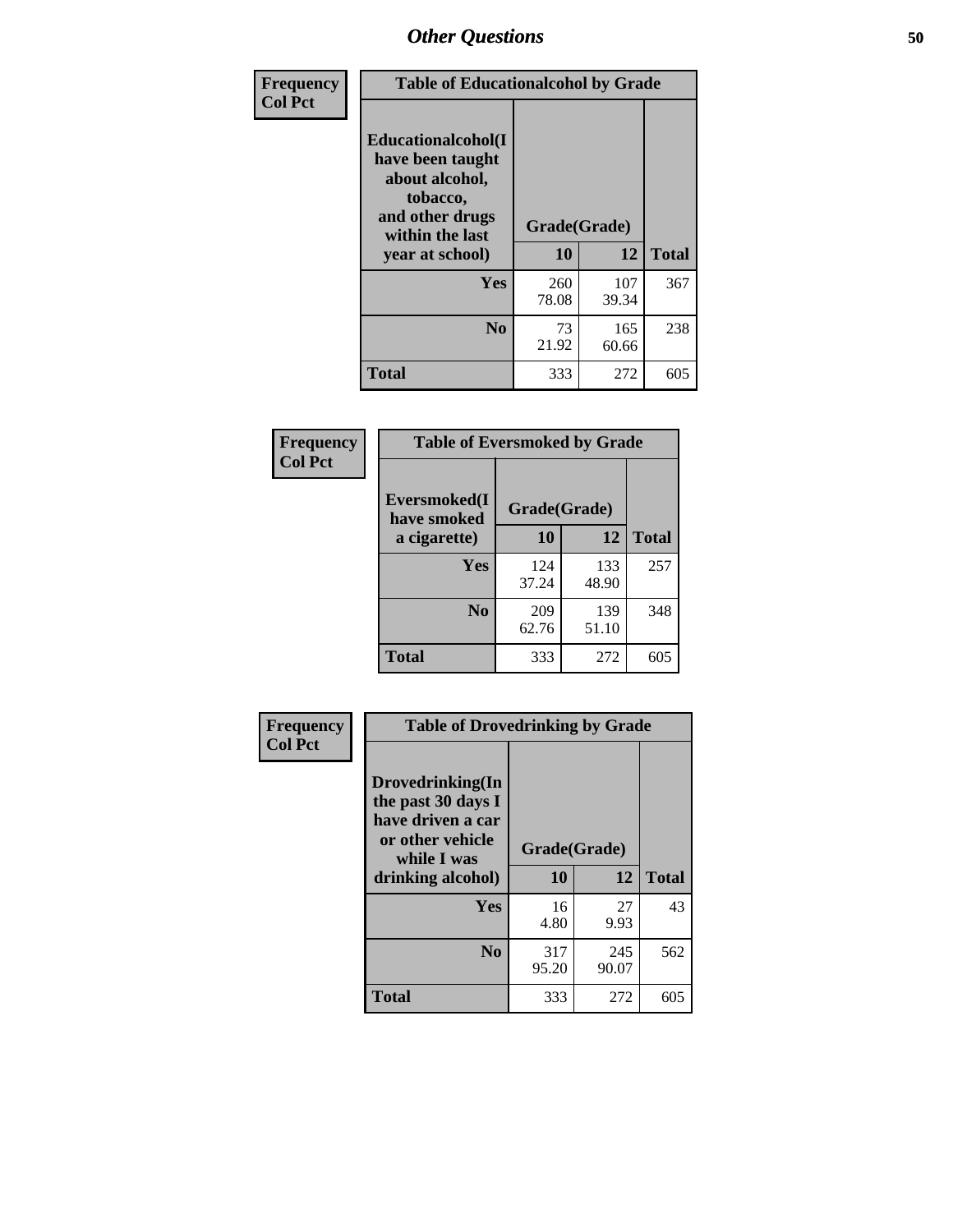# Other Questions

**Frequency**
**Col Pct**

| Table of Educationalalcohol by Grade | | | |
|---|---|---|---|
| **Educationalalcohol(I have been taught about alcohol, tobacco, and other drugs within the last year at school)** | **Grade(Grade)** | | |
| | **10** | **12** | **Total** |
| **Yes** | 260<br>78.08 | 107<br>39.34 | 367 |
| **No** | 73<br>21.92 | 165<br>60.66 | 238 |
| **Total** | 333 | 272 | 605 |

**Frequency**
**Col Pct**

| Table of Eversmoked by Grade | | | |
|---|---|---|---|
| **Eversmoked(I have smoked a cigarette)** | **Grade(Grade)** | | |
| | **10** | **12** | **Total** |
| **Yes** | 124<br>37.24 | 133<br>48.90 | 257 |
| **No** | 209<br>62.76 | 139<br>51.10 | 348 |
| **Total** | 333 | 272 | 605 |

**Frequency**
**Col Pct**

| Table of Drovedrinking by Grade | | | |
|---|---|---|---|
| **Drovedrinking(In the past 30 days I have driven a car or other vehicle while I was drinking alcohol)** | **Grade(Grade)** | | |
| | **10** | **12** | **Total** |
| **Yes** | 16<br>4.80 | 27<br>9.93 | 43 |
| **No** | 317<br>95.20 | 245<br>90.07 | 562 |
| **Total** | 333 | 272 | 605 |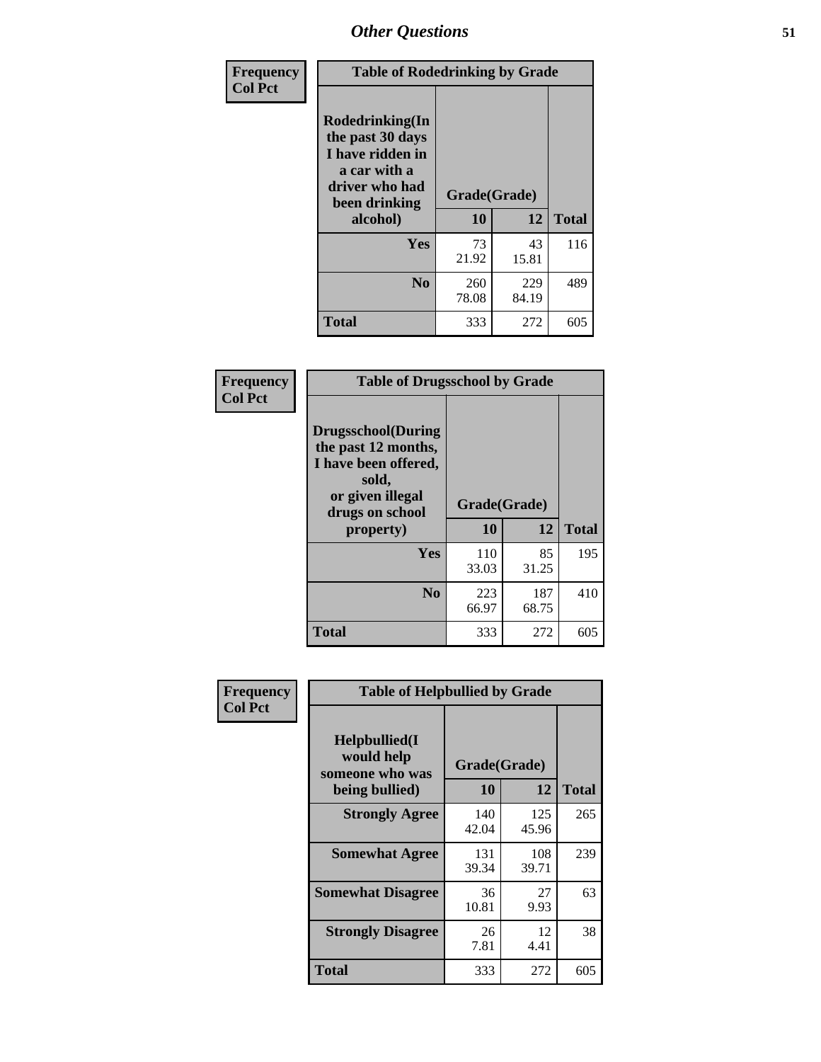# Other Questions

Frequency
Col Pct

| Table of Rodedrinking by Grade | | | |
|---|---|---|---|
| Rodedrinking(In the past 30 days I have ridden in a car with a driver who had been drinking alcohol) | Grade(Grade) | | |
| | 10 | 12 | Total |
| Yes | 73<br>21.92 | 43<br>15.81 | 116 |
| No | 260<br>78.08 | 229<br>84.19 | 489 |
| Total | 333 | 272 | 605 |

Frequency
Col Pct

| Table of Drugsschool by Grade | | | |
|---|---|---|---|
| Drugsschool(During the past 12 months, I have been offered, sold, or given illegal drugs on school property) | Grade(Grade) | | |
| | 10 | 12 | Total |
| Yes | 110<br>33.03 | 85<br>31.25 | 195 |
| No | 223<br>66.97 | 187<br>68.75 | 410 |
| Total | 333 | 272 | 605 |

Frequency
Col Pct

| Table of Helpbullied by Grade | | | |
|---|---|---|---|
| Helpbullied(I would help someone who was being bullied) | Grade(Grade) | | |
| | 10 | 12 | Total |
| Strongly Agree | 140<br>42.04 | 125<br>45.96 | 265 |
| Somewhat Agree | 131<br>39.34 | 108<br>39.71 | 239 |
| Somewhat Disagree | 36<br>10.81 | 27<br>9.93 | 63 |
| Strongly Disagree | 26<br>7.81 | 12<br>4.41 | 38 |
| Total | 333 | 272 | 605 |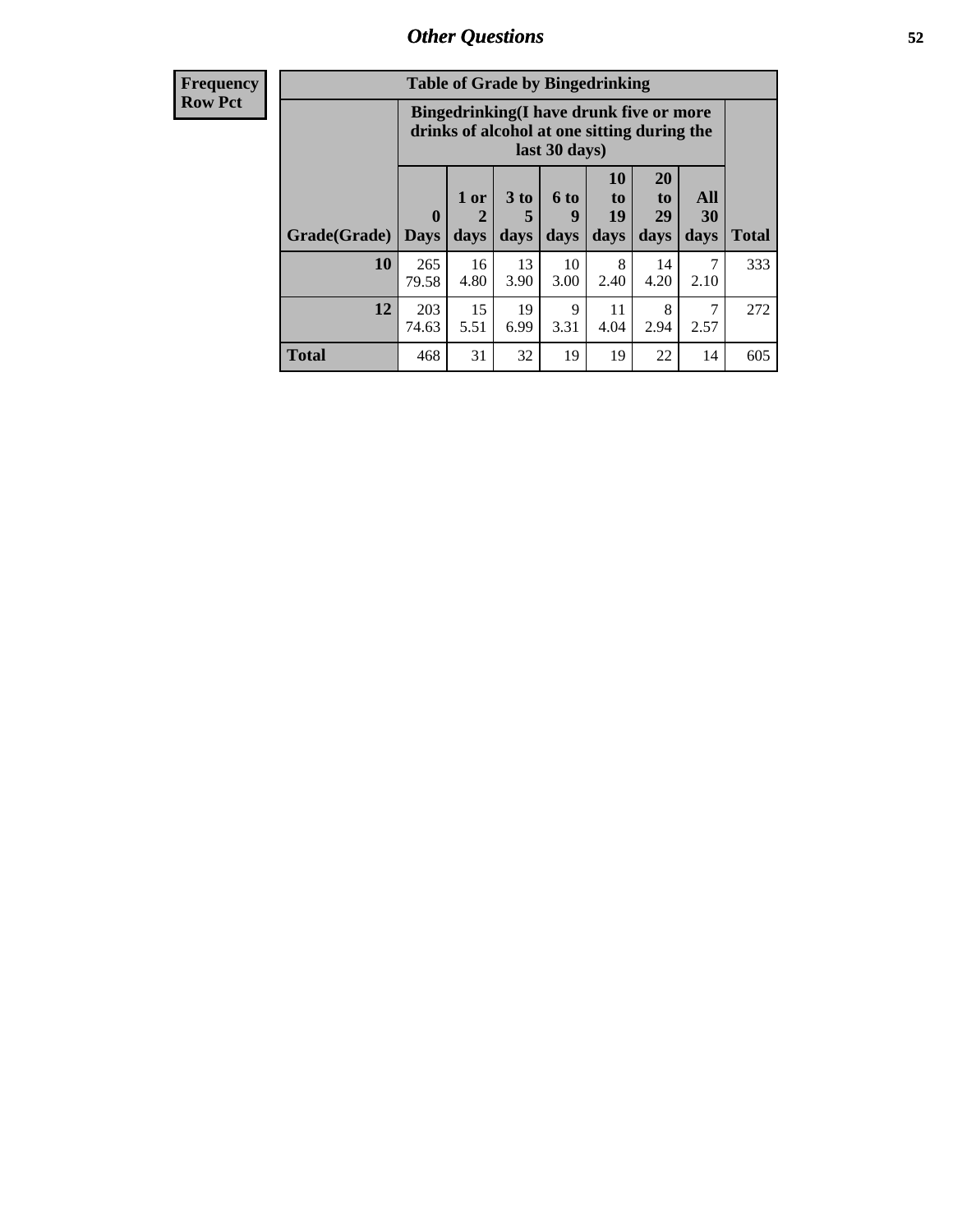## Other Questions

**Frequency**
**Row Pct**

**Table of Grade by Bingedrinking**

| Grade(Grade) | Bingedrinking(I have drunk five or more drinks of alcohol at one sitting during the last 30 days) | | | | | | | Total |
|---|---|---|---|---|---|---|---|---|
| | 0 Days | 1 or 2 days | 3 to 5 days | 6 to 9 days | 10 to 19 days | 20 to 29 days | All 30 days | |
| 10 | 265<br>79.58 | 16<br>4.80 | 13<br>3.90 | 10<br>3.00 | 8<br>2.40 | 14<br>4.20 | 7<br>2.10 | 333 |
| 12 | 203<br>74.63 | 15<br>5.51 | 19<br>6.99 | 9<br>3.31 | 11<br>4.04 | 8<br>2.94 | 7<br>2.57 | 272 |
| Total | 468 | 31 | 32 | 19 | 19 | 22 | 14 | 605 |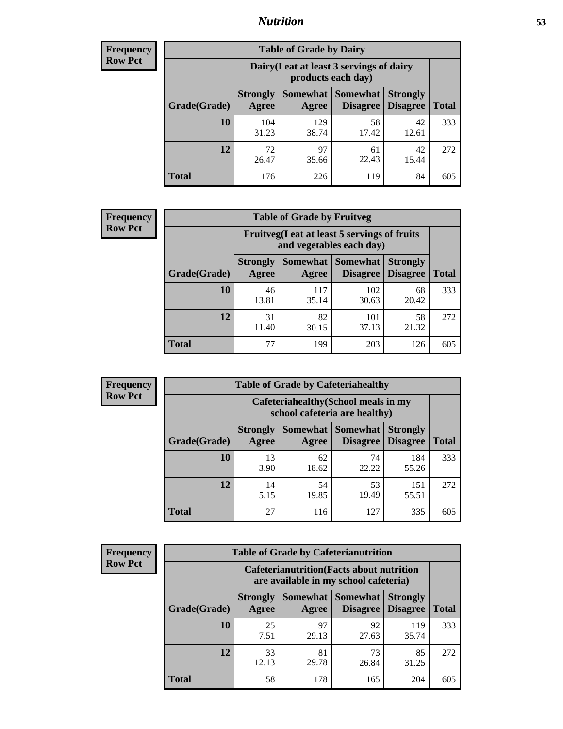| Frequency<br>Row Pct |
|---|

**Table of Grade by Dairy**

| Grade(Grade) | Dairy(I eat at least 3 servings of dairy products each day) | | | | Total |
|---|---|---|---|---|---|
| | Strongly Agree | Somewhat Agree | Somewhat Disagree | Strongly Disagree | |
| 10 | 104<br>31.23 | 129<br>38.74 | 58<br>17.42 | 42<br>12.61 | 333 |
| 12 | 72<br>26.47 | 97<br>35.66 | 61<br>22.43 | 42<br>15.44 | 272 |
| Total | 176 | 226 | 119 | 84 | 605 |

| Frequency<br>Row Pct |
|---|

**Table of Grade by Fruitveg**

| Grade(Grade) | Fruitveg(I eat at least 5 servings of fruits and vegetables each day) | | | | Total |
|---|---|---|---|---|---|
| | Strongly Agree | Somewhat Agree | Somewhat Disagree | Strongly Disagree | |
| 10 | 46<br>13.81 | 117<br>35.14 | 102<br>30.63 | 68<br>20.42 | 333 |
| 12 | 31<br>11.40 | 82<br>30.15 | 101<br>37.13 | 58<br>21.32 | 272 |
| Total | 77 | 199 | 203 | 126 | 605 |

| Frequency<br>Row Pct |
|---|

**Table of Grade by Cafeteriahealthy**

| Grade(Grade) | Cafeteriahealthy(School meals in my school cafeteria are healthy) | | | | Total |
|---|---|---|---|---|---|
| | Strongly Agree | Somewhat Agree | Somewhat Disagree | Strongly Disagree | |
| 10 | 13<br>3.90 | 62<br>18.62 | 74<br>22.22 | 184<br>55.26 | 333 |
| 12 | 14<br>5.15 | 54<br>19.85 | 53<br>19.49 | 151<br>55.51 | 272 |
| Total | 27 | 116 | 127 | 335 | 605 |

| Frequency<br>Row Pct |
|---|

**Table of Grade by Cafeterianutrition**

| Grade(Grade) | Cafeterianutrition(Facts about nutrition are available in my school cafeteria) | | | | Total |
|---|---|---|---|---|---|
| | Strongly Agree | Somewhat Agree | Somewhat Disagree | Strongly Disagree | |
| 10 | 25<br>7.51 | 97<br>29.13 | 92<br>27.63 | 119<br>35.74 | 333 |
| 12 | 33<br>12.13 | 81<br>29.78 | 73<br>26.84 | 85<br>31.25 | 272 |
| Total | 58 | 178 | 165 | 204 | 605 |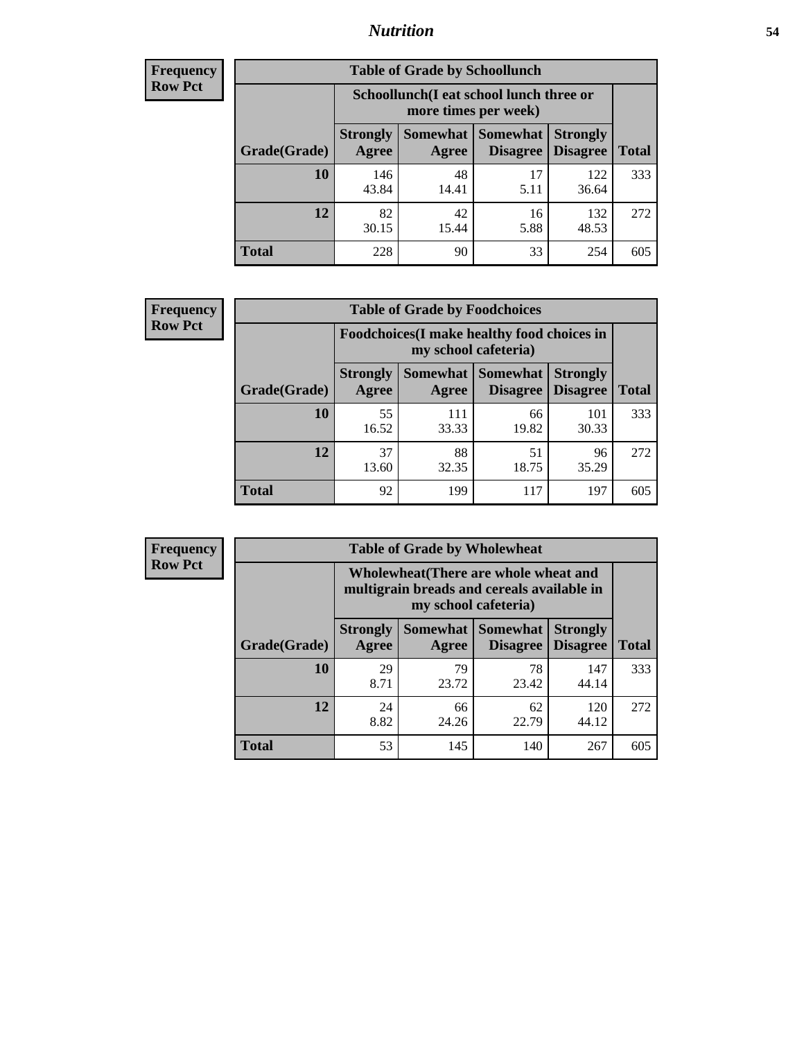# *Nutrition*

**Frequency**
**Row Pct**

| Table of Grade by Schoollunch | | | | | |
|---|---|---|---|---|---|
| | Schoollunch(I eat school lunch three or more times per week) | | | | |
| Grade(Grade) | Strongly Agree | Somewhat Agree | Somewhat Disagree | Strongly Disagree | Total |
| 10 | 146<br>43.84 | 48<br>14.41 | 17<br>5.11 | 122<br>36.64 | 333 |
| 12 | 82<br>30.15 | 42<br>15.44 | 16<br>5.88 | 132<br>48.53 | 272 |
| Total | 228 | 90 | 33 | 254 | 605 |

**Frequency**
**Row Pct**

| Table of Grade by Foodchoices | | | | | |
|---|---|---|---|---|---|
| | Foodchoices(I make healthy food choices in my school cafeteria) | | | | |
| Grade(Grade) | Strongly Agree | Somewhat Agree | Somewhat Disagree | Strongly Disagree | Total |
| 10 | 55<br>16.52 | 111<br>33.33 | 66<br>19.82 | 101<br>30.33 | 333 |
| 12 | 37<br>13.60 | 88<br>32.35 | 51<br>18.75 | 96<br>35.29 | 272 |
| Total | 92 | 199 | 117 | 197 | 605 |

**Frequency**
**Row Pct**

| Table of Grade by Wholewheat | | | | | |
|---|---|---|---|---|---|
| | Wholewheat(There are whole wheat and multigrain breads and cereals available in my school cafeteria) | | | | |
| Grade(Grade) | Strongly Agree | Somewhat Agree | Somewhat Disagree | Strongly Disagree | Total |
| 10 | 29<br>8.71 | 79<br>23.72 | 78<br>23.42 | 147<br>44.14 | 333 |
| 12 | 24<br>8.82 | 66<br>24.26 | 62<br>22.79 | 120<br>44.12 | 272 |
| Total | 53 | 145 | 140 | 267 | 605 |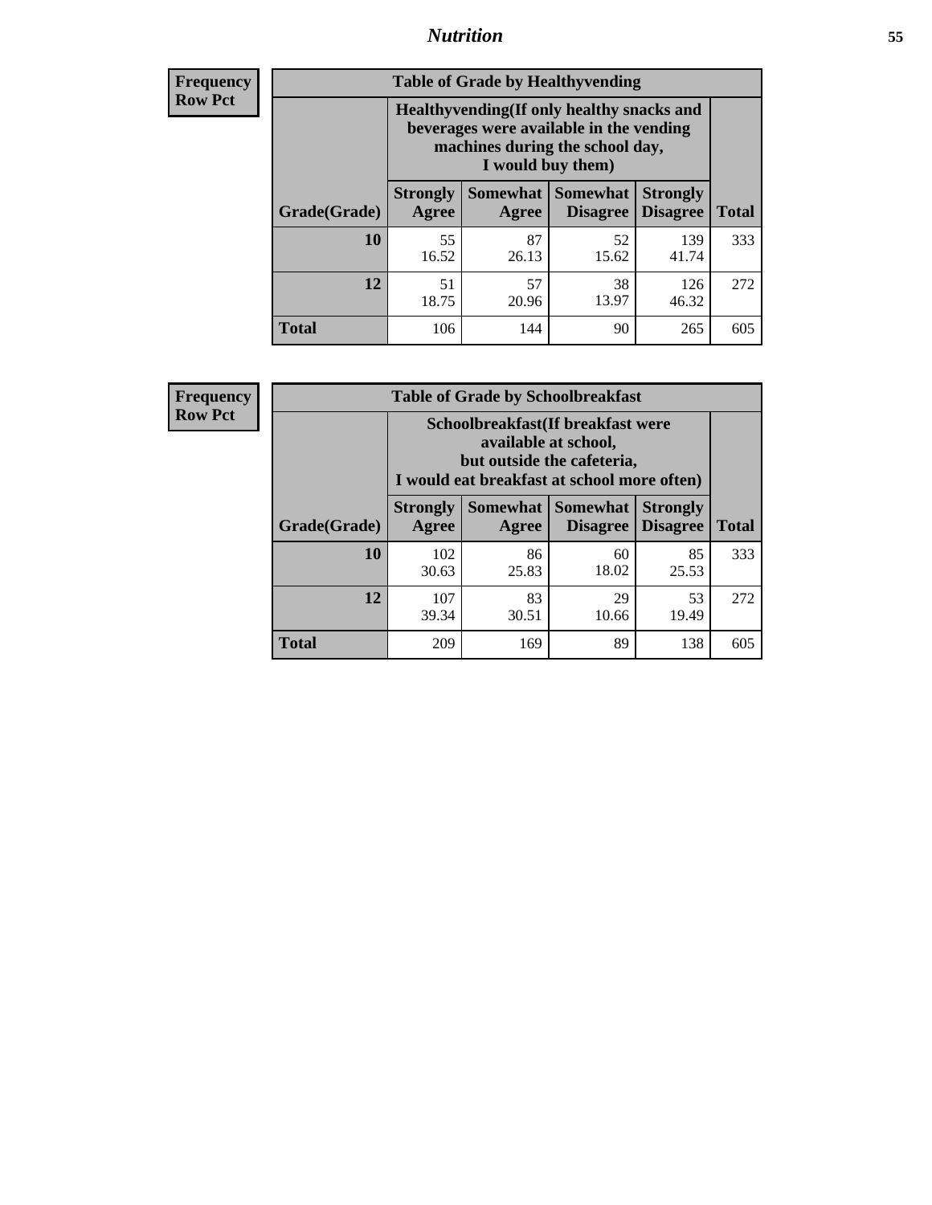**Frequency**
**Row Pct**

| Table of Grade by Healthyvending | | | | | |
|---|---|---|---|---|---|
| | Healthyvending(If only healthy snacks and beverages were available in the vending machines during the school day, I would buy them) | | | | |
| Grade(Grade) | Strongly Agree | Somewhat Agree | Somewhat Disagree | Strongly Disagree | Total |
| **10** | 55<br>16.52 | 87<br>26.13 | 52<br>15.62 | 139<br>41.74 | 333 |
| **12** | 51<br>18.75 | 57<br>20.96 | 38<br>13.97 | 126<br>46.32 | 272 |
| **Total** | 106 | 144 | 90 | 265 | 605 |

**Frequency**
**Row Pct**

| Table of Grade by Schoolbreakfast | | | | | |
|---|---|---|---|---|---|
| | Schoolbreakfast(If breakfast were available at school, but outside the cafeteria, I would eat breakfast at school more often) | | | | |
| Grade(Grade) | Strongly Agree | Somewhat Agree | Somewhat Disagree | Strongly Disagree | Total |
| **10** | 102<br>30.63 | 86<br>25.83 | 60<br>18.02 | 85<br>25.53 | 333 |
| **12** | 107<br>39.34 | 83<br>30.51 | 29<br>10.66 | 53<br>19.49 | 272 |
| **Total** | 209 | 169 | 89 | 138 | 605 |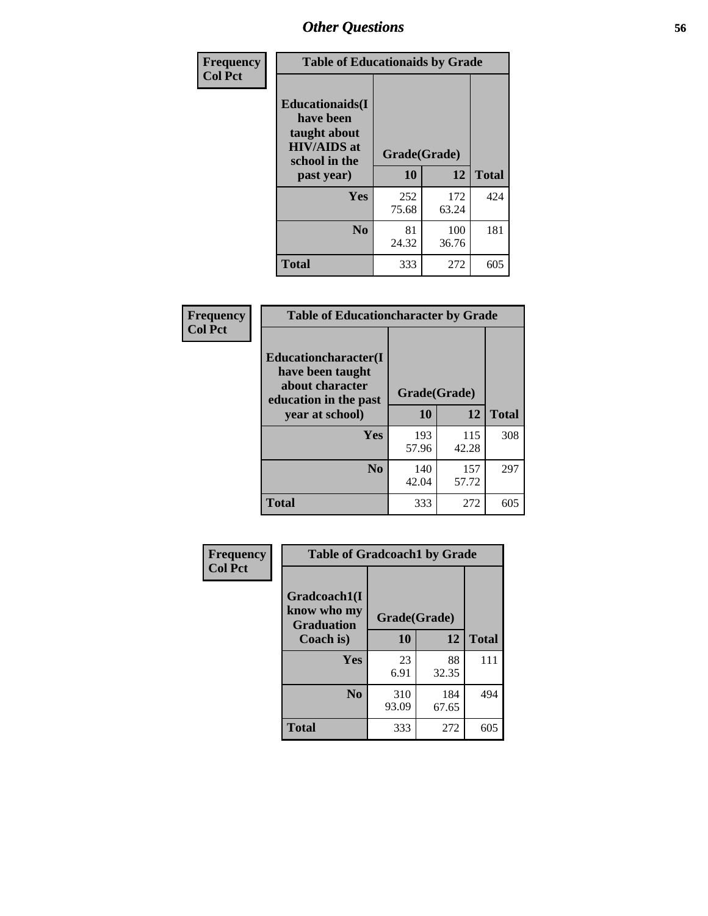# Other Questions

**Frequency**
**Col Pct**

| Table of Educationaids by Grade | | | |
|---|---|---|---|
| **Educationaids(I have been taught about HIV/AIDS at school in the past year)** | **Grade(Grade)** | | |
| | **10** | **12** | **Total** |
| **Yes** | 252<br>75.68 | 172<br>63.24 | 424 |
| **No** | 81<br>24.32 | 100<br>36.76 | 181 |
| **Total** | 333 | 272 | 605 |

**Frequency**
**Col Pct**

| Table of Educationcharacter by Grade | | | |
|---|---|---|---|
| **Educationcharacter(I have been taught about character education in the past year at school)** | **Grade(Grade)** | | |
| | **10** | **12** | **Total** |
| **Yes** | 193<br>57.96 | 115<br>42.28 | 308 |
| **No** | 140<br>42.04 | 157<br>57.72 | 297 |
| **Total** | 333 | 272 | 605 |

**Frequency**
**Col Pct**

| Table of Gradcoach1 by Grade | | | |
|---|---|---|---|
| **Gradcoach1(I know who my Graduation Coach is)** | **Grade(Grade)** | | |
| | **10** | **12** | **Total** |
| **Yes** | 23<br>6.91 | 88<br>32.35 | 111 |
| **No** | 310<br>93.09 | 184<br>67.65 | 494 |
| **Total** | 333 | 272 | 605 |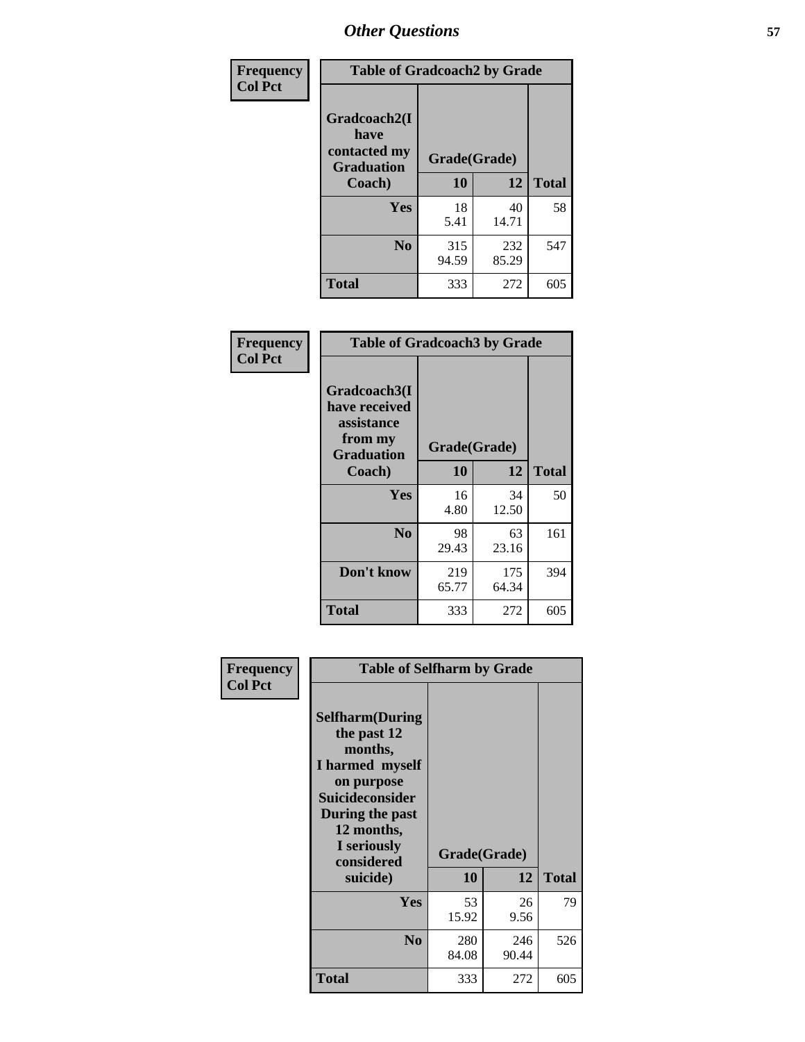# Other Questions

**Frequency**
**Col Pct**

| Table of Gradcoach2 by Grade | | | |
|---|---|---|---|
| Gradcoach2(I have contacted my Graduation Coach) | Grade(Grade) | | |
| | 10 | 12 | Total |
| **Yes** | 18<br>5.41 | 40<br>14.71 | 58 |
| **No** | 315<br>94.59 | 232<br>85.29 | 547 |
| **Total** | 333 | 272 | 605 |

**Frequency**
**Col Pct**

| Table of Gradcoach3 by Grade | | | |
|---|---|---|---|
| Gradcoach3(I have received assistance from my Graduation Coach) | Grade(Grade) | | |
| | 10 | 12 | Total |
| **Yes** | 16<br>4.80 | 34<br>12.50 | 50 |
| **No** | 98<br>29.43 | 63<br>23.16 | 161 |
| **Don't know** | 219<br>65.77 | 175<br>64.34 | 394 |
| **Total** | 333 | 272 | 605 |

**Frequency**
**Col Pct**

| Table of Selfharm by Grade | | | |
|---|---|---|---|
| Selfharm(During the past 12 months, I harmed myself on purpose Suicideconsider During the past 12 months, I seriously considered suicide) | Grade(Grade) | | |
| | 10 | 12 | Total |
| **Yes** | 53<br>15.92 | 26<br>9.56 | 79 |
| **No** | 280<br>84.08 | 246<br>90.44 | 526 |
| **Total** | 333 | 272 | 605 |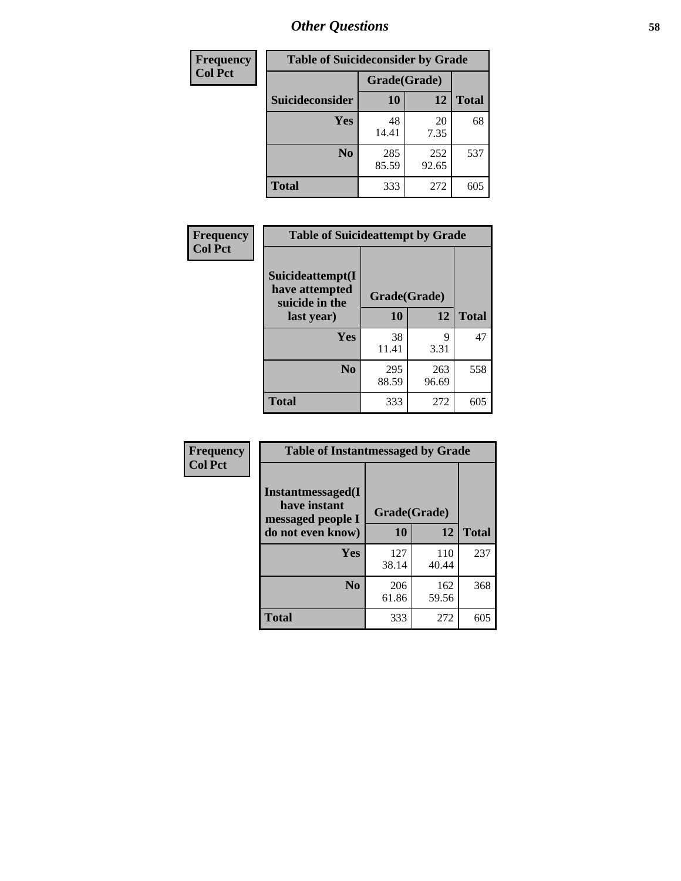## Other Questions

| Frequency Col Pct | | | |
|---|---|---|---|

**Table of Suicideconsider by Grade**

| Suicideconsider | Grade(Grade) 10 | 12 | Total |
|---|---|---|---|
| Yes | 48<br>14.41 | 20<br>7.35 | 68 |
| No | 285<br>85.59 | 252<br>92.65 | 537 |
| Total | 333 | 272 | 605 |

| Frequency Col Pct |
|---|

**Table of Suicideattempt by Grade**

| Suicideattempt(I have attempted suicide in the last year) | Grade(Grade) 10 | 12 | Total |
|---|---|---|---|
| Yes | 38<br>11.41 | 9<br>3.31 | 47 |
| No | 295<br>88.59 | 263<br>96.69 | 558 |
| Total | 333 | 272 | 605 |

| Frequency Col Pct |
|---|

**Table of Instantmessaged by Grade**

| Instantmessaged(I have instant messaged people I do not even know) | Grade(Grade) 10 | 12 | Total |
|---|---|---|---|
| Yes | 127<br>38.14 | 110<br>40.44 | 237 |
| No | 206<br>61.86 | 162<br>59.56 | 368 |
| Total | 333 | 272 | 605 |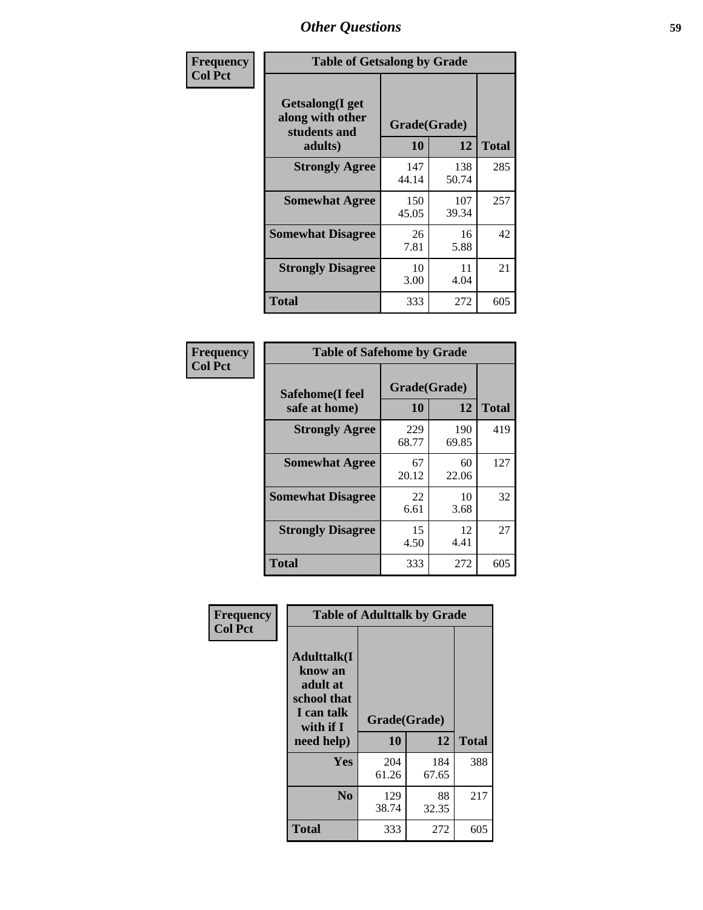Frequency
Col Pct

| Table of Getsalong by Grade | | | |
|---|---|---|---|
| Getsalong(I get along with other students and adults) | Grade(Grade) | | |
| | 10 | 12 | Total |
| Strongly Agree | 147<br>44.14 | 138<br>50.74 | 285 |
| Somewhat Agree | 150<br>45.05 | 107<br>39.34 | 257 |
| Somewhat Disagree | 26<br>7.81 | 16<br>5.88 | 42 |
| Strongly Disagree | 10<br>3.00 | 11<br>4.04 | 21 |
| Total | 333 | 272 | 605 |

Frequency
Col Pct

| Table of Safehome by Grade | | | |
|---|---|---|---|
| Safehome(I feel safe at home) | Grade(Grade) | | |
| | 10 | 12 | Total |
| Strongly Agree | 229<br>68.77 | 190<br>69.85 | 419 |
| Somewhat Agree | 67<br>20.12 | 60<br>22.06 | 127 |
| Somewhat Disagree | 22<br>6.61 | 10<br>3.68 | 32 |
| Strongly Disagree | 15<br>4.50 | 12<br>4.41 | 27 |
| Total | 333 | 272 | 605 |

Frequency
Col Pct

| Table of Adulttalk by Grade | | | |
|---|---|---|---|
| Adulttalk(I know an adult at school that I can talk with if I need help) | Grade(Grade) | | |
| | 10 | 12 | Total |
| Yes | 204<br>61.26 | 184<br>67.65 | 388 |
| No | 129<br>38.74 | 88<br>32.35 | 217 |
| Total | 333 | 272 | 605 |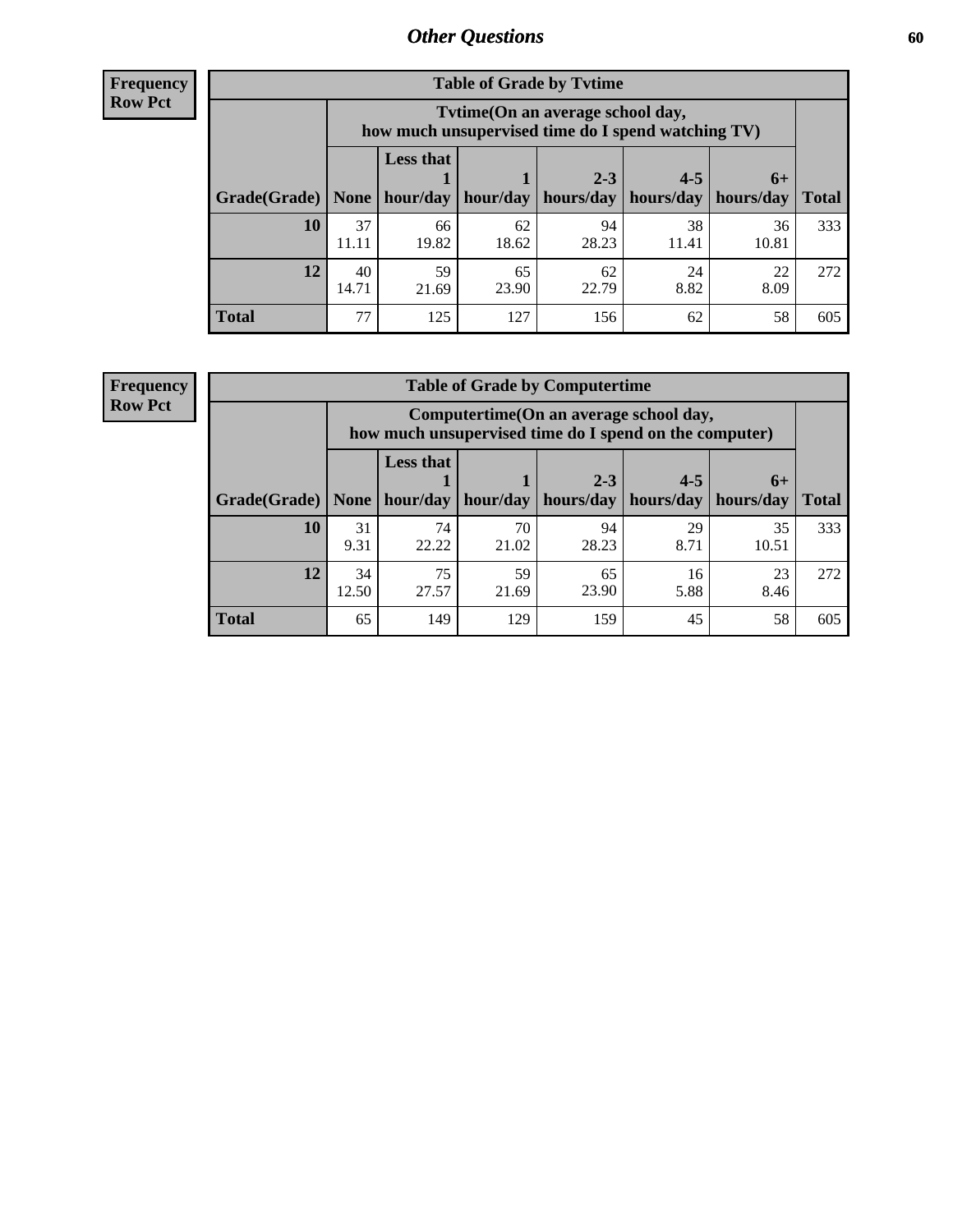## Other Questions

**Frequency**
**Row Pct**

**Table of Grade by Tvtime**

| Grade(Grade) | Tvtime(On an average school day, how much unsupervised time do I spend watching TV) None | Less that 1 hour/day | 1 hour/day | 2-3 hours/day | 4-5 hours/day | 6+ hours/day | Total |
|---|---|---|---|---|---|---|---|
| **10** | 37<br>11.11 | 66<br>19.82 | 62<br>18.62 | 94<br>28.23 | 38<br>11.41 | 36<br>10.81 | 333 |
| **12** | 40<br>14.71 | 59<br>21.69 | 65<br>23.90 | 62<br>22.79 | 24<br>8.82 | 22<br>8.09 | 272 |
| **Total** | 77 | 125 | 127 | 156 | 62 | 58 | 605 |

**Frequency**
**Row Pct**

**Table of Grade by Computertime**

| Grade(Grade) | Computertime(On an average school day, how much unsupervised time do I spend on the computer) None | Less that 1 hour/day | 1 hour/day | 2-3 hours/day | 4-5 hours/day | 6+ hours/day | Total |
|---|---|---|---|---|---|---|---|
| **10** | 31<br>9.31 | 74<br>22.22 | 70<br>21.02 | 94<br>28.23 | 29<br>8.71 | 35<br>10.51 | 333 |
| **12** | 34<br>12.50 | 75<br>27.57 | 59<br>21.69 | 65<br>23.90 | 16<br>5.88 | 23<br>8.46 | 272 |
| **Total** | 65 | 149 | 129 | 159 | 45 | 58 | 605 |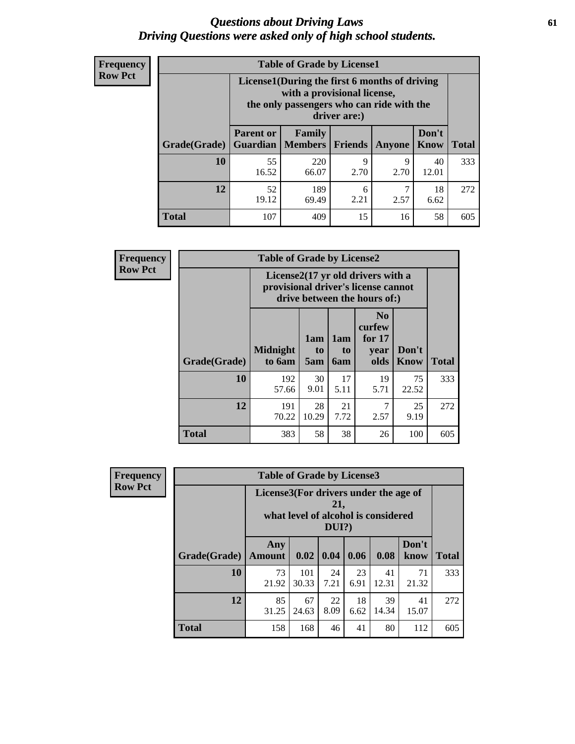# *Questions about Driving Laws*
## *Driving Questions were asked only of high school students.*

**Frequency**
**Row Pct**

**Table of Grade by License1**

| Grade(Grade) | License1(During the first 6 months of driving with a provisional license, the only passengers who can ride with the driver are:) | | | | | Total |
|---|---|---|---|---|---|---|
| | Parent or Guardian | Family Members | Friends | Anyone | Don't Know | |
| **10** | 55<br>16.52 | 220<br>66.07 | 9<br>2.70 | 9<br>2.70 | 40<br>12.01 | 333 |
| **12** | 52<br>19.12 | 189<br>69.49 | 6<br>2.21 | 7<br>2.57 | 18<br>6.62 | 272 |
| **Total** | 107 | 409 | 15 | 16 | 58 | 605 |

**Frequency**
**Row Pct**

**Table of Grade by License2**

| Grade(Grade) | License2(17 yr old drivers with a provisional driver's license cannot drive between the hours of:) | | | | | Total |
|---|---|---|---|---|---|---|
| | Midnight to 6am | 1am to 5am | 1am to 6am | No curfew for 17 year olds | Don't Know | |
| **10** | 192<br>57.66 | 30<br>9.01 | 17<br>5.11 | 19<br>5.71 | 75<br>22.52 | 333 |
| **12** | 191<br>70.22 | 28<br>10.29 | 21<br>7.72 | 7<br>2.57 | 25<br>9.19 | 272 |
| **Total** | 383 | 58 | 38 | 26 | 100 | 605 |

**Frequency**
**Row Pct**

**Table of Grade by License3**

| Grade(Grade) | License3(For drivers under the age of 21, what level of alcohol is considered DUI?) | | | | | | Total |
|---|---|---|---|---|---|---|---|
| | Any Amount | 0.02 | 0.04 | 0.06 | 0.08 | Don't know | |
| **10** | 73<br>21.92 | 101<br>30.33 | 24<br>7.21 | 23<br>6.91 | 41<br>12.31 | 71<br>21.32 | 333 |
| **12** | 85<br>31.25 | 67<br>24.63 | 22<br>8.09 | 18<br>6.62 | 39<br>14.34 | 41<br>15.07 | 272 |
| **Total** | 158 | 168 | 46 | 41 | 80 | 112 | 605 |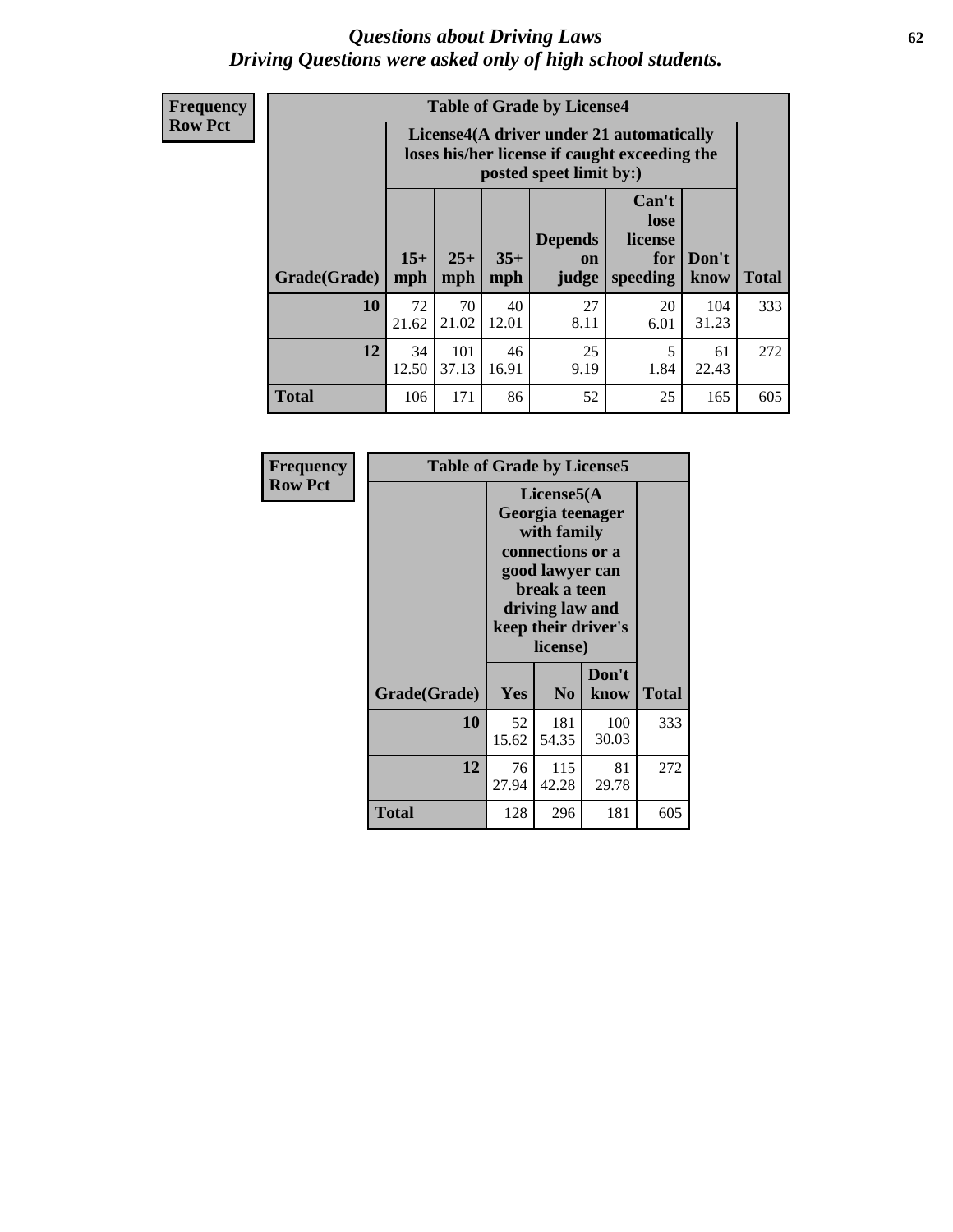## *Questions about Driving Laws*
## *Driving Questions were asked only of high school students.*

**Frequency**
**Row Pct**

| Table of Grade by License4 | | | | | | | |
|---|---|---|---|---|---|---|---|
| | License4(A driver under 21 automatically loses his/her license if caught exceeding the posted speet limit by:) | | | | | | |
| Grade(Grade) | 15+ mph | 25+ mph | 35+ mph | Depends on judge | Can't lose license for speeding | Don't know | Total |
| **10** | 72<br>21.62 | 70<br>21.02 | 40<br>12.01 | 27<br>8.11 | 20<br>6.01 | 104<br>31.23 | 333 |
| **12** | 34<br>12.50 | 101<br>37.13 | 46<br>16.91 | 25<br>9.19 | 5<br>1.84 | 61<br>22.43 | 272 |
| **Total** | 106 | 171 | 86 | 52 | 25 | 165 | 605 |

**Frequency**
**Row Pct**

| Table of Grade by License5 | | | | |
|---|---|---|---|---|
| | License5(A Georgia teenager with family connections or a good lawyer can break a teen driving law and keep their driver's license) | | | |
| Grade(Grade) | Yes | No | Don't know | Total |
| **10** | 52<br>15.62 | 181<br>54.35 | 100<br>30.03 | 333 |
| **12** | 76<br>27.94 | 115<br>42.28 | 81<br>29.78 | 272 |
| **Total** | 128 | 296 | 181 | 605 |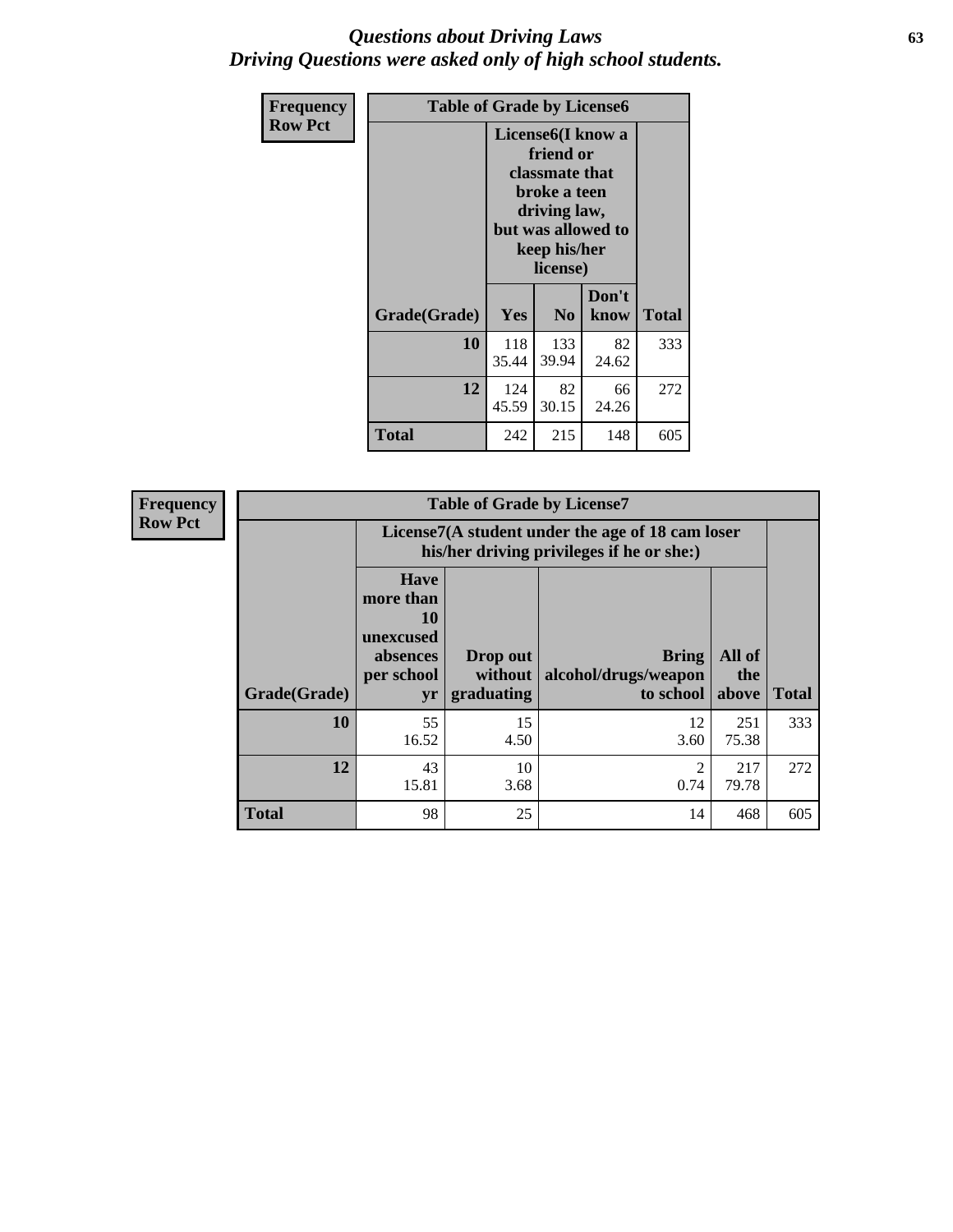# *Questions about Driving Laws*
## *Driving Questions were asked only of high school students.*

| Frequency Row Pct | Table of Grade by License6 | | | |
|---|---|---|---|---|
| | License6(I know a friend or classmate that broke a teen driving law, but was allowed to keep his/her license) | | | |
| Grade(Grade) | Yes | No | Don't know | Total |
| 10 | 118<br>35.44 | 133<br>39.94 | 82<br>24.62 | 333 |
| 12 | 124<br>45.59 | 82<br>30.15 | 66<br>24.26 | 272 |
| Total | 242 | 215 | 148 | 605 |

| Frequency Row Pct | Table of Grade by License7 | | | | |
|---|---|---|---|---|---|
| | License7(A student under the age of 18 cam loser his/her driving privileges if he or she:) | | | | |
| Grade(Grade) | Have more than 10 unexcused absences per school yr | Drop out without graduating | Bring alcohol/drugs/weapon to school | All of the above | Total |
| 10 | 55<br>16.52 | 15<br>4.50 | 12<br>3.60 | 251<br>75.38 | 333 |
| 12 | 43<br>15.81 | 10<br>3.68 | 2<br>0.74 | 217<br>79.78 | 272 |
| Total | 98 | 25 | 14 | 468 | 605 |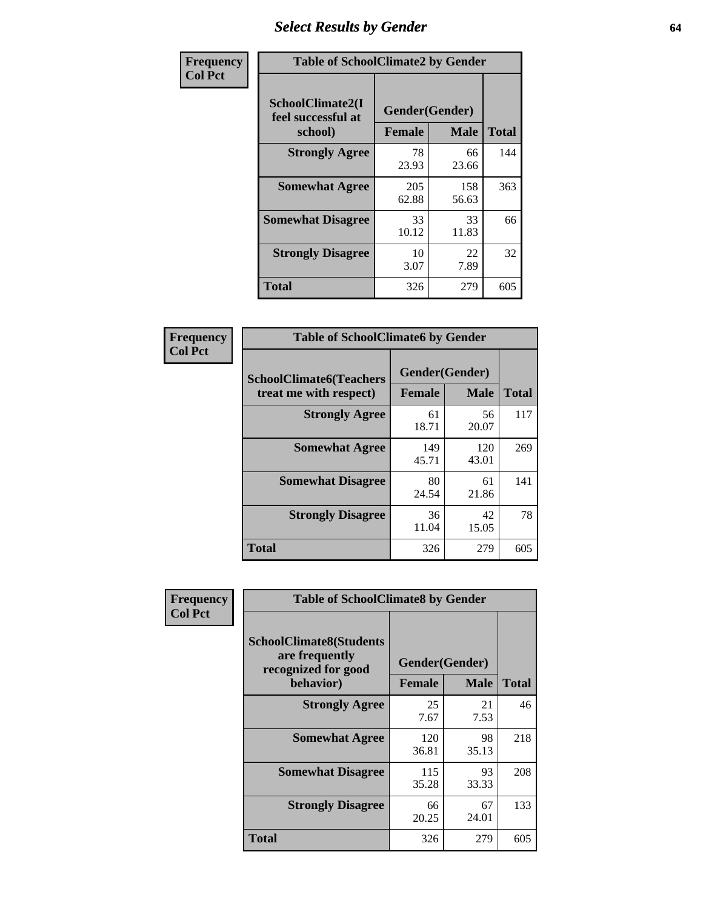# Select Results by Gender

**Frequency**
**Col Pct**

| Table of SchoolClimate2 by Gender | | | |
|---|---|---|---|
| SchoolClimate2(I feel successful at school) | Gender(Gender) | | |
| | Female | Male | Total |
| Strongly Agree | 78<br>23.93 | 66<br>23.66 | 144 |
| Somewhat Agree | 205<br>62.88 | 158<br>56.63 | 363 |
| Somewhat Disagree | 33<br>10.12 | 33<br>11.83 | 66 |
| Strongly Disagree | 10<br>3.07 | 22<br>7.89 | 32 |
| Total | 326 | 279 | 605 |

**Frequency**
**Col Pct**

| Table of SchoolClimate6 by Gender | | | |
|---|---|---|---|
| SchoolClimate6(Teachers treat me with respect) | Gender(Gender) | | |
| | Female | Male | Total |
| Strongly Agree | 61<br>18.71 | 56<br>20.07 | 117 |
| Somewhat Agree | 149<br>45.71 | 120<br>43.01 | 269 |
| Somewhat Disagree | 80<br>24.54 | 61<br>21.86 | 141 |
| Strongly Disagree | 36<br>11.04 | 42<br>15.05 | 78 |
| Total | 326 | 279 | 605 |

**Frequency**
**Col Pct**

| Table of SchoolClimate8 by Gender | | | |
|---|---|---|---|
| SchoolClimate8(Students are frequently recognized for good behavior) | Gender(Gender) | | |
| | Female | Male | Total |
| Strongly Agree | 25<br>7.67 | 21<br>7.53 | 46 |
| Somewhat Agree | 120<br>36.81 | 98<br>35.13 | 218 |
| Somewhat Disagree | 115<br>35.28 | 93<br>33.33 | 208 |
| Strongly Disagree | 66<br>20.25 | 67<br>24.01 | 133 |
| Total | 326 | 279 | 605 |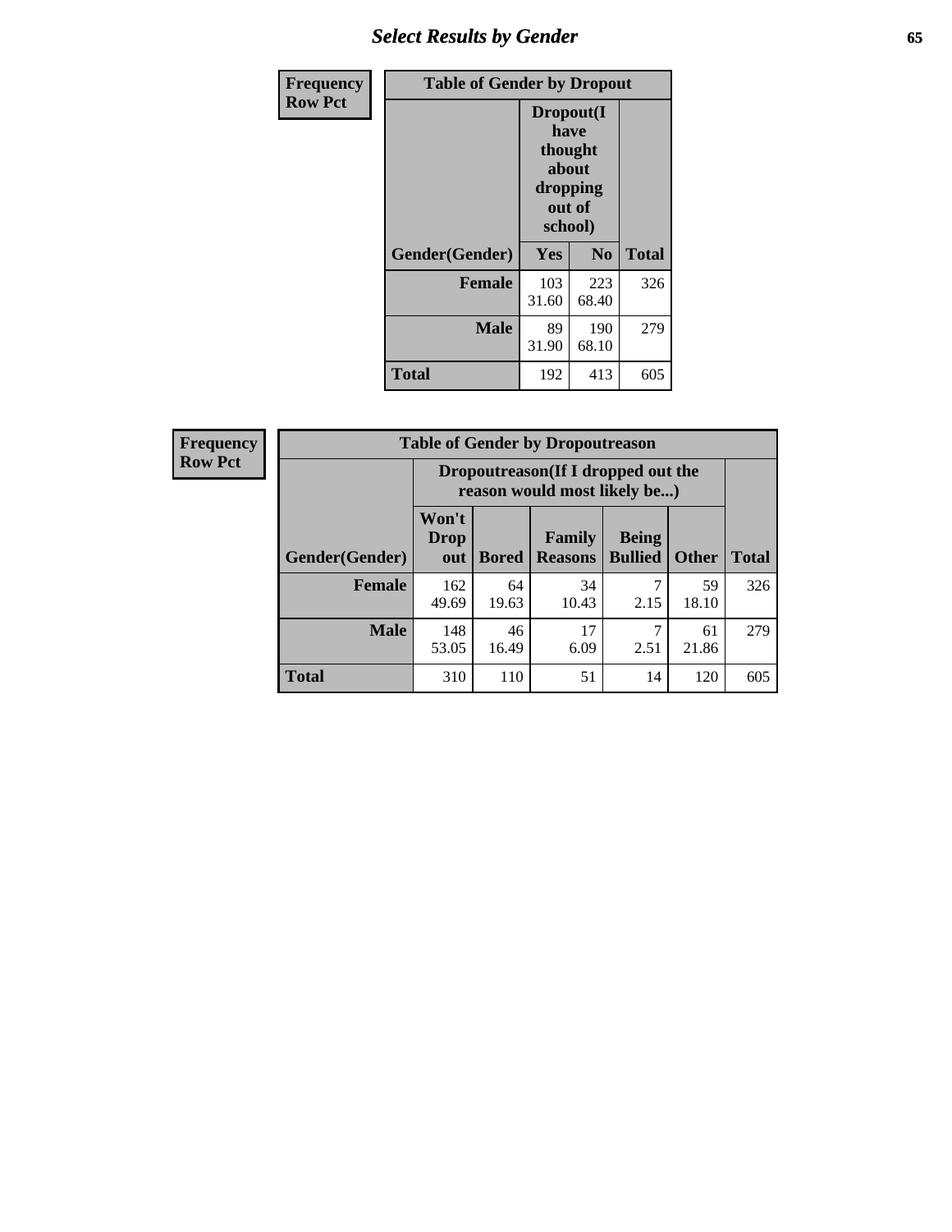| Frequency Row Pct | Table of Gender by Dropout | | |
|---|---|---|---|
| | Dropout(I have thought about dropping out of school) | | |
| Gender(Gender) | Yes | No | Total |
| Female | 103<br>31.60 | 223<br>68.40 | 326 |
| Male | 89<br>31.90 | 190<br>68.10 | 279 |
| Total | 192 | 413 | 605 |

| Frequency Row Pct | Table of Gender by Dropoutreason | | | | | |
|---|---|---|---|---|---|---|
| | Dropoutreason(If I dropped out the reason would most likely be...) | | | | | |
| Gender(Gender) | Won't Drop out | Bored | Family Reasons | Being Bullied | Other | Total |
| Female | 162<br>49.69 | 64<br>19.63 | 34<br>10.43 | 7<br>2.15 | 59<br>18.10 | 326 |
| Male | 148<br>53.05 | 46<br>16.49 | 17<br>6.09 | 7<br>2.51 | 61<br>21.86 | 279 |
| Total | 310 | 110 | 51 | 14 | 120 | 605 |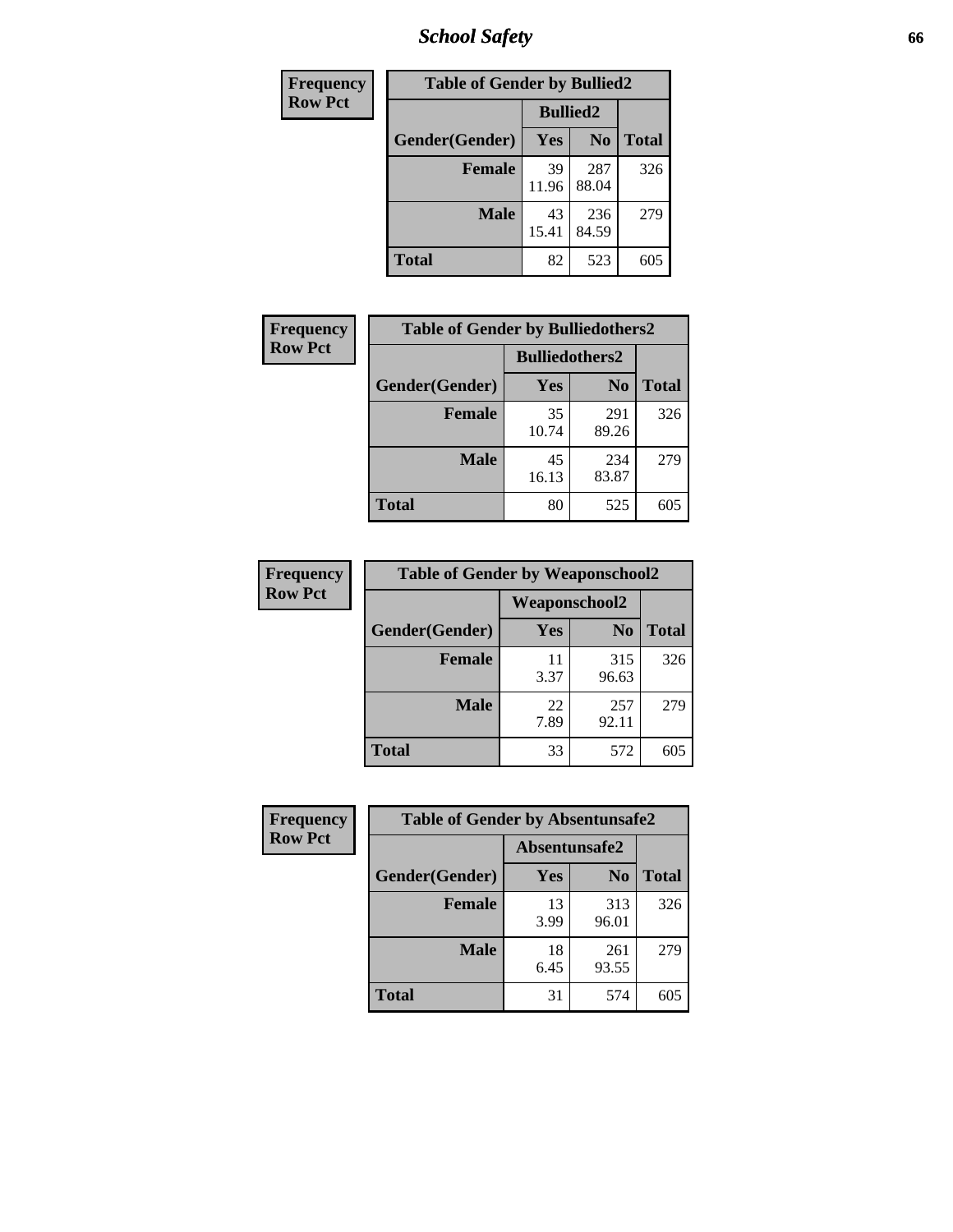| Frequency<br>Row Pct |
|---|

| Table of Gender by Bullied2 | | | |
|---|---|---|---|
| | Bullied2 | | |
| Gender(Gender) | Yes | No | Total |
| Female | 39<br>11.96 | 287<br>88.04 | 326 |
| Male | 43<br>15.41 | 236<br>84.59 | 279 |
| Total | 82 | 523 | 605 |

| Frequency<br>Row Pct |
|---|

| Table of Gender by Bulliedothers2 | | | |
|---|---|---|---|
| | Bulliedothers2 | | |
| Gender(Gender) | Yes | No | Total |
| Female | 35<br>10.74 | 291<br>89.26 | 326 |
| Male | 45<br>16.13 | 234<br>83.87 | 279 |
| Total | 80 | 525 | 605 |

| Frequency<br>Row Pct |
|---|

| Table of Gender by Weaponschool2 | | | |
|---|---|---|---|
| | Weaponschool2 | | |
| Gender(Gender) | Yes | No | Total |
| Female | 11<br>3.37 | 315<br>96.63 | 326 |
| Male | 22<br>7.89 | 257<br>92.11 | 279 |
| Total | 33 | 572 | 605 |

| Frequency<br>Row Pct |
|---|

| Table of Gender by Absentunsafe2 | | | |
|---|---|---|---|
| | Absentunsafe2 | | |
| Gender(Gender) | Yes | No | Total |
| Female | 13<br>3.99 | 313<br>96.01 | 326 |
| Male | 18<br>6.45 | 261<br>93.55 | 279 |
| Total | 31 | 574 | 605 |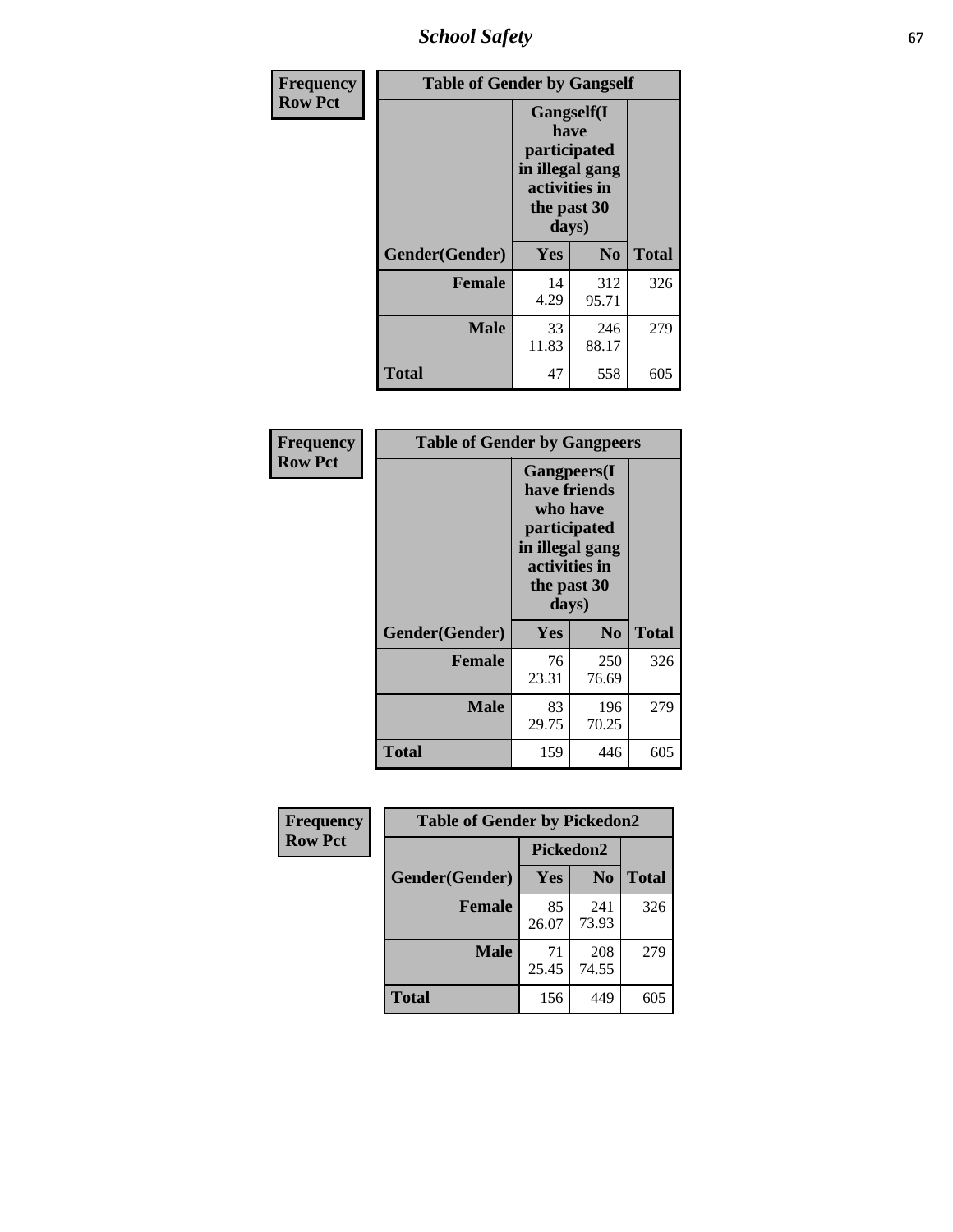| Frequency<br>Row Pct | Table of Gender by Gangself | | |
|---|---|---|---|
| | Gangself(I have participated in illegal gang activities in the past 30 days) | | |
| Gender(Gender) | Yes | No | Total |
| Female | 14<br>4.29 | 312<br>95.71 | 326 |
| Male | 33<br>11.83 | 246<br>88.17 | 279 |
| Total | 47 | 558 | 605 |

| Frequency<br>Row Pct | Table of Gender by Gangpeers | | |
|---|---|---|---|
| | Gangpeers(I have friends who have participated in illegal gang activities in the past 30 days) | | |
| Gender(Gender) | Yes | No | Total |
| Female | 76<br>23.31 | 250<br>76.69 | 326 |
| Male | 83<br>29.75 | 196<br>70.25 | 279 |
| Total | 159 | 446 | 605 |

| Frequency<br>Row Pct | Table of Gender by Pickedon2 | | |
|---|---|---|---|
| | Pickedon2 | | |
| Gender(Gender) | Yes | No | Total |
| Female | 85<br>26.07 | 241<br>73.93 | 326 |
| Male | 71<br>25.45 | 208<br>74.55 | 279 |
| Total | 156 | 449 | 605 |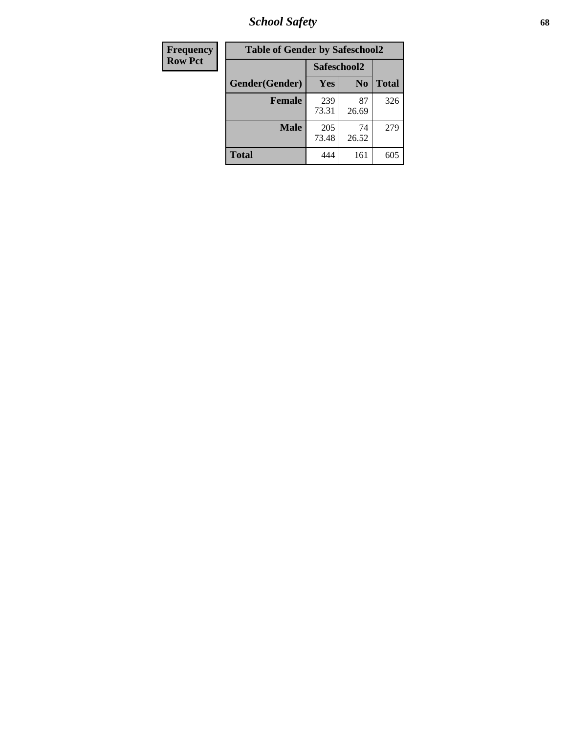# School Safety

| Frequency Row Pct |
|---|

**Table of Gender by Safeschool2**

| Gender(Gender) | Safeschool2 | | |
|---|---|---|---|
| | Yes | No | Total |
| **Female** | 239<br>73.31 | 87<br>26.69 | 326 |
| **Male** | 205<br>73.48 | 74<br>26.52 | 279 |
| **Total** | 444 | 161 | 605 |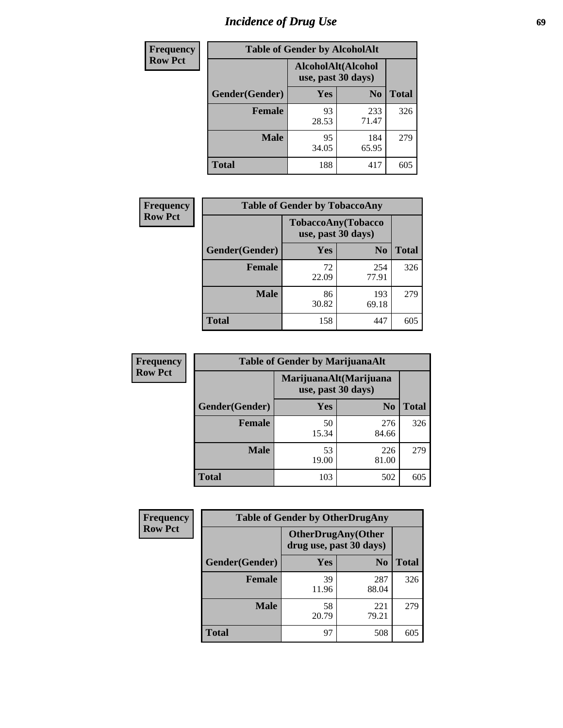# Incidence of Drug Use

**Frequency**
**Row Pct**

| Table of Gender by AlcoholAlt | | | |
|---|---|---|---|
| | AlcoholAlt(Alcohol use, past 30 days) | | |
| Gender(Gender) | Yes | No | Total |
| Female | 93<br>28.53 | 233<br>71.47 | 326 |
| Male | 95<br>34.05 | 184<br>65.95 | 279 |
| Total | 188 | 417 | 605 |

**Frequency**
**Row Pct**

| Table of Gender by TobaccoAny | | | |
|---|---|---|---|
| | TobaccoAny(Tobacco use, past 30 days) | | |
| Gender(Gender) | Yes | No | Total |
| Female | 72<br>22.09 | 254<br>77.91 | 326 |
| Male | 86<br>30.82 | 193<br>69.18 | 279 |
| Total | 158 | 447 | 605 |

**Frequency**
**Row Pct**

| Table of Gender by MarijuanaAlt | | | |
|---|---|---|---|
| | MarijuanaAlt(Marijuana use, past 30 days) | | |
| Gender(Gender) | Yes | No | Total |
| Female | 50<br>15.34 | 276<br>84.66 | 326 |
| Male | 53<br>19.00 | 226<br>81.00 | 279 |
| Total | 103 | 502 | 605 |

**Frequency**
**Row Pct**

| Table of Gender by OtherDrugAny | | | |
|---|---|---|---|
| | OtherDrugAny(Other drug use, past 30 days) | | |
| Gender(Gender) | Yes | No | Total |
| Female | 39<br>11.96 | 287<br>88.04 | 326 |
| Male | 58<br>20.79 | 221<br>79.21 | 279 |
| Total | 97 | 508 | 605 |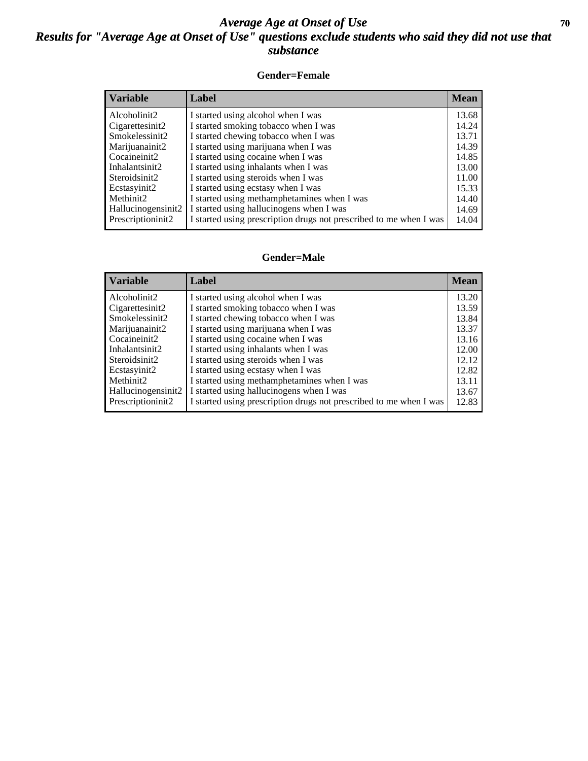# *Average Age at Onset of Use*
## *Results for "Average Age at Onset of Use" questions exclude students who said they did not use that substance*

### Gender=Female

| Variable | Label | Mean |
|---|---|---|
| Alcoholinit2 | I started using alcohol when I was | 13.68 |
| Cigarettesinit2 | I started smoking tobacco when I was | 14.24 |
| Smokelessinit2 | I started chewing tobacco when I was | 13.71 |
| Marijuanainit2 | I started using marijuana when I was | 14.39 |
| Cocaineinit2 | I started using cocaine when I was | 14.85 |
| Inhalantsinit2 | I started using inhalants when I was | 13.00 |
| Steroidsinit2 | I started using steroids when I was | 11.00 |
| Ecstasyinit2 | I started using ecstasy when I was | 15.33 |
| Methinit2 | I started using methamphetamines when I was | 14.40 |
| Hallucinogensinit2 | I started using hallucinogens when I was | 14.69 |
| Prescriptioninit2 | I started using prescription drugs not prescribed to me when I was | 14.04 |

### Gender=Male

| Variable | Label | Mean |
|---|---|---|
| Alcoholinit2 | I started using alcohol when I was | 13.20 |
| Cigarettesinit2 | I started smoking tobacco when I was | 13.59 |
| Smokelessinit2 | I started chewing tobacco when I was | 13.84 |
| Marijuanainit2 | I started using marijuana when I was | 13.37 |
| Cocaineinit2 | I started using cocaine when I was | 13.16 |
| Inhalantsinit2 | I started using inhalants when I was | 12.00 |
| Steroidsinit2 | I started using steroids when I was | 12.12 |
| Ecstasyinit2 | I started using ecstasy when I was | 12.82 |
| Methinit2 | I started using methamphetamines when I was | 13.11 |
| Hallucinogensinit2 | I started using hallucinogens when I was | 13.67 |
| Prescriptioninit2 | I started using prescription drugs not prescribed to me when I was | 12.83 |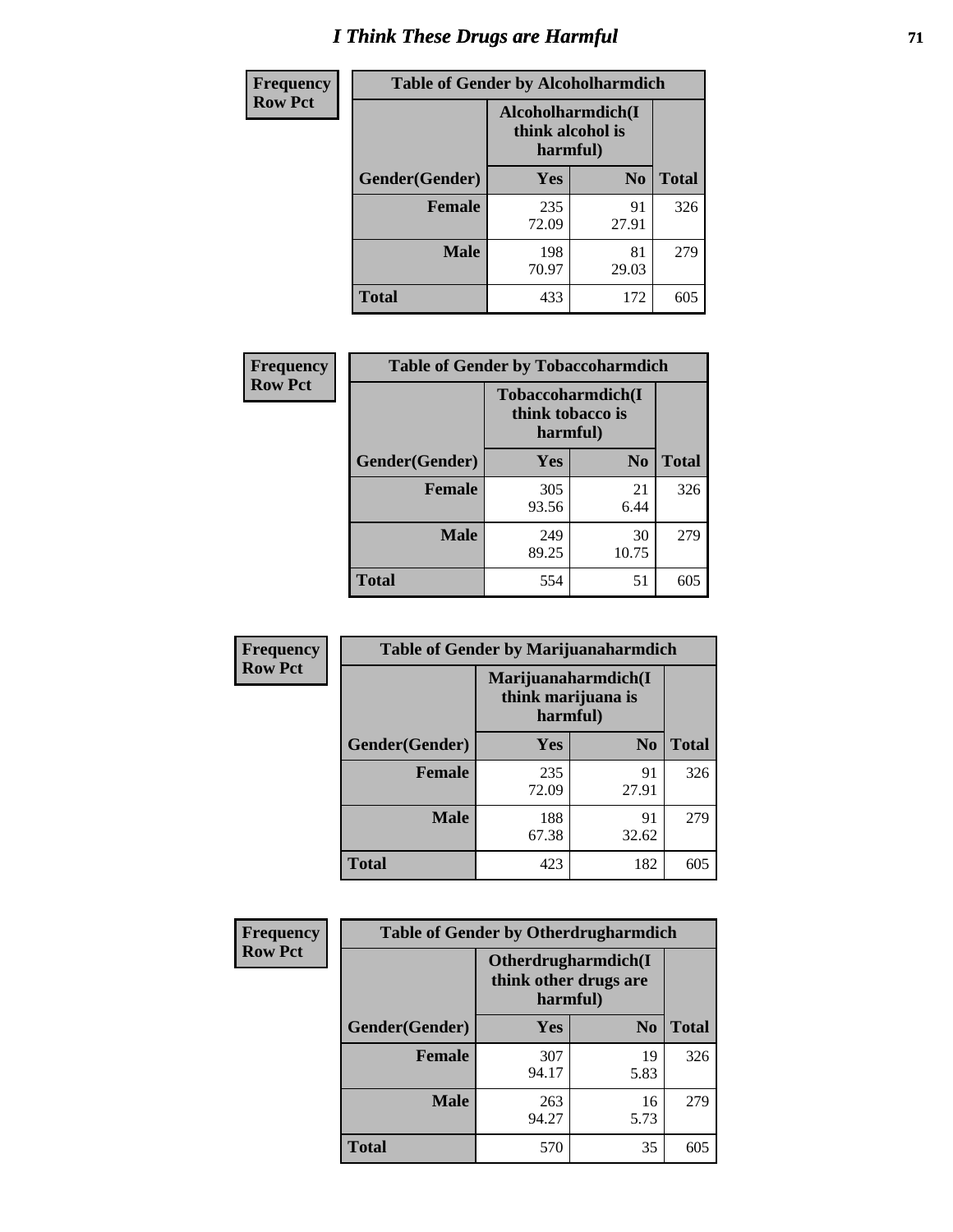# I Think These Drugs are Harmful

| Frequency Row Pct | Table of Gender by Alcoholharmdich | | |
|---|---|---|---|
| | Alcoholharmdich(I think alcohol is harmful) | | |
| Gender(Gender) | Yes | No | Total |
| Female | 235<br>72.09 | 91<br>27.91 | 326 |
| Male | 198<br>70.97 | 81<br>29.03 | 279 |
| Total | 433 | 172 | 605 |

| Frequency Row Pct | Table of Gender by Tobaccoharmdich | | |
|---|---|---|---|
| | Tobaccoharmdich(I think tobacco is harmful) | | |
| Gender(Gender) | Yes | No | Total |
| Female | 305<br>93.56 | 21<br>6.44 | 326 |
| Male | 249<br>89.25 | 30<br>10.75 | 279 |
| Total | 554 | 51 | 605 |

| Frequency Row Pct | Table of Gender by Marijuanaharmdich | | |
|---|---|---|---|
| | Marijuanaharmdich(I think marijuana is harmful) | | |
| Gender(Gender) | Yes | No | Total |
| Female | 235<br>72.09 | 91<br>27.91 | 326 |
| Male | 188<br>67.38 | 91<br>32.62 | 279 |
| Total | 423 | 182 | 605 |

| Frequency Row Pct | Table of Gender by Otherdrugharmdich | | |
|---|---|---|---|
| | Otherdrugharmdich(I think other drugs are harmful) | | |
| Gender(Gender) | Yes | No | Total |
| Female | 307<br>94.17 | 19<br>5.83 | 326 |
| Male | 263<br>94.27 | 16<br>5.73 | 279 |
| Total | 570 | 35 | 605 |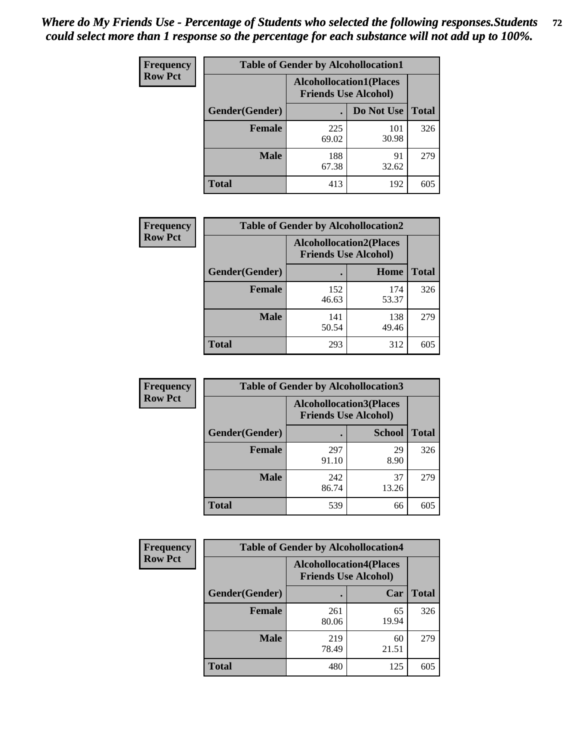*Where do My Friends Use - Percentage of Students who selected the following responses.Students could select more than 1 response so the percentage for each substance will not add up to 100%.*

**Frequency**
**Row Pct**

| Table of Gender by Alcohollocation1 | | | |
|---|---|---|---|
| | Alcohollocation1(Places Friends Use Alcohol) | | |
| Gender(Gender) | . | Do Not Use | Total |
| **Female** | 225<br>69.02 | 101<br>30.98 | 326 |
| **Male** | 188<br>67.38 | 91<br>32.62 | 279 |
| **Total** | 413 | 192 | 605 |

**Frequency**
**Row Pct**

| Table of Gender by Alcohollocation2 | | | |
|---|---|---|---|
| | Alcohollocation2(Places Friends Use Alcohol) | | |
| Gender(Gender) | . | Home | Total |
| **Female** | 152<br>46.63 | 174<br>53.37 | 326 |
| **Male** | 141<br>50.54 | 138<br>49.46 | 279 |
| **Total** | 293 | 312 | 605 |

**Frequency**
**Row Pct**

| Table of Gender by Alcohollocation3 | | | |
|---|---|---|---|
| | Alcohollocation3(Places Friends Use Alcohol) | | |
| Gender(Gender) | . | School | Total |
| **Female** | 297<br>91.10 | 29<br>8.90 | 326 |
| **Male** | 242<br>86.74 | 37<br>13.26 | 279 |
| **Total** | 539 | 66 | 605 |

**Frequency**
**Row Pct**

| Table of Gender by Alcohollocation4 | | | |
|---|---|---|---|
| | Alcohollocation4(Places Friends Use Alcohol) | | |
| Gender(Gender) | . | Car | Total |
| **Female** | 261<br>80.06 | 65<br>19.94 | 326 |
| **Male** | 219<br>78.49 | 60<br>21.51 | 279 |
| **Total** | 480 | 125 | 605 |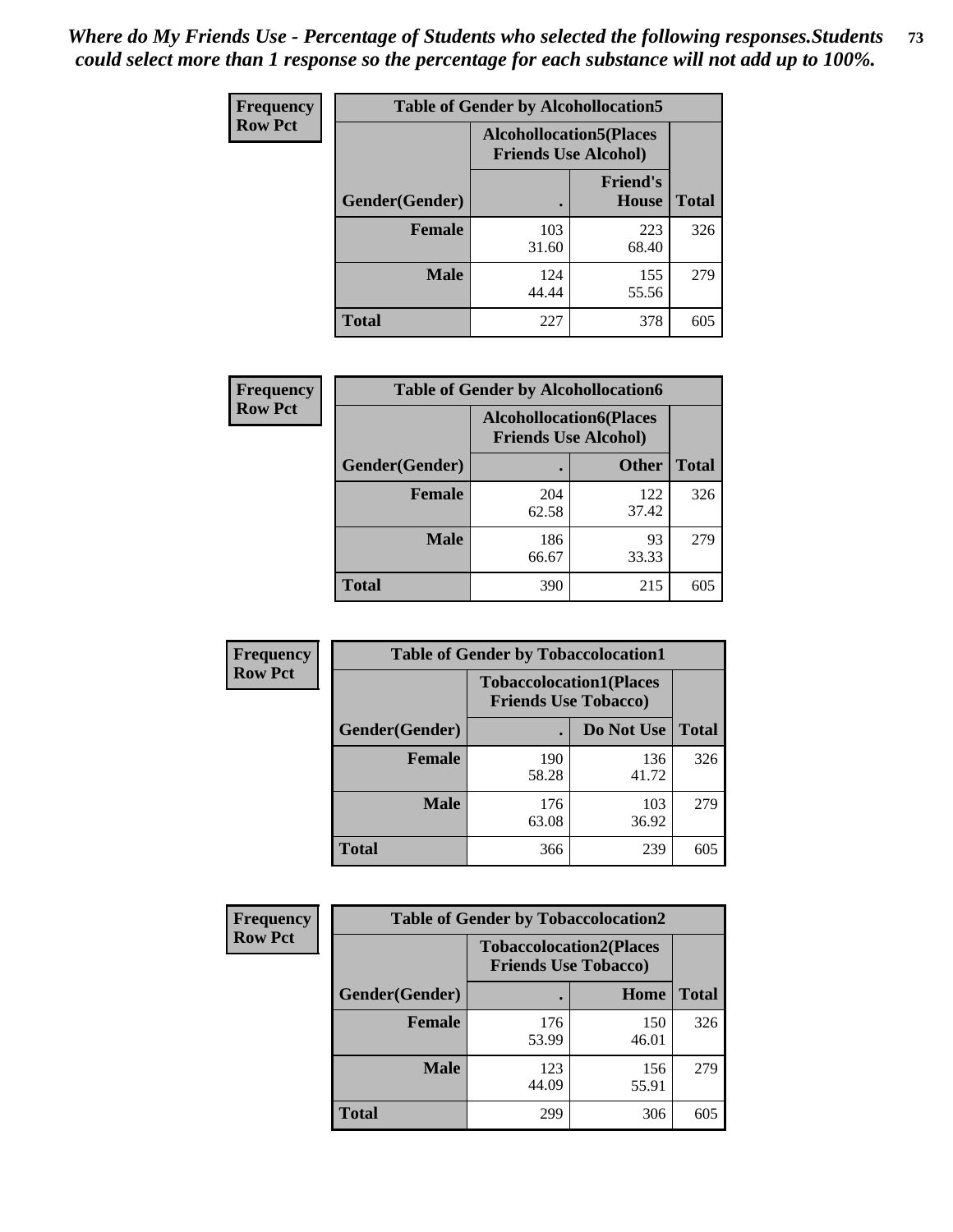*Where do My Friends Use - Percentage of Students who selected the following responses.Students could select more than 1 response so the percentage for each substance will not add up to 100%.*

| Frequency Row Pct | Table of Gender by Alcohollocation5 | | |
|---|---|---|---|
| | Alcohollocation5(Places Friends Use Alcohol) | | |
| Gender(Gender) | . | Friend's House | Total |
| Female | 103<br>31.60 | 223<br>68.40 | 326 |
| Male | 124<br>44.44 | 155<br>55.56 | 279 |
| Total | 227 | 378 | 605 |

| Frequency Row Pct | Table of Gender by Alcohollocation6 | | |
|---|---|---|---|
| | Alcohollocation6(Places Friends Use Alcohol) | | |
| Gender(Gender) | . | Other | Total |
| Female | 204<br>62.58 | 122<br>37.42 | 326 |
| Male | 186<br>66.67 | 93<br>33.33 | 279 |
| Total | 390 | 215 | 605 |

| Frequency Row Pct | Table of Gender by Tobaccolocation1 | | |
|---|---|---|---|
| | Tobaccolocation1(Places Friends Use Tobacco) | | |
| Gender(Gender) | . | Do Not Use | Total |
| Female | 190<br>58.28 | 136<br>41.72 | 326 |
| Male | 176<br>63.08 | 103<br>36.92 | 279 |
| Total | 366 | 239 | 605 |

| Frequency Row Pct | Table of Gender by Tobaccolocation2 | | |
|---|---|---|---|
| | Tobaccolocation2(Places Friends Use Tobacco) | | |
| Gender(Gender) | . | Home | Total |
| Female | 176<br>53.99 | 150<br>46.01 | 326 |
| Male | 123<br>44.09 | 156<br>55.91 | 279 |
| Total | 299 | 306 | 605 |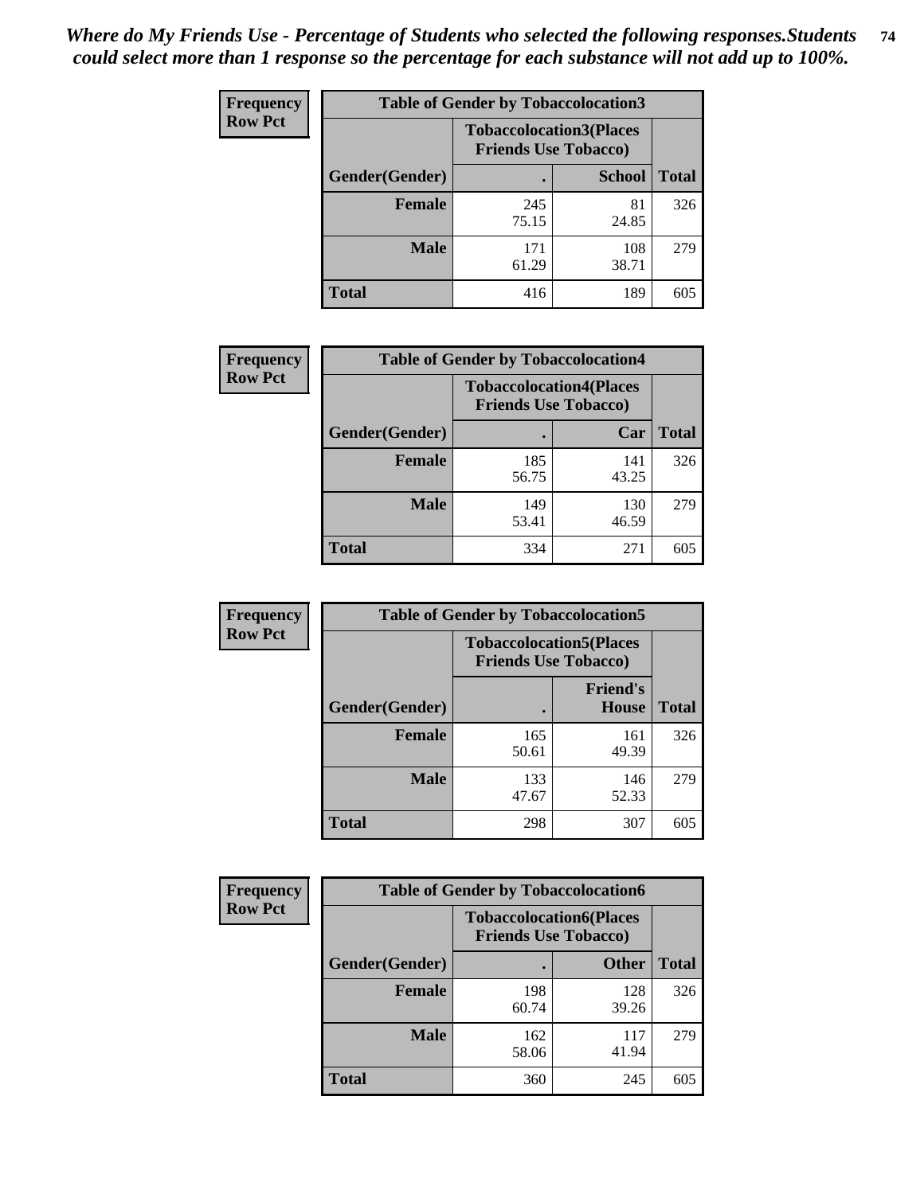*Where do My Friends Use - Percentage of Students who selected the following responses.Students could select more than 1 response so the percentage for each substance will not add up to 100%.*

**Frequency Row Pct**

| Table of Gender by Tobaccolocation3 | | | |
|---|---|---|---|
| | Tobaccolocation3(Places Friends Use Tobacco) | | |
| Gender(Gender) | . | School | Total |
| Female | 245<br>75.15 | 81<br>24.85 | 326 |
| Male | 171<br>61.29 | 108<br>38.71 | 279 |
| Total | 416 | 189 | 605 |

**Frequency Row Pct**

| Table of Gender by Tobaccolocation4 | | | |
|---|---|---|---|
| | Tobaccolocation4(Places Friends Use Tobacco) | | |
| Gender(Gender) | . | Car | Total |
| Female | 185<br>56.75 | 141<br>43.25 | 326 |
| Male | 149<br>53.41 | 130<br>46.59 | 279 |
| Total | 334 | 271 | 605 |

**Frequency Row Pct**

| Table of Gender by Tobaccolocation5 | | | |
|---|---|---|---|
| | Tobaccolocation5(Places Friends Use Tobacco) | | |
| Gender(Gender) | . | Friend's House | Total |
| Female | 165<br>50.61 | 161<br>49.39 | 326 |
| Male | 133<br>47.67 | 146<br>52.33 | 279 |
| Total | 298 | 307 | 605 |

**Frequency Row Pct**

| Table of Gender by Tobaccolocation6 | | | |
|---|---|---|---|
| | Tobaccolocation6(Places Friends Use Tobacco) | | |
| Gender(Gender) | . | Other | Total |
| Female | 198<br>60.74 | 128<br>39.26 | 326 |
| Male | 162<br>58.06 | 117<br>41.94 | 279 |
| Total | 360 | 245 | 605 |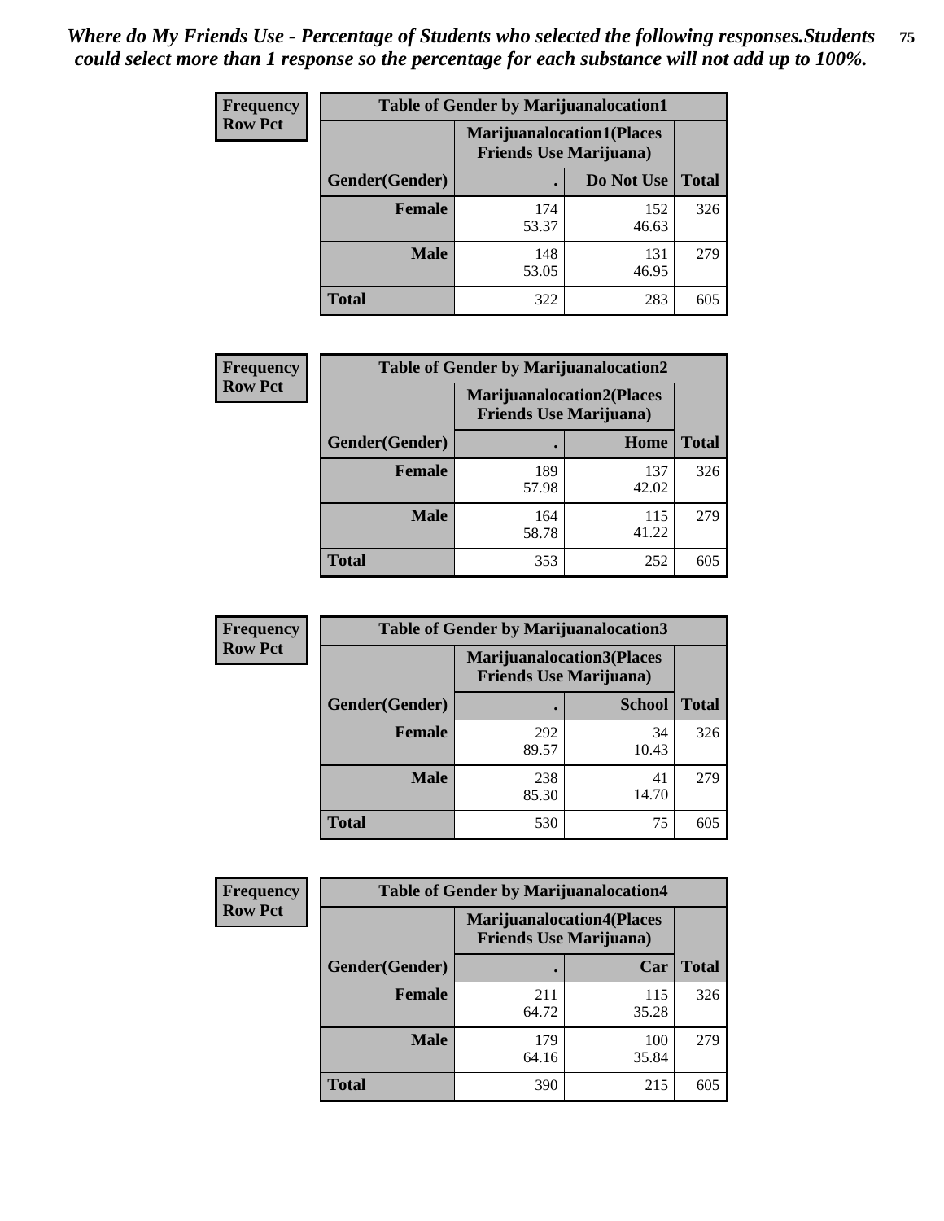*Where do My Friends Use - Percentage of Students who selected the following responses.Students could select more than 1 response so the percentage for each substance will not add up to 100%.*

**Frequency Row Pct**

| Table of Gender by Marijuanalocation1 | | | |
|---|---|---|---|
| | Marijuanalocation1(Places Friends Use Marijuana) | | |
| Gender(Gender) | . | Do Not Use | Total |
| Female | 174<br>53.37 | 152<br>46.63 | 326 |
| Male | 148<br>53.05 | 131<br>46.95 | 279 |
| Total | 322 | 283 | 605 |

**Frequency Row Pct**

| Table of Gender by Marijuanalocation2 | | | |
|---|---|---|---|
| | Marijuanalocation2(Places Friends Use Marijuana) | | |
| Gender(Gender) | . | Home | Total |
| Female | 189<br>57.98 | 137<br>42.02 | 326 |
| Male | 164<br>58.78 | 115<br>41.22 | 279 |
| Total | 353 | 252 | 605 |

**Frequency Row Pct**

| Table of Gender by Marijuanalocation3 | | | |
|---|---|---|---|
| | Marijuanalocation3(Places Friends Use Marijuana) | | |
| Gender(Gender) | . | School | Total |
| Female | 292<br>89.57 | 34<br>10.43 | 326 |
| Male | 238<br>85.30 | 41<br>14.70 | 279 |
| Total | 530 | 75 | 605 |

**Frequency Row Pct**

| Table of Gender by Marijuanalocation4 | | | |
|---|---|---|---|
| | Marijuanalocation4(Places Friends Use Marijuana) | | |
| Gender(Gender) | . | Car | Total |
| Female | 211<br>64.72 | 115<br>35.28 | 326 |
| Male | 179<br>64.16 | 100<br>35.84 | 279 |
| Total | 390 | 215 | 605 |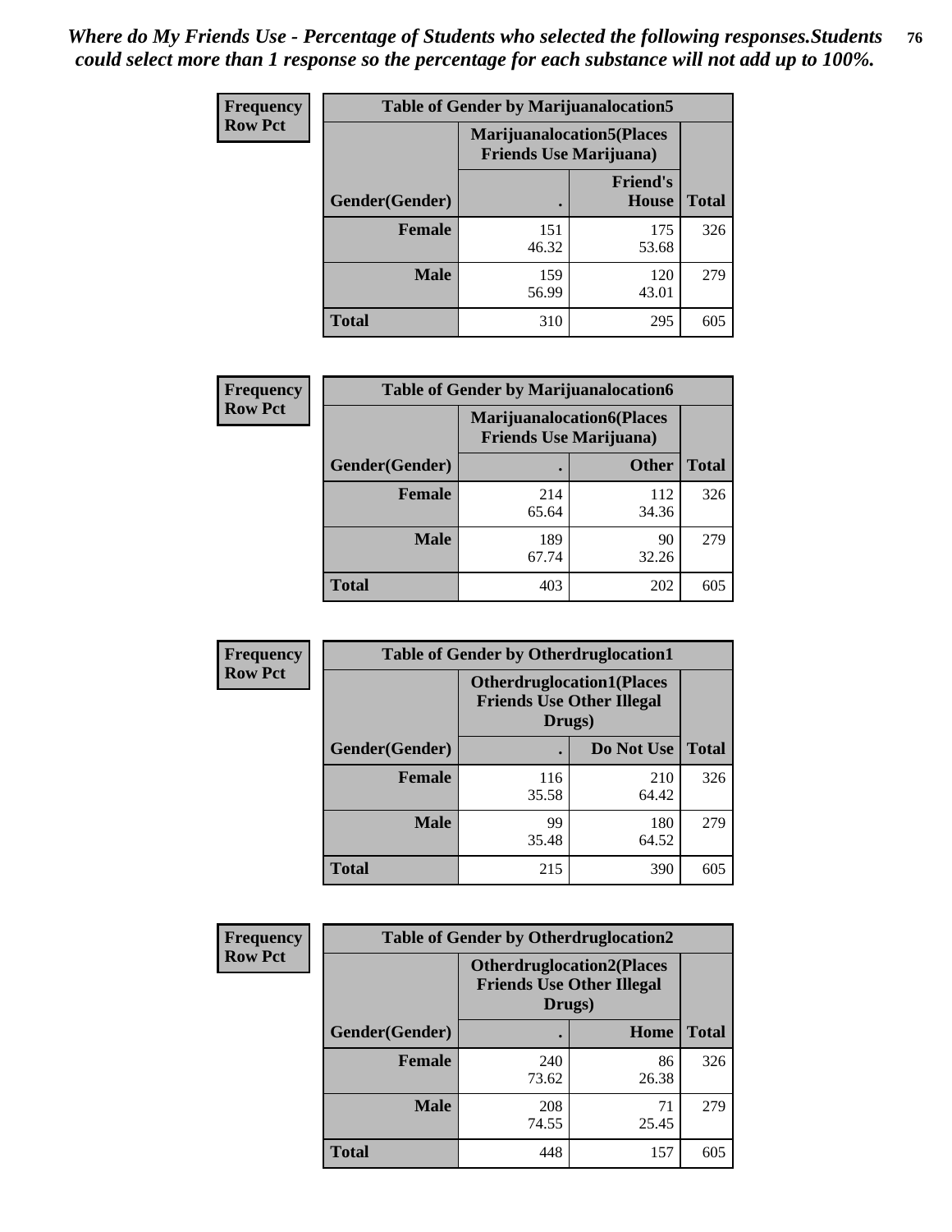*Where do My Friends Use - Percentage of Students who selected the following responses.Students could select more than 1 response so the percentage for each substance will not add up to 100%.*

**Table of Gender by Marijuanalocation5**

| Frequency Row Pct | Marijuanalocation5(Places Friends Use Marijuana) | | |
|---|---|---|---|
| Gender(Gender) | . | Friend's House | Total |
| **Female** | 151<br>46.32 | 175<br>53.68 | 326 |
| **Male** | 159<br>56.99 | 120<br>43.01 | 279 |
| **Total** | 310 | 295 | 605 |

**Table of Gender by Marijuanalocation6**

| Frequency Row Pct | Marijuanalocation6(Places Friends Use Marijuana) | | |
|---|---|---|---|
| Gender(Gender) | . | Other | Total |
| **Female** | 214<br>65.64 | 112<br>34.36 | 326 |
| **Male** | 189<br>67.74 | 90<br>32.26 | 279 |
| **Total** | 403 | 202 | 605 |

**Table of Gender by Otherdruglocation1**

| Frequency Row Pct | Otherdruglocation1(Places Friends Use Other Illegal Drugs) | | |
|---|---|---|---|
| Gender(Gender) | . | Do Not Use | Total |
| **Female** | 116<br>35.58 | 210<br>64.42 | 326 |
| **Male** | 99<br>35.48 | 180<br>64.52 | 279 |
| **Total** | 215 | 390 | 605 |

**Table of Gender by Otherdruglocation2**

| Frequency Row Pct | Otherdruglocation2(Places Friends Use Other Illegal Drugs) | | |
|---|---|---|---|
| Gender(Gender) | . | Home | Total |
| **Female** | 240<br>73.62 | 86<br>26.38 | 326 |
| **Male** | 208<br>74.55 | 71<br>25.45 | 279 |
| **Total** | 448 | 157 | 605 |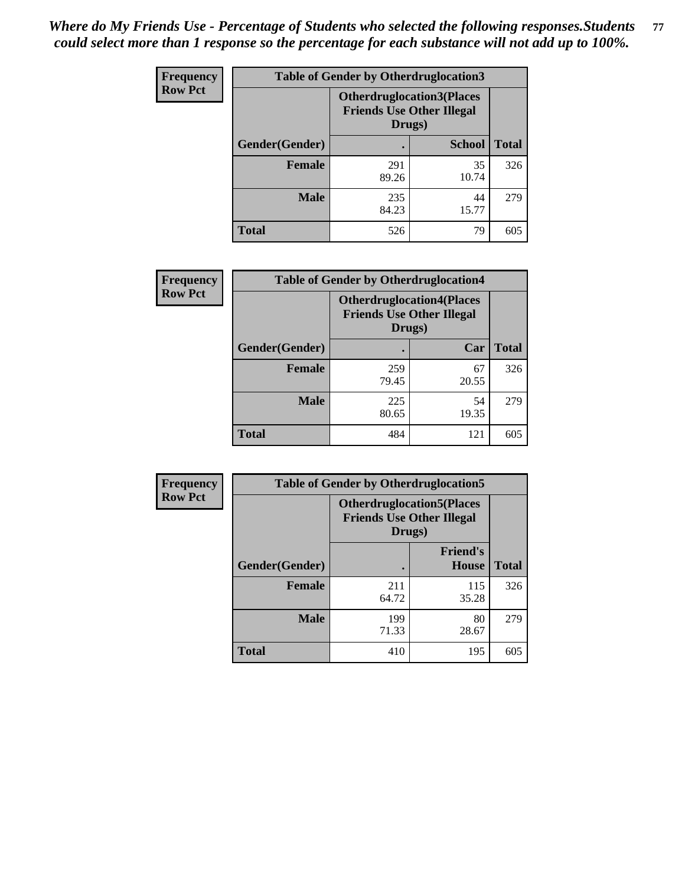*Where do My Friends Use - Percentage of Students who selected the following responses.Students could select more than 1 response so the percentage for each substance will not add up to 100%.*

**Frequency Row Pct**

| Table of Gender by Otherdruglocation3 | | | |
|---|---|---|---|
| | Otherdruglocation3(Places Friends Use Other Illegal Drugs) | | |
| Gender(Gender) | . | School | Total |
| Female | 291<br>89.26 | 35<br>10.74 | 326 |
| Male | 235<br>84.23 | 44<br>15.77 | 279 |
| Total | 526 | 79 | 605 |

**Frequency Row Pct**

| Table of Gender by Otherdruglocation4 | | | |
|---|---|---|---|
| | Otherdruglocation4(Places Friends Use Other Illegal Drugs) | | |
| Gender(Gender) | . | Car | Total |
| Female | 259<br>79.45 | 67<br>20.55 | 326 |
| Male | 225<br>80.65 | 54<br>19.35 | 279 |
| Total | 484 | 121 | 605 |

**Frequency Row Pct**

| Table of Gender by Otherdruglocation5 | | | |
|---|---|---|---|
| | Otherdruglocation5(Places Friends Use Other Illegal Drugs) | | |
| Gender(Gender) | . | Friend's House | Total |
| Female | 211<br>64.72 | 115<br>35.28 | 326 |
| Male | 199<br>71.33 | 80<br>28.67 | 279 |
| Total | 410 | 195 | 605 |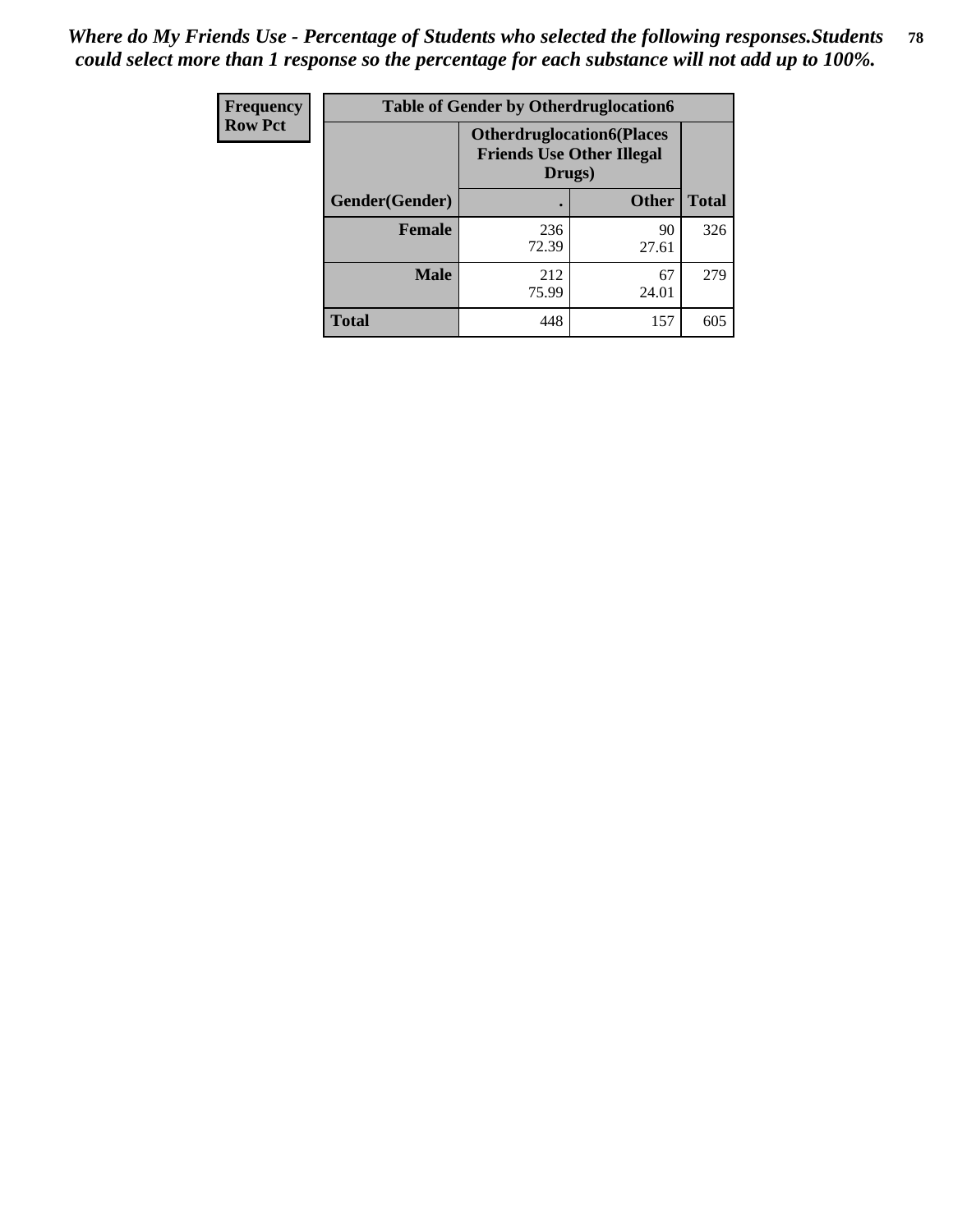*Where do My Friends Use - Percentage of Students who selected the following responses.Students could select more than 1 response so the percentage for each substance will not add up to 100%.*

| Frequency Row Pct | Table of Gender by Otherdruglocation6 | | |
|---|---|---|---|
| | **Otherdruglocation6(Places Friends Use Other Illegal Drugs)** | | |
| **Gender(Gender)** | **.** | **Other** | **Total** |
| **Female** | 236<br>72.39 | 90<br>27.61 | 326 |
| **Male** | 212<br>75.99 | 67<br>24.01 | 279 |
| **Total** | 448 | 157 | 605 |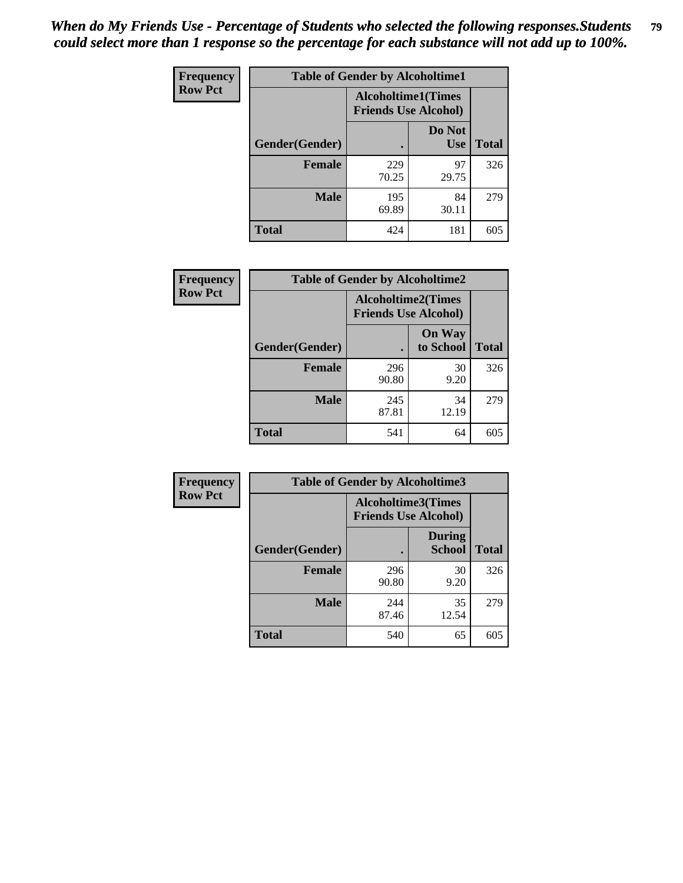*When do My Friends Use - Percentage of Students who selected the following responses.Students could select more than 1 response so the percentage for each substance will not add up to 100%.*

**Frequency**
**Row Pct**

| Table of Gender by Alcoholtime1 | | | |
|---|---|---|---|
| | Alcoholtime1(Times Friends Use Alcohol) | | |
| Gender(Gender) | . | Do Not Use | Total |
| **Female** | 229<br>70.25 | 97<br>29.75 | 326 |
| **Male** | 195<br>69.89 | 84<br>30.11 | 279 |
| **Total** | 424 | 181 | 605 |

**Frequency**
**Row Pct**

| Table of Gender by Alcoholtime2 | | | |
|---|---|---|---|
| | Alcoholtime2(Times Friends Use Alcohol) | | |
| Gender(Gender) | . | On Way to School | Total |
| **Female** | 296<br>90.80 | 30<br>9.20 | 326 |
| **Male** | 245<br>87.81 | 34<br>12.19 | 279 |
| **Total** | 541 | 64 | 605 |

**Frequency**
**Row Pct**

| Table of Gender by Alcoholtime3 | | | |
|---|---|---|---|
| | Alcoholtime3(Times Friends Use Alcohol) | | |
| Gender(Gender) | . | During School | Total |
| **Female** | 296<br>90.80 | 30<br>9.20 | 326 |
| **Male** | 244<br>87.46 | 35<br>12.54 | 279 |
| **Total** | 540 | 65 | 605 |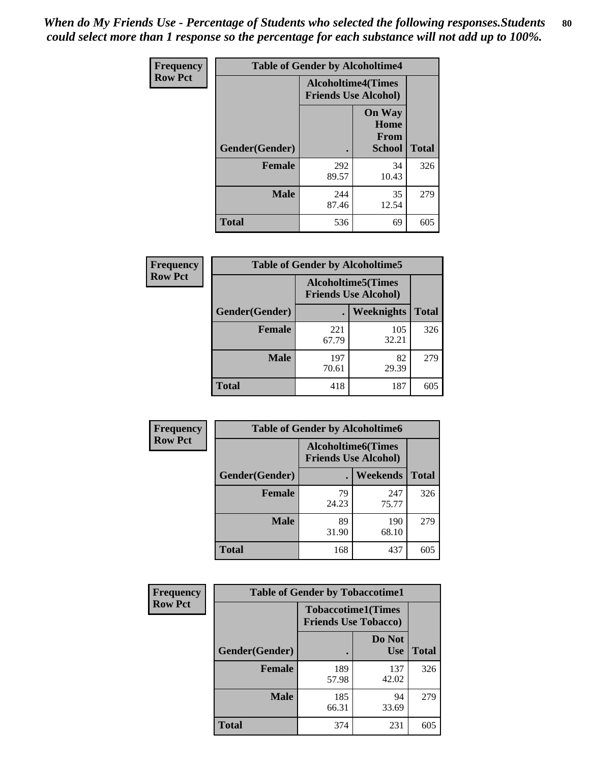*When do My Friends Use - Percentage of Students who selected the following responses.Students could select more than 1 response so the percentage for each substance will not add up to 100%.*

**Frequency Row Pct**

| Table of Gender by Alcoholtime4 | | | |
|---|---|---|---|
| | Alcoholtime4(Times Friends Use Alcohol) | | |
| Gender(Gender) | . | On Way Home From School | Total |
| Female | 292<br>89.57 | 34<br>10.43 | 326 |
| Male | 244<br>87.46 | 35<br>12.54 | 279 |
| Total | 536 | 69 | 605 |

**Frequency Row Pct**

| Table of Gender by Alcoholtime5 | | | |
|---|---|---|---|
| | Alcoholtime5(Times Friends Use Alcohol) | | |
| Gender(Gender) | . | Weeknights | Total |
| Female | 221<br>67.79 | 105<br>32.21 | 326 |
| Male | 197<br>70.61 | 82<br>29.39 | 279 |
| Total | 418 | 187 | 605 |

**Frequency Row Pct**

| Table of Gender by Alcoholtime6 | | | |
|---|---|---|---|
| | Alcoholtime6(Times Friends Use Alcohol) | | |
| Gender(Gender) | . | Weekends | Total |
| Female | 79<br>24.23 | 247<br>75.77 | 326 |
| Male | 89<br>31.90 | 190<br>68.10 | 279 |
| Total | 168 | 437 | 605 |

**Frequency Row Pct**

| Table of Gender by Tobaccotime1 | | | |
|---|---|---|---|
| | Tobaccotime1(Times Friends Use Tobacco) | | |
| Gender(Gender) | . | Do Not Use | Total |
| Female | 189<br>57.98 | 137<br>42.02 | 326 |
| Male | 185<br>66.31 | 94<br>33.69 | 279 |
| Total | 374 | 231 | 605 |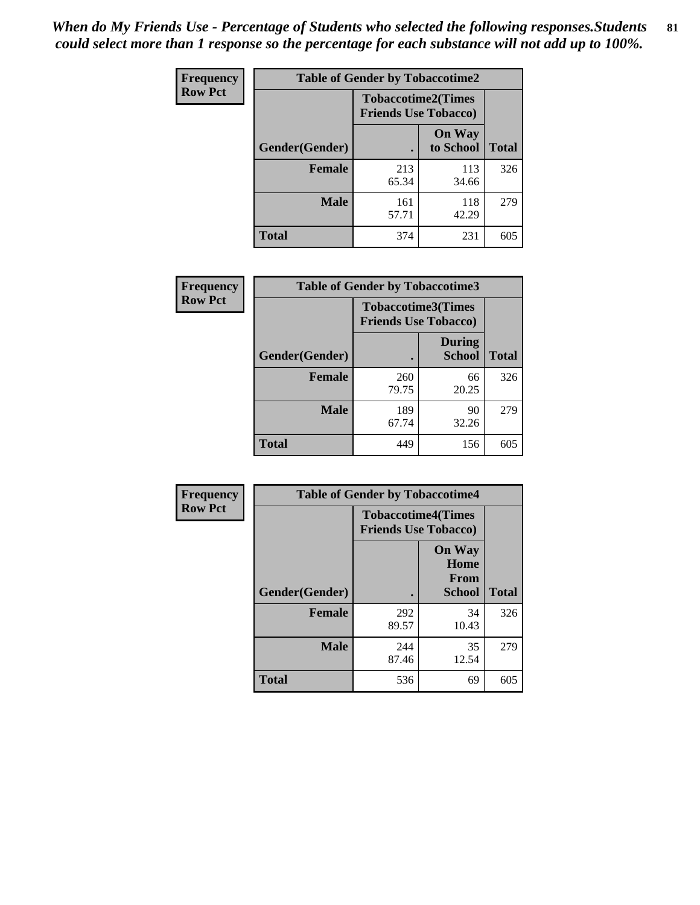*When do My Friends Use - Percentage of Students who selected the following responses.Students could select more than 1 response so the percentage for each substance will not add up to 100%.*

**Frequency**
**Row Pct**

| Table of Gender by Tobaccotime2 | | | |
|---|---|---|---|
| | Tobaccotime2(Times Friends Use Tobacco) | | |
| Gender(Gender) | . | On Way to School | Total |
| **Female** | 213<br>65.34 | 113<br>34.66 | 326 |
| **Male** | 161<br>57.71 | 118<br>42.29 | 279 |
| **Total** | 374 | 231 | 605 |

**Frequency**
**Row Pct**

| Table of Gender by Tobaccotime3 | | | |
|---|---|---|---|
| | Tobaccotime3(Times Friends Use Tobacco) | | |
| Gender(Gender) | . | During School | Total |
| **Female** | 260<br>79.75 | 66<br>20.25 | 326 |
| **Male** | 189<br>67.74 | 90<br>32.26 | 279 |
| **Total** | 449 | 156 | 605 |

**Frequency**
**Row Pct**

| Table of Gender by Tobaccotime4 | | | |
|---|---|---|---|
| | Tobaccotime4(Times Friends Use Tobacco) | | |
| Gender(Gender) | . | On Way Home From School | Total |
| **Female** | 292<br>89.57 | 34<br>10.43 | 326 |
| **Male** | 244<br>87.46 | 35<br>12.54 | 279 |
| **Total** | 536 | 69 | 605 |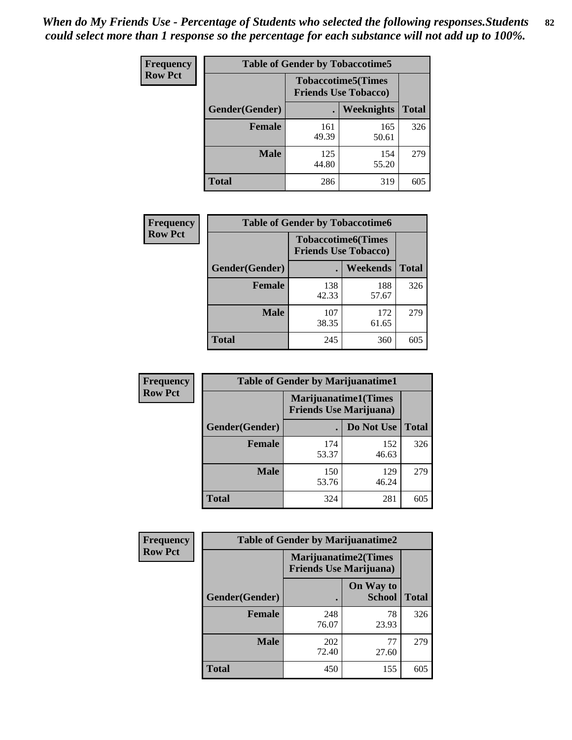*When do My Friends Use - Percentage of Students who selected the following responses.Students could select more than 1 response so the percentage for each substance will not add up to 100%.*

**Frequency**
**Row Pct**

| Table of Gender by Tobaccotime5 | | | |
|---|---|---|---|
| | Tobaccotime5(Times Friends Use Tobacco) | | |
| Gender(Gender) | . | Weeknights | Total |
| **Female** | 161<br>49.39 | 165<br>50.61 | 326 |
| **Male** | 125<br>44.80 | 154<br>55.20 | 279 |
| **Total** | 286 | 319 | 605 |

**Frequency**
**Row Pct**

| Table of Gender by Tobaccotime6 | | | |
|---|---|---|---|
| | Tobaccotime6(Times Friends Use Tobacco) | | |
| Gender(Gender) | . | Weekends | Total |
| **Female** | 138<br>42.33 | 188<br>57.67 | 326 |
| **Male** | 107<br>38.35 | 172<br>61.65 | 279 |
| **Total** | 245 | 360 | 605 |

**Frequency**
**Row Pct**

| Table of Gender by Marijuanatime1 | | | |
|---|---|---|---|
| | Marijuanatime1(Times Friends Use Marijuana) | | |
| Gender(Gender) | . | Do Not Use | Total |
| **Female** | 174<br>53.37 | 152<br>46.63 | 326 |
| **Male** | 150<br>53.76 | 129<br>46.24 | 279 |
| **Total** | 324 | 281 | 605 |

**Frequency**
**Row Pct**

| Table of Gender by Marijuanatime2 | | | |
|---|---|---|---|
| | Marijuanatime2(Times Friends Use Marijuana) | | |
| Gender(Gender) | . | On Way to School | Total |
| **Female** | 248<br>76.07 | 78<br>23.93 | 326 |
| **Male** | 202<br>72.40 | 77<br>27.60 | 279 |
| **Total** | 450 | 155 | 605 |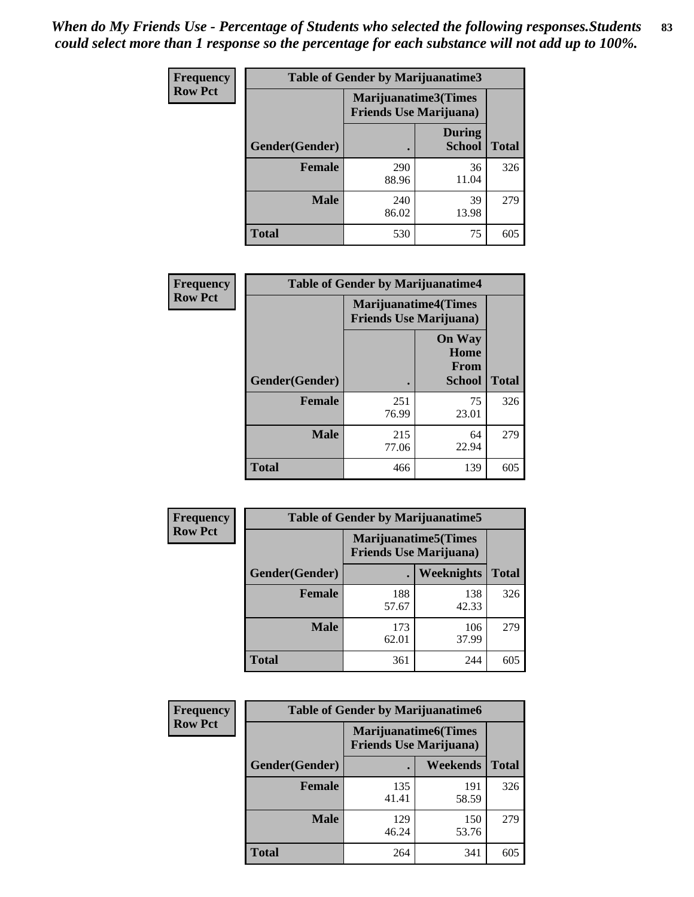*When do My Friends Use - Percentage of Students who selected the following responses.Students could select more than 1 response so the percentage for each substance will not add up to 100%.*

**Frequency / Row Pct**

| Table of Gender by Marijuanatime3 | | | |
|---|---|---|---|
| | Marijuanatime3(Times Friends Use Marijuana) | | |
| Gender(Gender) | . | During School | Total |
| **Female** | 290<br>88.96 | 36<br>11.04 | 326 |
| **Male** | 240<br>86.02 | 39<br>13.98 | 279 |
| **Total** | 530 | 75 | 605 |

**Frequency / Row Pct**

| Table of Gender by Marijuanatime4 | | | |
|---|---|---|---|
| | Marijuanatime4(Times Friends Use Marijuana) | | |
| Gender(Gender) | . | On Way Home From School | Total |
| **Female** | 251<br>76.99 | 75<br>23.01 | 326 |
| **Male** | 215<br>77.06 | 64<br>22.94 | 279 |
| **Total** | 466 | 139 | 605 |

**Frequency / Row Pct**

| Table of Gender by Marijuanatime5 | | | |
|---|---|---|---|
| | Marijuanatime5(Times Friends Use Marijuana) | | |
| Gender(Gender) | . | Weeknights | Total |
| **Female** | 188<br>57.67 | 138<br>42.33 | 326 |
| **Male** | 173<br>62.01 | 106<br>37.99 | 279 |
| **Total** | 361 | 244 | 605 |

**Frequency / Row Pct**

| Table of Gender by Marijuanatime6 | | | |
|---|---|---|---|
| | Marijuanatime6(Times Friends Use Marijuana) | | |
| Gender(Gender) | . | Weekends | Total |
| **Female** | 135<br>41.41 | 191<br>58.59 | 326 |
| **Male** | 129<br>46.24 | 150<br>53.76 | 279 |
| **Total** | 264 | 341 | 605 |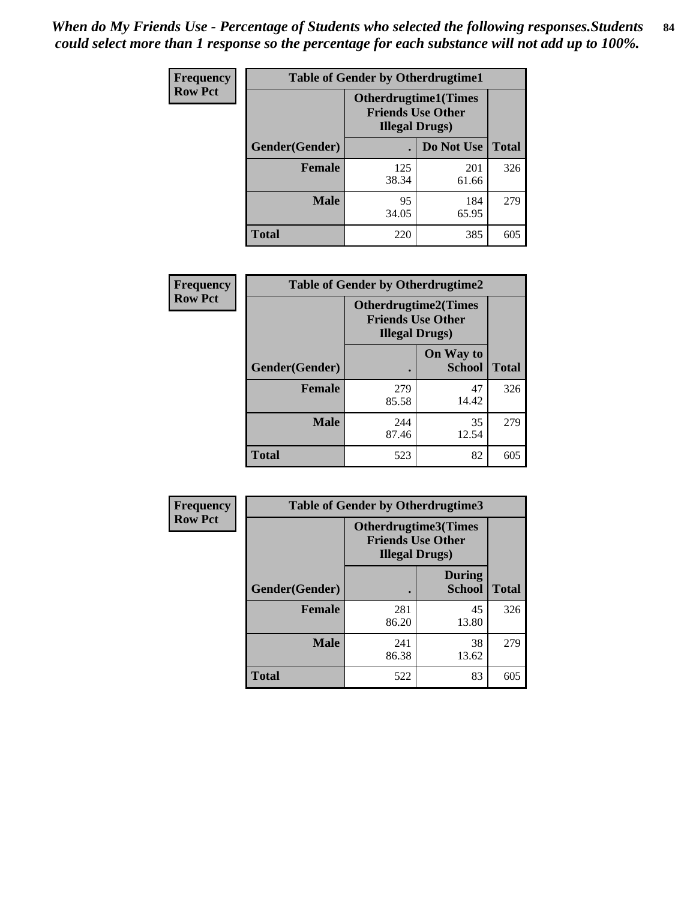*When do My Friends Use - Percentage of Students who selected the following responses.Students could select more than 1 response so the percentage for each substance will not add up to 100%.*

**Frequency**
**Row Pct**

| Table of Gender by Otherdrugtime1 | | | |
|---|---|---|---|
| | Otherdrugtime1(Times Friends Use Other Illegal Drugs) | | |
| Gender(Gender) | . | Do Not Use | Total |
| **Female** | 125<br>38.34 | 201<br>61.66 | 326 |
| **Male** | 95<br>34.05 | 184<br>65.95 | 279 |
| **Total** | 220 | 385 | 605 |

**Frequency**
**Row Pct**

| Table of Gender by Otherdrugtime2 | | | |
|---|---|---|---|
| | Otherdrugtime2(Times Friends Use Other Illegal Drugs) | | |
| Gender(Gender) | . | On Way to School | Total |
| **Female** | 279<br>85.58 | 47<br>14.42 | 326 |
| **Male** | 244<br>87.46 | 35<br>12.54 | 279 |
| **Total** | 523 | 82 | 605 |

**Frequency**
**Row Pct**

| Table of Gender by Otherdrugtime3 | | | |
|---|---|---|---|
| | Otherdrugtime3(Times Friends Use Other Illegal Drugs) | | |
| Gender(Gender) | . | During School | Total |
| **Female** | 281<br>86.20 | 45<br>13.80 | 326 |
| **Male** | 241<br>86.38 | 38<br>13.62 | 279 |
| **Total** | 522 | 83 | 605 |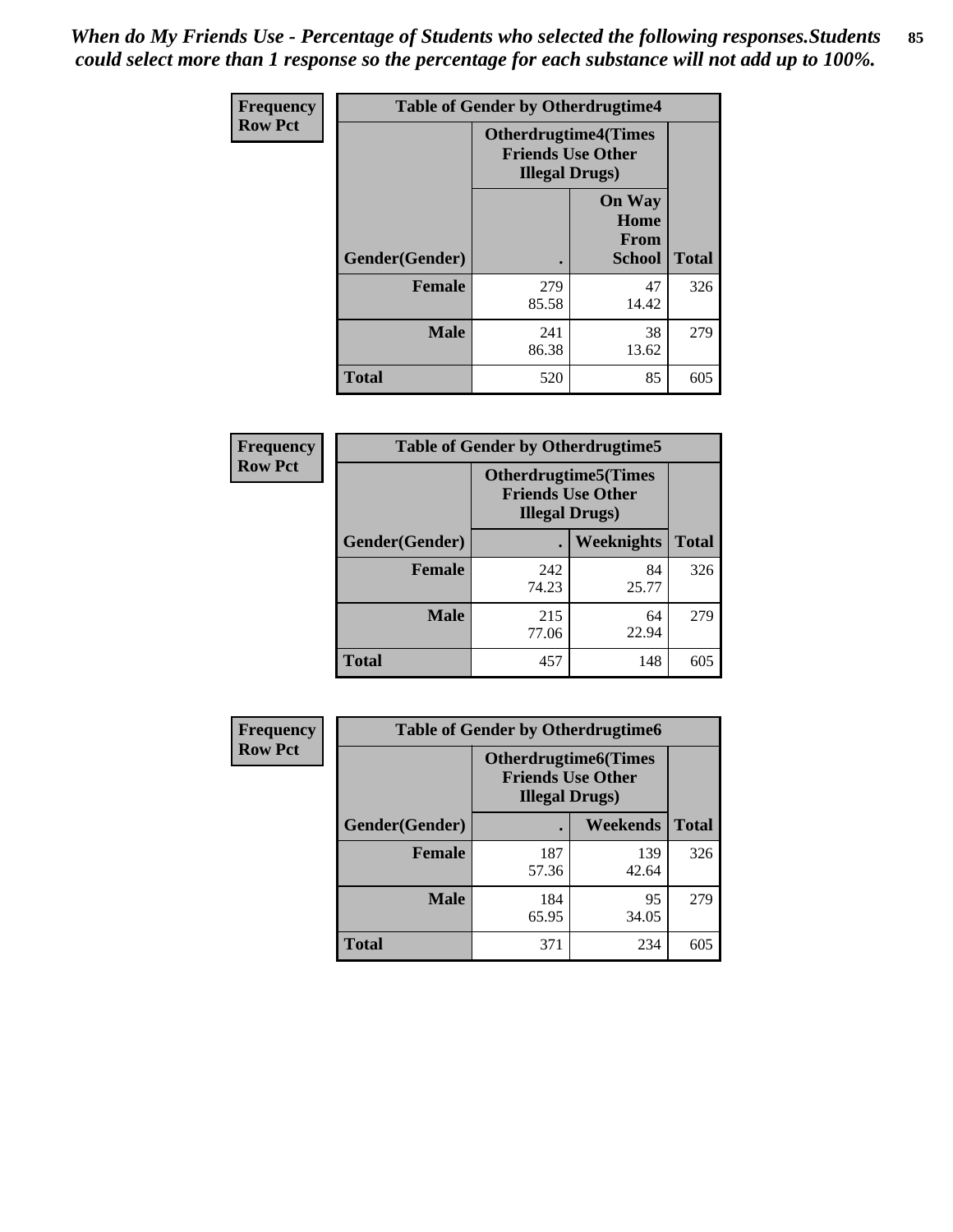*When do My Friends Use - Percentage of Students who selected the following responses.Students could select more than 1 response so the percentage for each substance will not add up to 100%.*

| Frequency<br>Row Pct | Table of Gender by Otherdrugtime4 | | |
|---|---|---|---|
| | Otherdrugtime4(Times Friends Use Other Illegal Drugs) | | |
| Gender(Gender) | . | On Way Home From School | Total |
| **Female** | 279<br>85.58 | 47<br>14.42 | 326 |
| **Male** | 241<br>86.38 | 38<br>13.62 | 279 |
| **Total** | 520 | 85 | 605 |

| Frequency<br>Row Pct | Table of Gender by Otherdrugtime5 | | |
|---|---|---|---|
| | Otherdrugtime5(Times Friends Use Other Illegal Drugs) | | |
| Gender(Gender) | . | Weeknights | Total |
| **Female** | 242<br>74.23 | 84<br>25.77 | 326 |
| **Male** | 215<br>77.06 | 64<br>22.94 | 279 |
| **Total** | 457 | 148 | 605 |

| Frequency<br>Row Pct | Table of Gender by Otherdrugtime6 | | |
|---|---|---|---|
| | Otherdrugtime6(Times Friends Use Other Illegal Drugs) | | |
| Gender(Gender) | . | Weekends | Total |
| **Female** | 187<br>57.36 | 139<br>42.64 | 326 |
| **Male** | 184<br>65.95 | 95<br>34.05 | 279 |
| **Total** | 371 | 234 | 605 |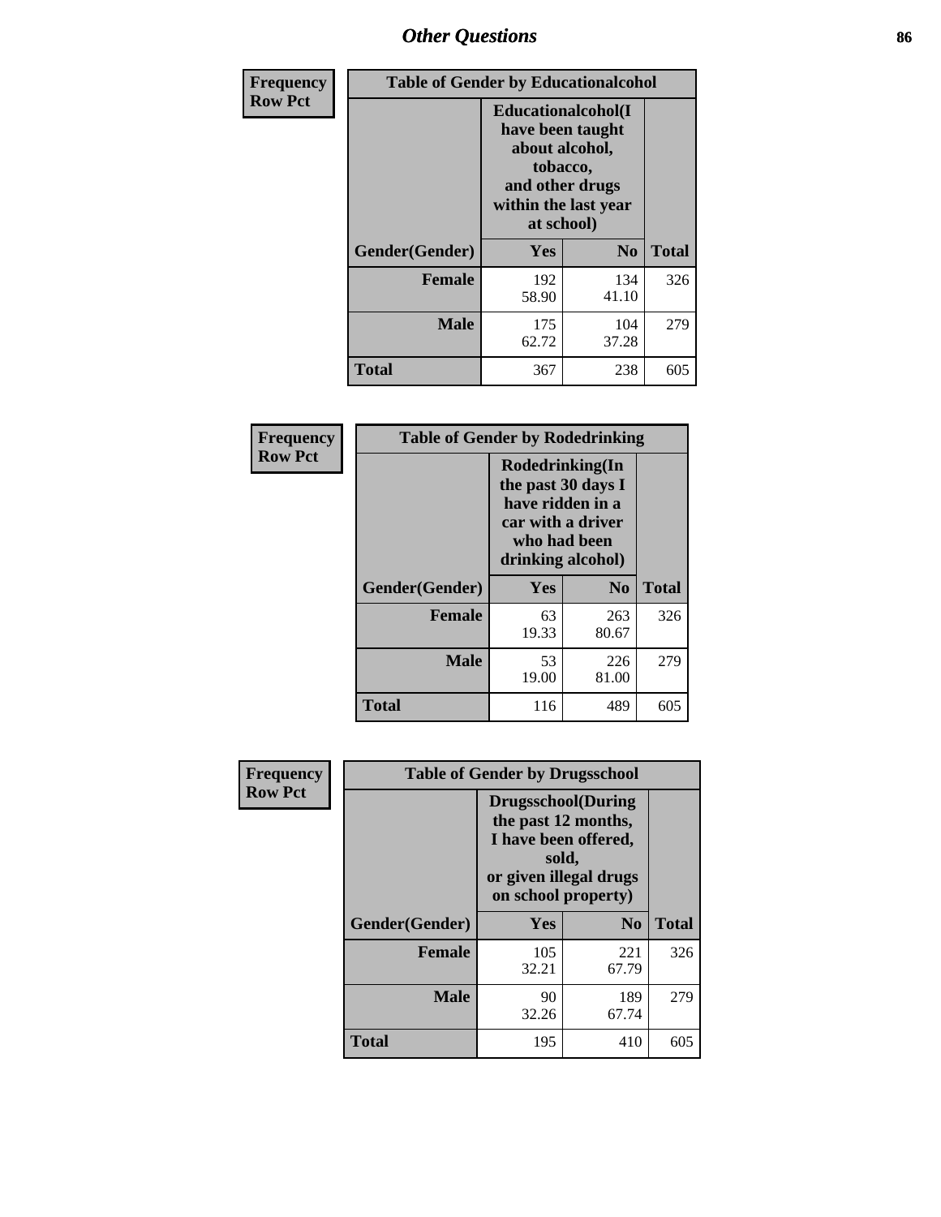## Other Questions

**Frequency**
**Row Pct**

| Table of Gender by Educationalcohol | | | |
|---|---|---|---|
| | Educationalcohol(I have been taught about alcohol, tobacco, and other drugs within the last year at school) | | |
| Gender(Gender) | Yes | No | Total |
| **Female** | 192<br>58.90 | 134<br>41.10 | 326 |
| **Male** | 175<br>62.72 | 104<br>37.28 | 279 |
| **Total** | 367 | 238 | 605 |

**Frequency**
**Row Pct**

| Table of Gender by Rodedrinking | | | |
|---|---|---|---|
| | Rodedrinking(In the past 30 days I have ridden in a car with a driver who had been drinking alcohol) | | |
| Gender(Gender) | Yes | No | Total |
| **Female** | 63<br>19.33 | 263<br>80.67 | 326 |
| **Male** | 53<br>19.00 | 226<br>81.00 | 279 |
| **Total** | 116 | 489 | 605 |

**Frequency**
**Row Pct**

| Table of Gender by Drugsschool | | | |
|---|---|---|---|
| | Drugsschool(During the past 12 months, I have been offered, sold, or given illegal drugs on school property) | | |
| Gender(Gender) | Yes | No | Total |
| **Female** | 105<br>32.21 | 221<br>67.79 | 326 |
| **Male** | 90<br>32.26 | 189<br>67.74 | 279 |
| **Total** | 195 | 410 | 605 |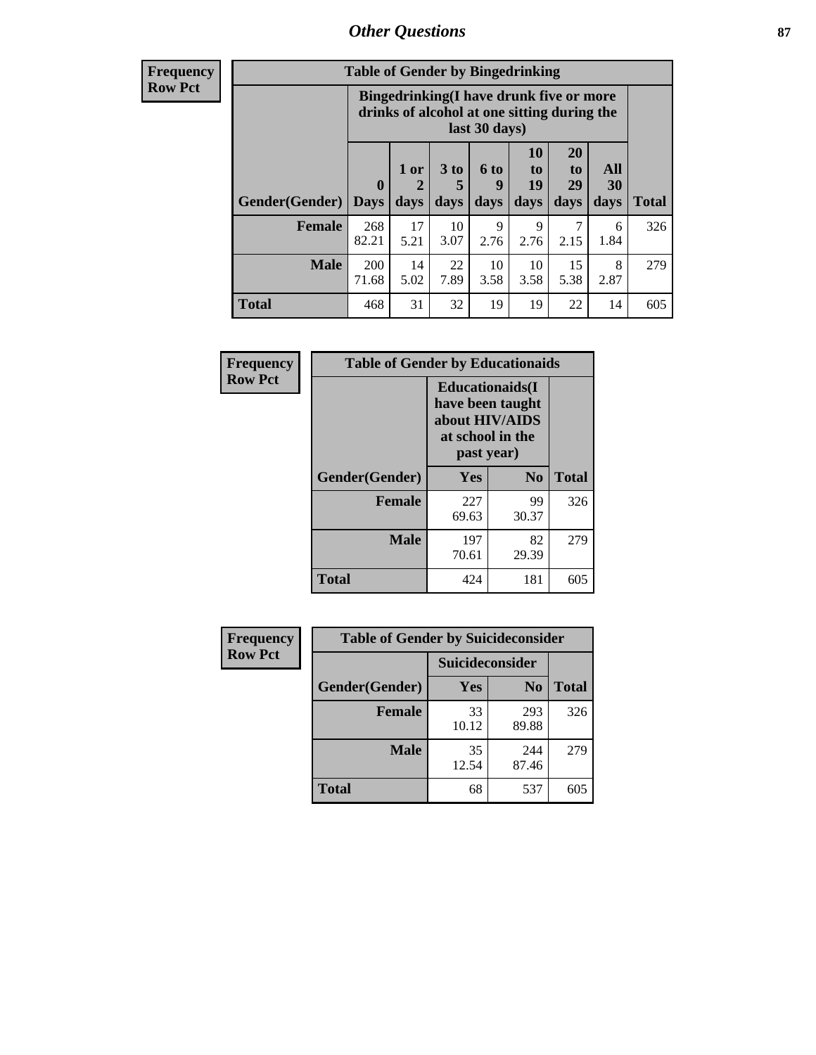# Other Questions

**Frequency**
**Row Pct**

| Table of Gender by Bingedrinking | | | | | | | | |
|---|---|---|---|---|---|---|---|---|
| | Bingedrinking(I have drunk five or more drinks of alcohol at one sitting during the last 30 days) | | | | | | | |
| Gender(Gender) | 0 Days | 1 or 2 days | 3 to 5 days | 6 to 9 days | 10 to 19 days | 20 to 29 days | All 30 days | Total |
| **Female** | 268<br>82.21 | 17<br>5.21 | 10<br>3.07 | 9<br>2.76 | 9<br>2.76 | 7<br>2.15 | 6<br>1.84 | 326 |
| **Male** | 200<br>71.68 | 14<br>5.02 | 22<br>7.89 | 10<br>3.58 | 10<br>3.58 | 15<br>5.38 | 8<br>2.87 | 279 |
| **Total** | 468 | 31 | 32 | 19 | 19 | 22 | 14 | 605 |

**Frequency**
**Row Pct**

| Table of Gender by Educationaids | | | |
|---|---|---|---|
| | Educationaids(I have been taught about HIV/AIDS at school in the past year) | | |
| Gender(Gender) | Yes | No | Total |
| **Female** | 227<br>69.63 | 99<br>30.37 | 326 |
| **Male** | 197<br>70.61 | 82<br>29.39 | 279 |
| **Total** | 424 | 181 | 605 |

**Frequency**
**Row Pct**

| Table of Gender by Suicideconsider | | | |
|---|---|---|---|
| | Suicideconsider | | |
| Gender(Gender) | Yes | No | Total |
| **Female** | 33<br>10.12 | 293<br>89.88 | 326 |
| **Male** | 35<br>12.54 | 244<br>87.46 | 279 |
| **Total** | 68 | 537 | 605 |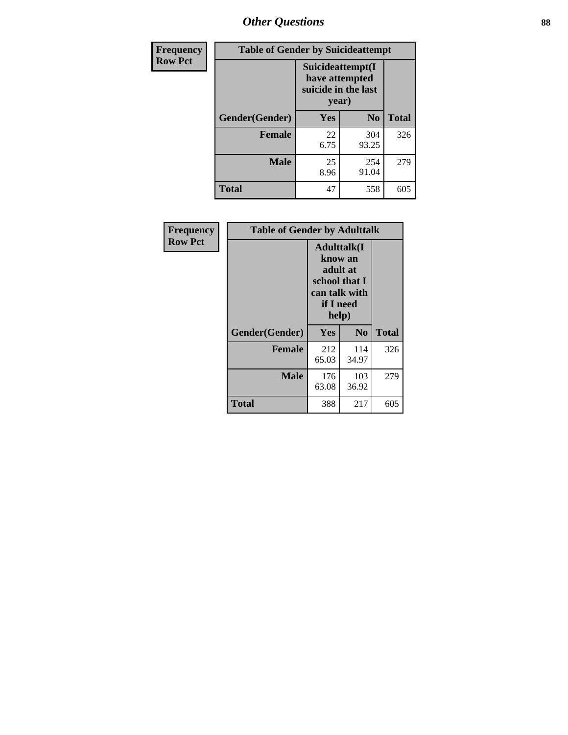# Other Questions

**Frequency**
**Row Pct**

| Table of Gender by Suicideattempt | | | |
|---|---|---|---|
| | Suicideattempt(I have attempted suicide in the last year) | | |
| Gender(Gender) | Yes | No | Total |
| Female | 22<br>6.75 | 304<br>93.25 | 326 |
| Male | 25<br>8.96 | 254<br>91.04 | 279 |
| Total | 47 | 558 | 605 |

**Frequency**
**Row Pct**

| Table of Gender by Adulttalk | | | |
|---|---|---|---|
| | Adulttalk(I know an adult at school that I can talk with if I need help) | | |
| Gender(Gender) | Yes | No | Total |
| Female | 212<br>65.03 | 114<br>34.97 | 326 |
| Male | 176<br>63.08 | 103<br>36.92 | 279 |
| Total | 388 | 217 | 605 |